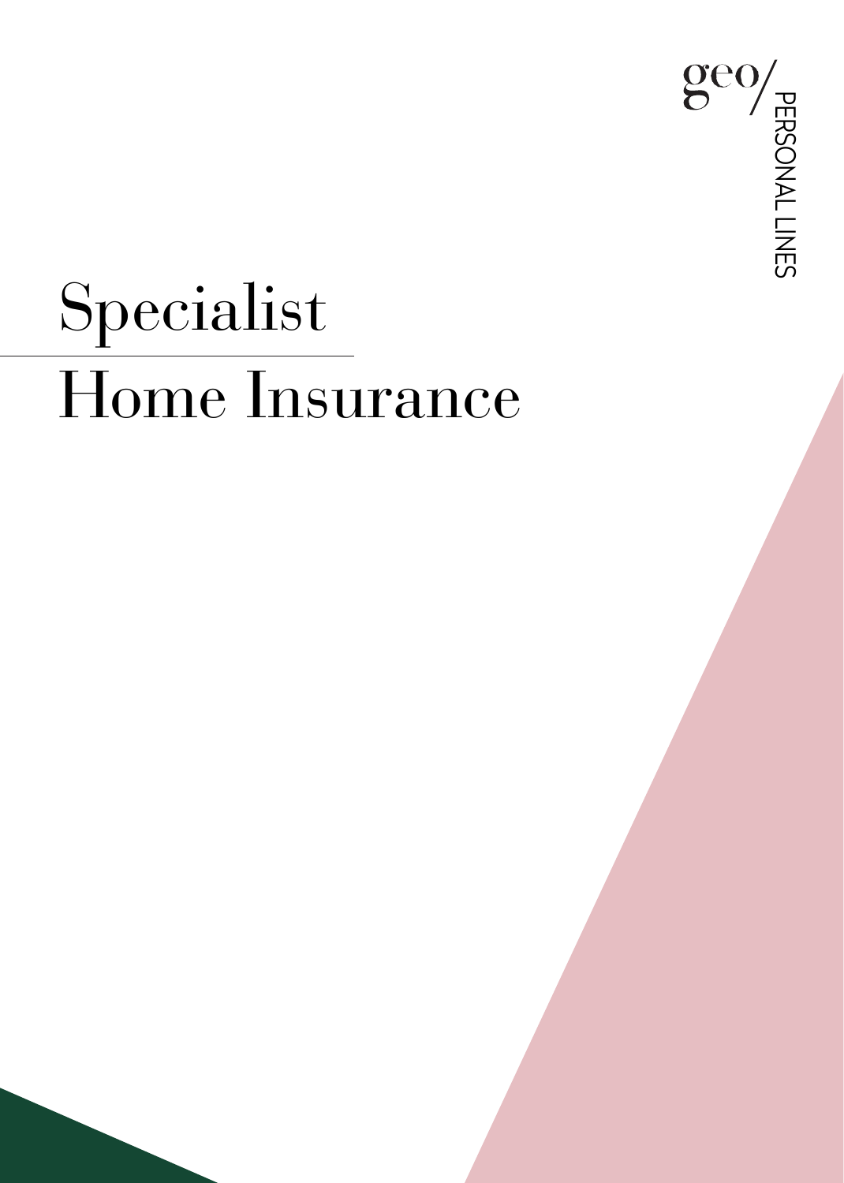geo/ PERSONAL LINES

# Specialist Home Insurance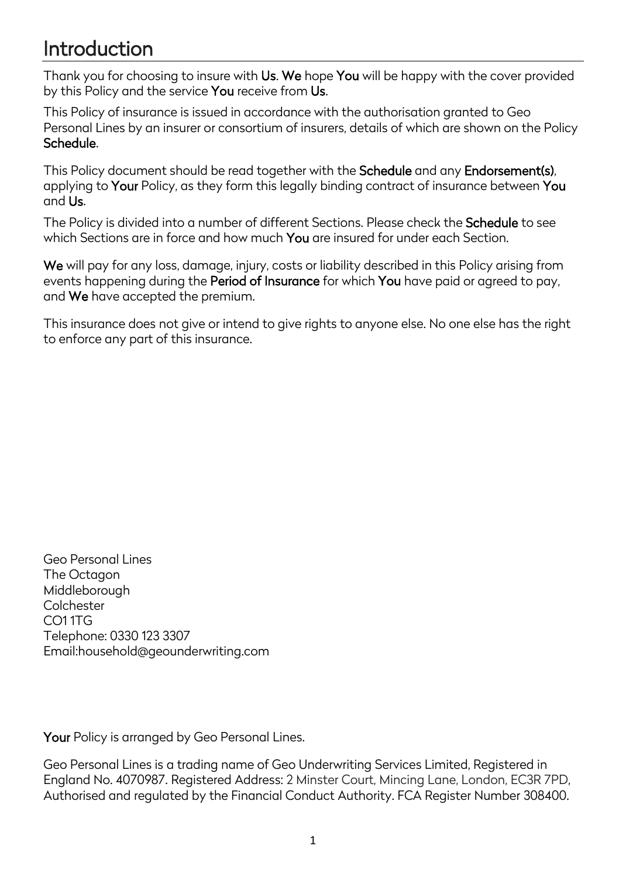# Introduction

Thank you for choosing to insure with **Us**. **We** hope **You** will be happy with the cover provided by this Policy and the service **You** receive from **Us**.

This Policy of insurance is issued in accordance with the authorisation granted to Geo Personal Lines by an insurer or consortium of insurers, details of which are shown on the Policy **Schedule**.

This Policy document should be read together with the **Schedule** and any **Endorsement(s)**, applying to **Your** Policy, as they form this legally binding contract of insurance between **You** and **Us**.

The Policy is divided into a number of different Sections. Please check the **Schedule** to see which Sections are in force and how much **You** are insured for under each Section.

**We** will pay for any loss, damage, injury, costs or liability described in this Policy arising from events happening during the **Period of Insurance** for which **You** have paid or agreed to pay, and **We** have accepted the premium.

This insurance does not give or intend to give rights to anyone else. No one else has the right to enforce any part of this insurance.

Geo Personal Lines
The Octagon
Middleborough
Colchester
CO1 1TG
Telephone: 0330 123 3307
Email:household@geounderwriting.com

**Your** Policy is arranged by Geo Personal Lines.

Geo Personal Lines is a trading name of Geo Underwriting Services Limited, Registered in England No. 4070987. Registered Address: 2 Minster Court, Mincing Lane, London, EC3R 7PD, Authorised and regulated by the Financial Conduct Authority. FCA Register Number 308400.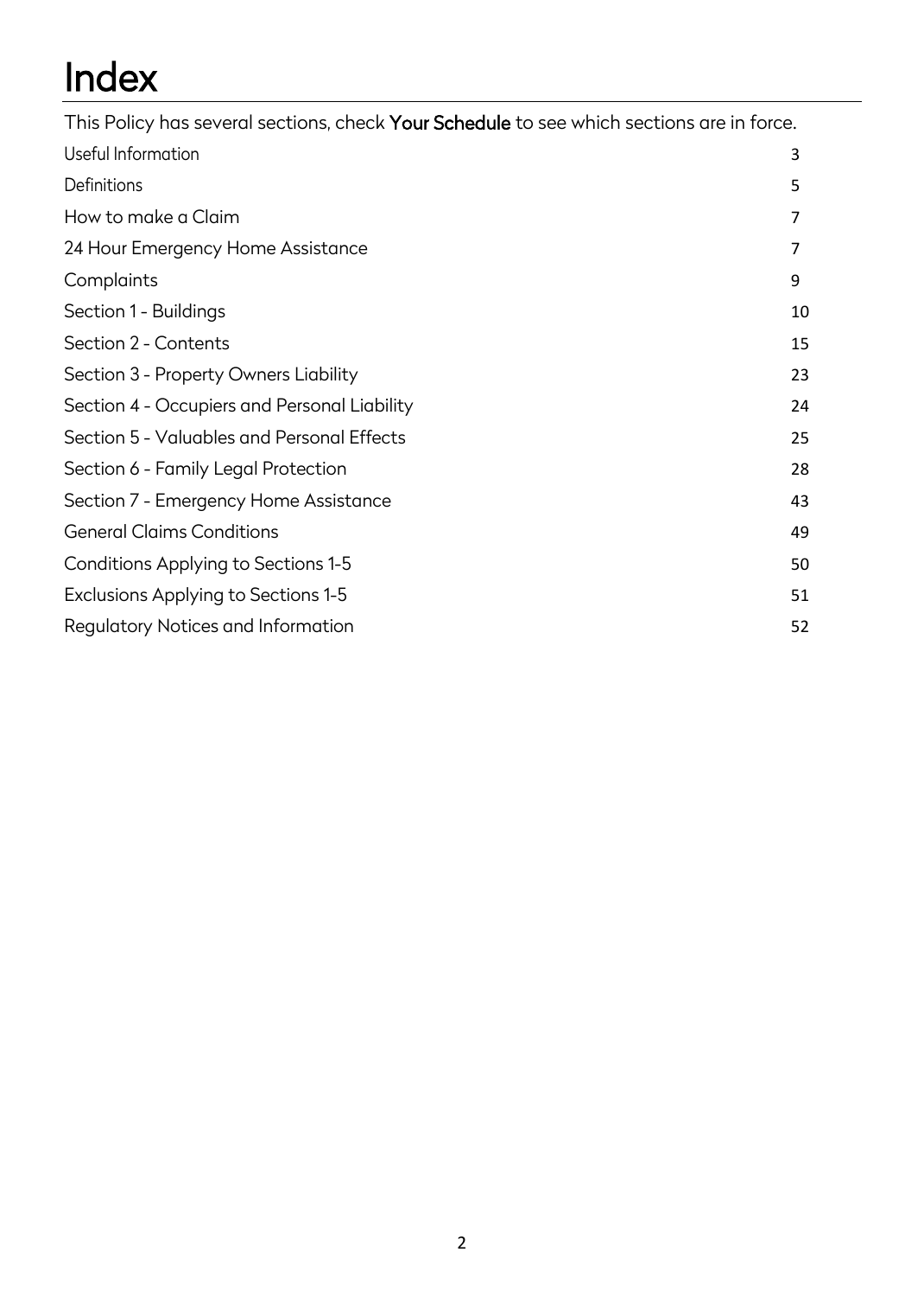# Index

This Policy has several sections, check **Your Schedule** to see which sections are in force.

| | |
|---|---|
| Useful Information | 3 |
| Definitions | 5 |
| How to make a Claim | 7 |
| 24 Hour Emergency Home Assistance | 7 |
| Complaints | 9 |
| Section 1 - Buildings | 10 |
| Section 2 - Contents | 15 |
| Section 3 - Property Owners Liability | 23 |
| Section 4 - Occupiers and Personal Liability | 24 |
| Section 5 - Valuables and Personal Effects | 25 |
| Section 6 - Family Legal Protection | 28 |
| Section 7 - Emergency Home Assistance | 43 |
| General Claims Conditions | 49 |
| Conditions Applying to Sections 1-5 | 50 |
| Exclusions Applying to Sections 1-5 | 51 |
| Regulatory Notices and Information | 52 |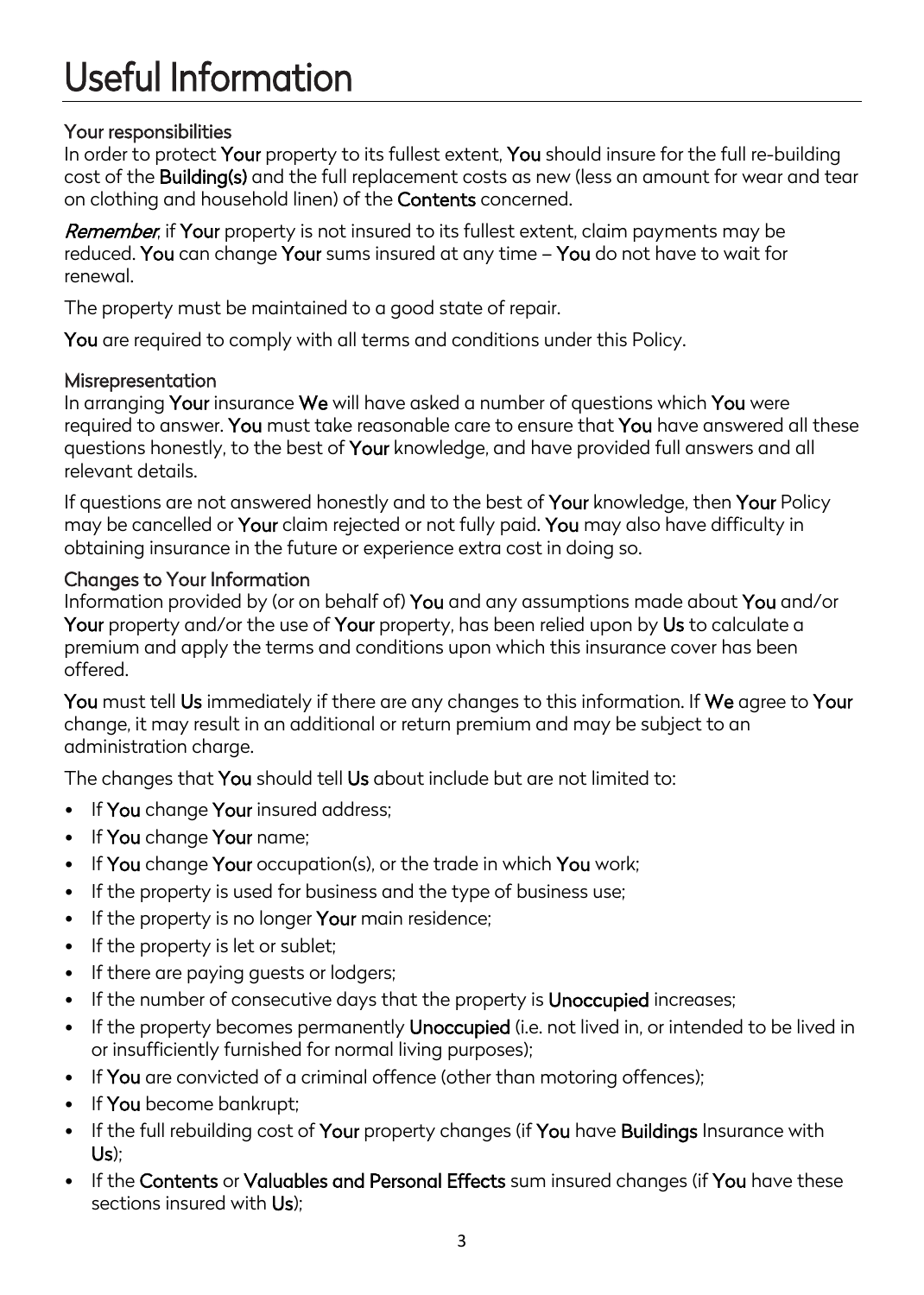# Useful Information

### Your responsibilities

In order to protect **Your** property to its fullest extent, **You** should insure for the full re-building cost of the **Building(s)** and the full replacement costs as new (less an amount for wear and tear on clothing and household linen) of the **Contents** concerned.

*Remember*, if **Your** property is not insured to its fullest extent, claim payments may be reduced. **You** can change **Your** sums insured at any time – **You** do not have to wait for renewal.

The property must be maintained to a good state of repair.

**You** are required to comply with all terms and conditions under this Policy.

### Misrepresentation

In arranging **Your** insurance **We** will have asked a number of questions which **You** were required to answer. **You** must take reasonable care to ensure that **You** have answered all these questions honestly, to the best of **Your** knowledge, and have provided full answers and all relevant details.

If questions are not answered honestly and to the best of **Your** knowledge, then **Your** Policy may be cancelled or **Your** claim rejected or not fully paid. **You** may also have difficulty in obtaining insurance in the future or experience extra cost in doing so.

### Changes to Your Information

Information provided by (or on behalf of) **You** and any assumptions made about **You** and/or **Your** property and/or the use of **Your** property, has been relied upon by **Us** to calculate a premium and apply the terms and conditions upon which this insurance cover has been offered.

**You** must tell **Us** immediately if there are any changes to this information. If **We** agree to **Your** change, it may result in an additional or return premium and may be subject to an administration charge.

The changes that **You** should tell **Us** about include but are not limited to:

- If **You** change **Your** insured address;
- If **You** change **Your** name;
- If **You** change **Your** occupation(s), or the trade in which **You** work;
- If the property is used for business and the type of business use;
- If the property is no longer **Your** main residence;
- If the property is let or sublet;
- If there are paying guests or lodgers;
- If the number of consecutive days that the property is **Unoccupied** increases;
- If the property becomes permanently **Unoccupied** (i.e. not lived in, or intended to be lived in or insufficiently furnished for normal living purposes);
- If **You** are convicted of a criminal offence (other than motoring offences);
- If **You** become bankrupt;
- If the full rebuilding cost of **Your** property changes (if **You** have **Buildings** Insurance with **Us**);
- If the **Contents** or **Valuables and Personal Effects** sum insured changes (if **You** have these sections insured with **Us**);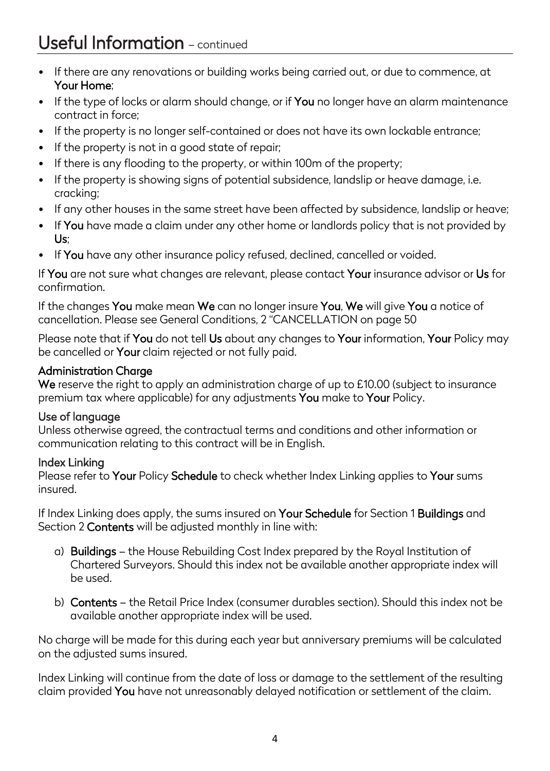## Useful Information – continued

- If there are any renovations or building works being carried out, or due to commence, at **Your Home**;
- If the type of locks or alarm should change, or if **You** no longer have an alarm maintenance contract in force;
- If the property is no longer self-contained or does not have its own lockable entrance;
- If the property is not in a good state of repair;
- If there is any flooding to the property, or within 100m of the property;
- If the property is showing signs of potential subsidence, landslip or heave damage, i.e. cracking;
- If any other houses in the same street have been affected by subsidence, landslip or heave;
- If **You** have made a claim under any other home or landlords policy that is not provided by **Us**;
- If **You** have any other insurance policy refused, declined, cancelled or voided.

If **You** are not sure what changes are relevant, please contact **Your** insurance advisor or **Us** for confirmation.

If the changes **You** make mean **We** can no longer insure **You**, **We** will give **You** a notice of cancellation. Please see General Conditions, 2 "CANCELLATION on page 50

Please note that if **You** do not tell **Us** about any changes to **Your** information, **Your** Policy may be cancelled or **Your** claim rejected or not fully paid.

**Administration Charge**
**We** reserve the right to apply an administration charge of up to £10.00 (subject to insurance premium tax where applicable) for any adjustments **You** make to **Your** Policy.

**Use of language**
Unless otherwise agreed, the contractual terms and conditions and other information or communication relating to this contract will be in English.

**Index Linking**
Please refer to **Your** Policy **Schedule** to check whether Index Linking applies to **Your** sums insured.

If Index Linking does apply, the sums insured on **Your Schedule** for Section 1 **Buildings** and Section 2 **Contents** will be adjusted monthly in line with:

a) **Buildings** – the House Rebuilding Cost Index prepared by the Royal Institution of Chartered Surveyors. Should this index not be available another appropriate index will be used.

b) **Contents** – the Retail Price Index (consumer durables section). Should this index not be available another appropriate index will be used.

No charge will be made for this during each year but anniversary premiums will be calculated on the adjusted sums insured.

Index Linking will continue from the date of loss or damage to the settlement of the resulting claim provided **You** have not unreasonably delayed notification or settlement of the claim.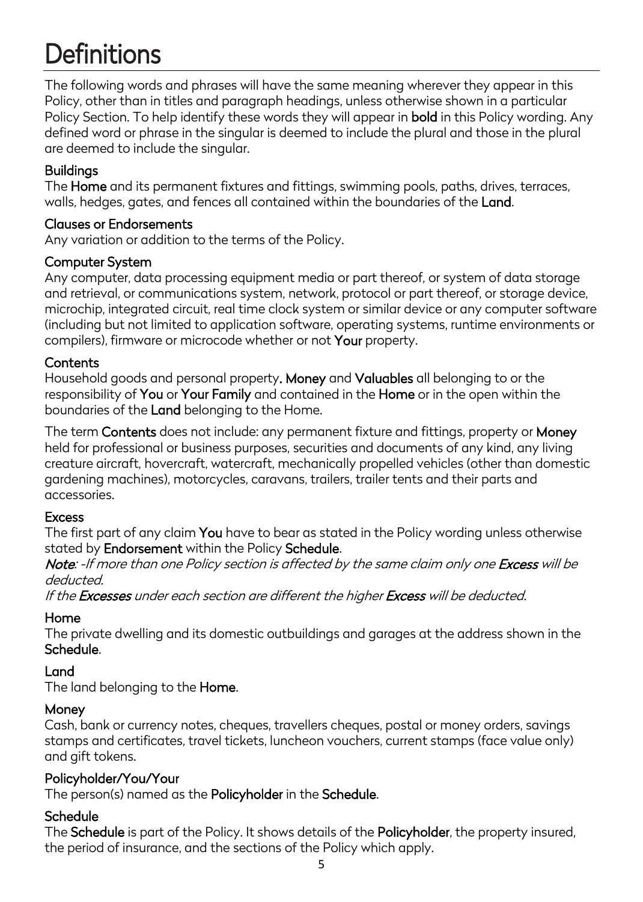# Definitions

The following words and phrases will have the same meaning wherever they appear in this Policy, other than in titles and paragraph headings, unless otherwise shown in a particular Policy Section. To help identify these words they will appear in **bold** in this Policy wording. Any defined word or phrase in the singular is deemed to include the plural and those in the plural are deemed to include the singular.

### Buildings

The **Home** and its permanent fixtures and fittings, swimming pools, paths, drives, terraces, walls, hedges, gates, and fences all contained within the boundaries of the **Land**.

### Clauses or Endorsements

Any variation or addition to the terms of the Policy.

### Computer System

Any computer, data processing equipment media or part thereof, or system of data storage and retrieval, or communications system, network, protocol or part thereof, or storage device, microchip, integrated circuit, real time clock system or similar device or any computer software (including but not limited to application software, operating systems, runtime environments or compilers), firmware or microcode whether or not **Your** property.

### Contents

Household goods and personal property**. Money** and **Valuables** all belonging to or the responsibility of **You** or **Your Family** and contained in the **Home** or in the open within the boundaries of the **Land** belonging to the Home.

The term **Contents** does not include: any permanent fixture and fittings, property or **Money** held for professional or business purposes, securities and documents of any kind, any living creature aircraft, hovercraft, watercraft, mechanically propelled vehicles (other than domestic gardening machines), motorcycles, caravans, trailers, trailer tents and their parts and accessories.

### Excess

The first part of any claim **You** have to bear as stated in the Policy wording unless otherwise stated by **Endorsement** within the Policy **Schedule**.

***Note***: *-If more than one Policy section is affected by the same claim only one* ***Excess*** *will be deducted.*

*If the* ***Excesses*** *under each section are different the higher* ***Excess*** *will be deducted.*

### Home

The private dwelling and its domestic outbuildings and garages at the address shown in the **Schedule**.

### Land

The land belonging to the **Home**.

### Money

Cash, bank or currency notes, cheques, travellers cheques, postal or money orders, savings stamps and certificates, travel tickets, luncheon vouchers, current stamps (face value only) and gift tokens.

### Policyholder/You/Your

The person(s) named as the **Policyholder** in the **Schedule**.

### Schedule

The **Schedule** is part of the Policy. It shows details of the **Policyholder**, the property insured, the period of insurance, and the sections of the Policy which apply.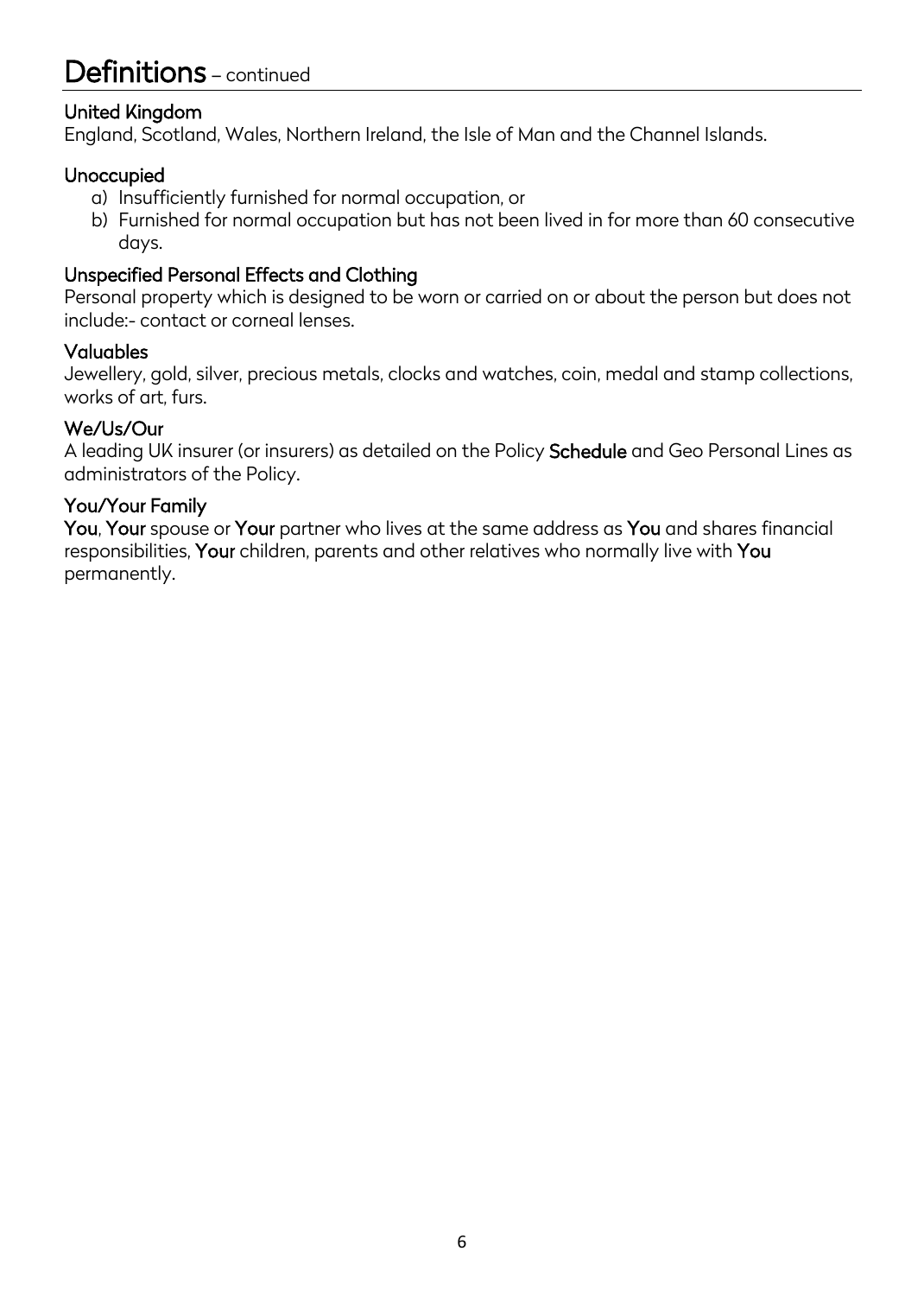# Definitions – continued

### United Kingdom

England, Scotland, Wales, Northern Ireland, the Isle of Man and the Channel Islands.

### Unoccupied

a) Insufficiently furnished for normal occupation, or
b) Furnished for normal occupation but has not been lived in for more than 60 consecutive days.

### Unspecified Personal Effects and Clothing

Personal property which is designed to be worn or carried on or about the person but does not include:- contact or corneal lenses.

### Valuables

Jewellery, gold, silver, precious metals, clocks and watches, coin, medal and stamp collections, works of art, furs.

### We/Us/Our

A leading UK insurer (or insurers) as detailed on the Policy **Schedule** and Geo Personal Lines as administrators of the Policy.

### You/Your Family

**You**, **Your** spouse or **Your** partner who lives at the same address as **You** and shares financial responsibilities, **Your** children, parents and other relatives who normally live with **You** permanently.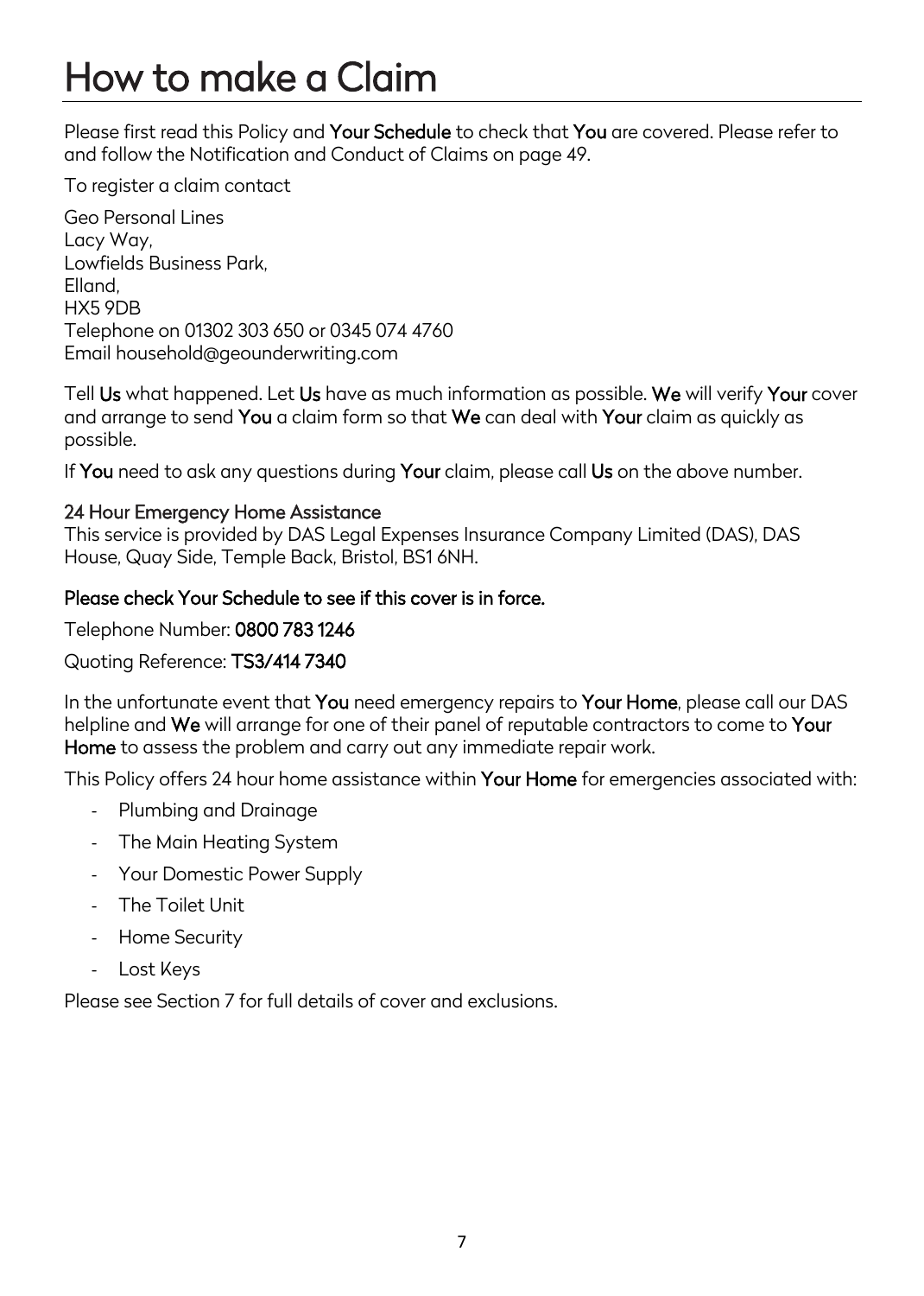# How to make a Claim

Please first read this Policy and **Your Schedule** to check that **You** are covered. Please refer to and follow the Notification and Conduct of Claims on page 49.

To register a claim contact

Geo Personal Lines
Lacy Way,
Lowfields Business Park,
Elland,
HX5 9DB
Telephone on 01302 303 650 or 0345 074 4760
Email household@geounderwriting.com

Tell **Us** what happened. Let **Us** have as much information as possible. **We** will verify **Your** cover and arrange to send **You** a claim form so that **We** can deal with **Your** claim as quickly as possible.

If **You** need to ask any questions during **Your** claim, please call **Us** on the above number.

**24 Hour Emergency Home Assistance**
This service is provided by DAS Legal Expenses Insurance Company Limited (DAS), DAS House, Quay Side, Temple Back, Bristol, BS1 6NH.

**Please check Your Schedule to see if this cover is in force.**

Telephone Number: **0800 783 1246**

Quoting Reference: **TS3/414 7340**

In the unfortunate event that **You** need emergency repairs to **Your Home**, please call our DAS helpline and **We** will arrange for one of their panel of reputable contractors to come to **Your Home** to assess the problem and carry out any immediate repair work.

This Policy offers 24 hour home assistance within **Your Home** for emergencies associated with:

- Plumbing and Drainage
- The Main Heating System
- Your Domestic Power Supply
- The Toilet Unit
- Home Security
- Lost Keys

Please see Section 7 for full details of cover and exclusions.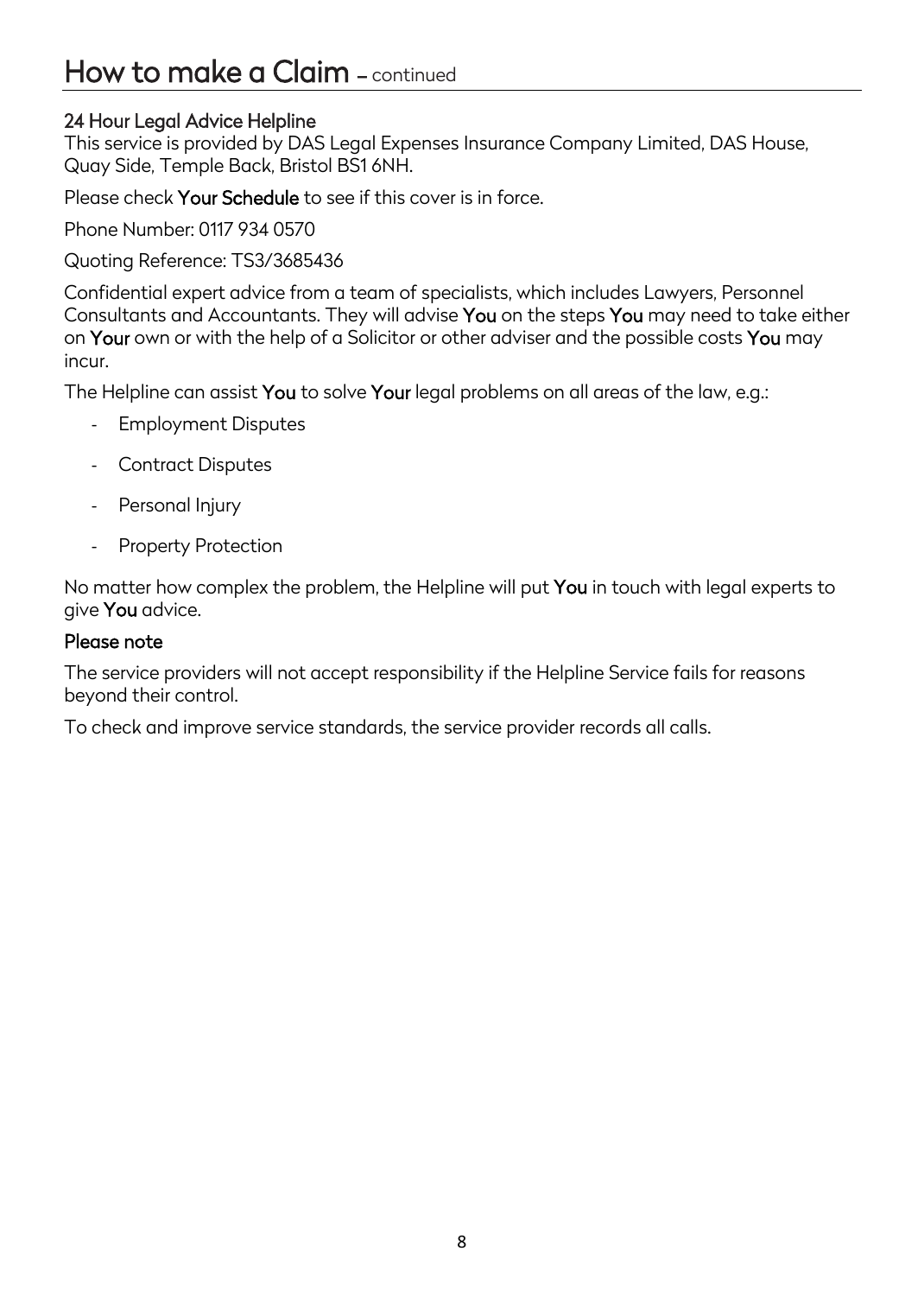# How to make a Claim – continued

### 24 Hour Legal Advice Helpline

This service is provided by DAS Legal Expenses Insurance Company Limited, DAS House, Quay Side, Temple Back, Bristol BS1 6NH.

Please check **Your Schedule** to see if this cover is in force.

Phone Number: 0117 934 0570

Quoting Reference: TS3/3685436

Confidential expert advice from a team of specialists, which includes Lawyers, Personnel Consultants and Accountants. They will advise **You** on the steps **You** may need to take either on **Your** own or with the help of a Solicitor or other adviser and the possible costs **You** may incur.

The Helpline can assist **You** to solve **Your** legal problems on all areas of the law, e.g.:

- Employment Disputes
- Contract Disputes
- Personal Injury
- Property Protection

No matter how complex the problem, the Helpline will put **You** in touch with legal experts to give **You** advice.

### Please note

The service providers will not accept responsibility if the Helpline Service fails for reasons beyond their control.

To check and improve service standards, the service provider records all calls.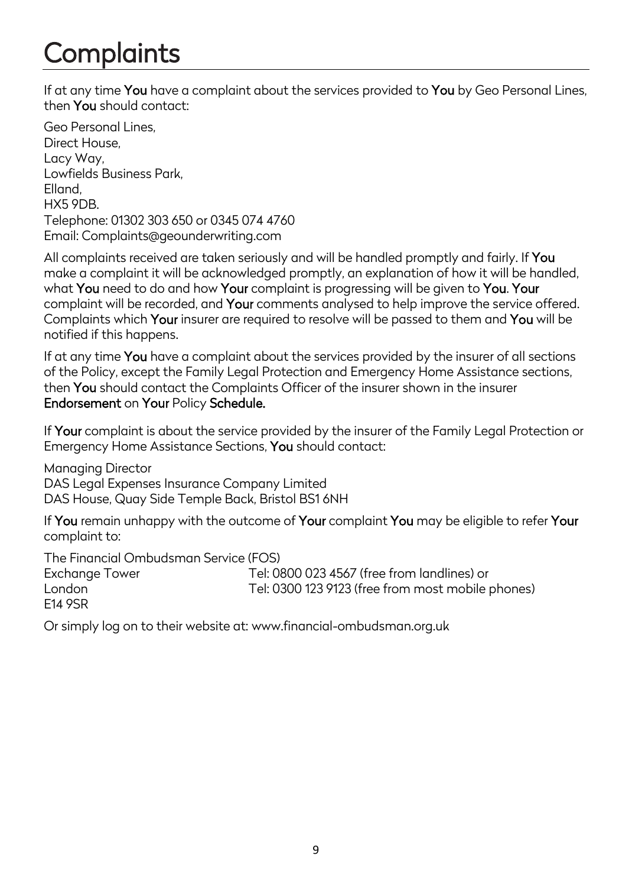# Complaints

If at any time **You** have a complaint about the services provided to **You** by Geo Personal Lines, then **You** should contact:

Geo Personal Lines,
Direct House,
Lacy Way,
Lowfields Business Park,
Elland,
HX5 9DB.
Telephone: 01302 303 650 or 0345 074 4760
Email: Complaints@geounderwriting.com

All complaints received are taken seriously and will be handled promptly and fairly. If **You** make a complaint it will be acknowledged promptly, an explanation of how it will be handled, what **You** need to do and how **Your** complaint is progressing will be given to **You**. **Your** complaint will be recorded, and **Your** comments analysed to help improve the service offered. Complaints which **Your** insurer are required to resolve will be passed to them and **You** will be notified if this happens.

If at any time **You** have a complaint about the services provided by the insurer of all sections of the Policy, except the Family Legal Protection and Emergency Home Assistance sections, then **You** should contact the Complaints Officer of the insurer shown in the insurer **Endorsement** on **Your** Policy **Schedule.**

If **Your** complaint is about the service provided by the insurer of the Family Legal Protection or Emergency Home Assistance Sections, **You** should contact:

Managing Director
DAS Legal Expenses Insurance Company Limited
DAS House, Quay Side Temple Back, Bristol BS1 6NH

If **You** remain unhappy with the outcome of **Your** complaint **You** may be eligible to refer **Your** complaint to:

The Financial Ombudsman Service (FOS)
Exchange Tower
London
E14 9SR

Tel: 0800 023 4567 (free from landlines) or
Tel: 0300 123 9123 (free from most mobile phones)

Or simply log on to their website at: www.financial-ombudsman.org.uk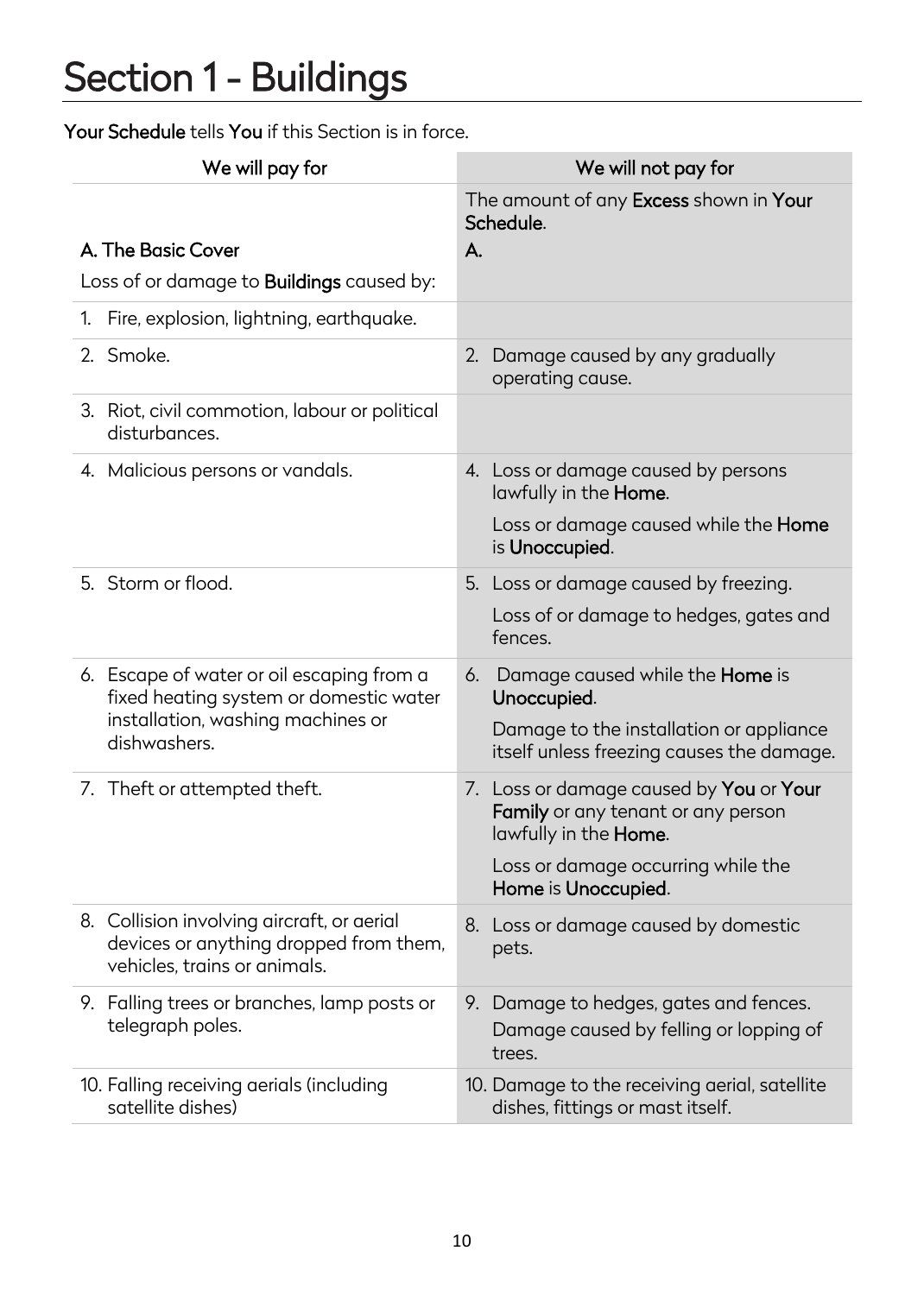# Section 1 - Buildings

**Your Schedule** tells **You** if this Section is in force.

| We will pay for | We will not pay for |
|---|---|
| **A. The Basic Cover**<br>Loss of or damage to **Buildings** caused by: | The amount of any **Excess** shown in **Your Schedule**.<br>**A.** |
| 1. Fire, explosion, lightning, earthquake. | |
| 2. Smoke. | 2. Damage caused by any gradually operating cause. |
| 3. Riot, civil commotion, labour or political disturbances. | |
| 4. Malicious persons or vandals. | 4. Loss or damage caused by persons lawfully in the **Home**.<br>Loss or damage caused while the **Home** is **Unoccupied**. |
| 5. Storm or flood. | 5. Loss or damage caused by freezing.<br>Loss of or damage to hedges, gates and fences. |
| 6. Escape of water or oil escaping from a fixed heating system or domestic water installation, washing machines or dishwashers. | 6. Damage caused while the **Home** is **Unoccupied**.<br>Damage to the installation or appliance itself unless freezing causes the damage. |
| 7. Theft or attempted theft. | 7. Loss or damage caused by **You** or **Your Family** or any tenant or any person lawfully in the **Home**.<br>Loss or damage occurring while the **Home** is **Unoccupied**. |
| 8. Collision involving aircraft, or aerial devices or anything dropped from them, vehicles, trains or animals. | 8. Loss or damage caused by domestic pets. |
| 9. Falling trees or branches, lamp posts or telegraph poles. | 9. Damage to hedges, gates and fences.<br>Damage caused by felling or lopping of trees. |
| 10. Falling receiving aerials (including satellite dishes) | 10. Damage to the receiving aerial, satellite dishes, fittings or mast itself. |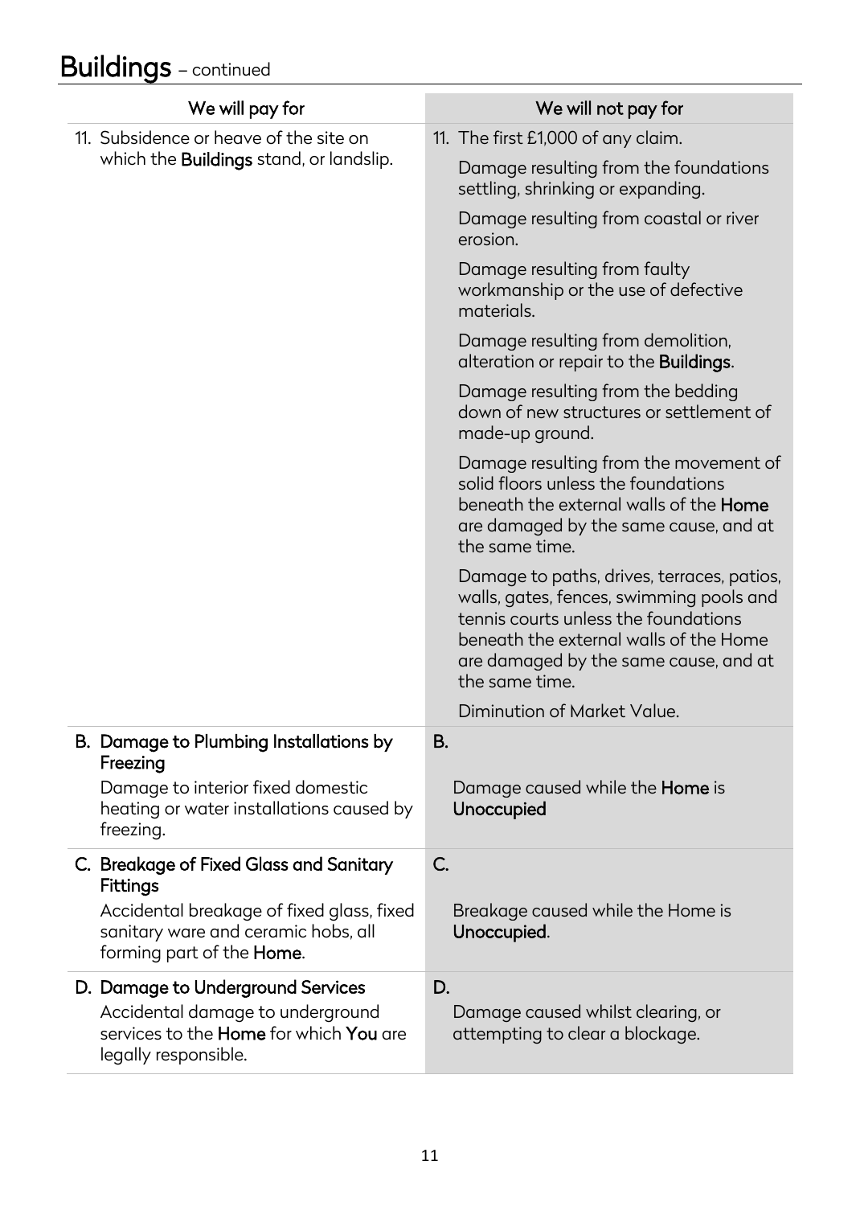# Buildings – continued

| We will pay for | We will not pay for |
|---|---|
| 11. Subsidence or heave of the site on which the **Buildings** stand, or landslip. | 11. The first £1,000 of any claim.<br><br>Damage resulting from the foundations settling, shrinking or expanding.<br><br>Damage resulting from coastal or river erosion.<br><br>Damage resulting from faulty workmanship or the use of defective materials.<br><br>Damage resulting from demolition, alteration or repair to the **Buildings**.<br><br>Damage resulting from the bedding down of new structures or settlement of made-up ground.<br><br>Damage resulting from the movement of solid floors unless the foundations beneath the external walls of the **Home** are damaged by the same cause, and at the same time.<br><br>Damage to paths, drives, terraces, patios, walls, gates, fences, swimming pools and tennis courts unless the foundations beneath the external walls of the Home are damaged by the same cause, and at the same time.<br><br>Diminution of Market Value. |
| **B. Damage to Plumbing Installations by Freezing**<br><br>Damage to interior fixed domestic heating or water installations caused by freezing. | **B.**<br><br>Damage caused while the **Home** is **Unoccupied** |
| **C. Breakage of Fixed Glass and Sanitary Fittings**<br><br>Accidental breakage of fixed glass, fixed sanitary ware and ceramic hobs, all forming part of the **Home**. | **C.**<br><br>Breakage caused while the Home is **Unoccupied**. |
| **D. Damage to Underground Services**<br><br>Accidental damage to underground services to the **Home** for which **You** are legally responsible. | **D.**<br><br>Damage caused whilst clearing, or attempting to clear a blockage. |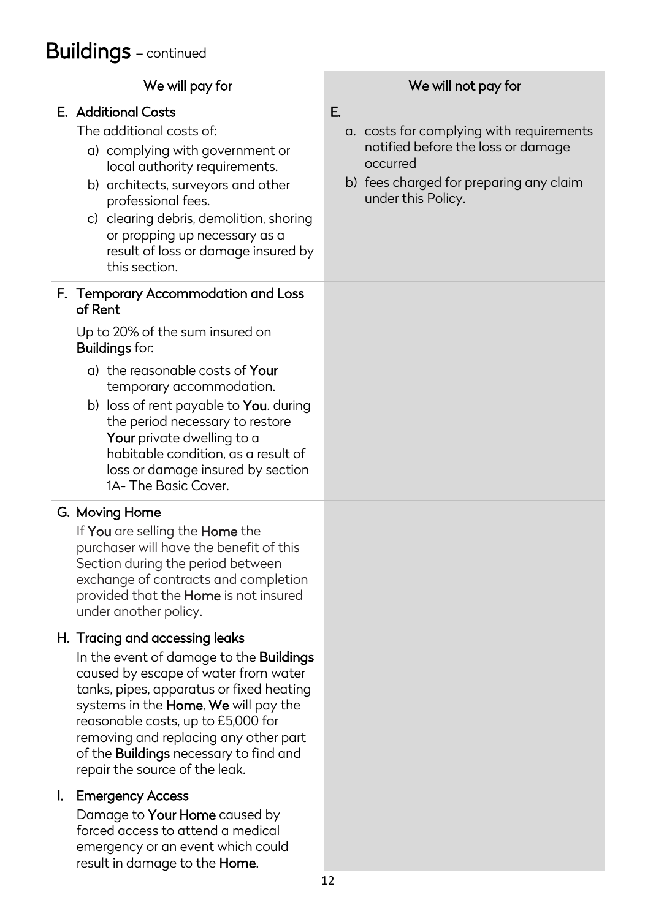# Buildings – continued

| We will pay for | We will not pay for |
|---|---|
| **E. Additional Costs**<br>The additional costs of:<br>a) complying with government or local authority requirements.<br>b) architects, surveyors and other professional fees.<br>c) clearing debris, demolition, shoring or propping up necessary as a result of loss or damage insured by this section. | **E.**<br>a. costs for complying with requirements notified before the loss or damage occurred<br>b) fees charged for preparing any claim under this Policy. |
| **F. Temporary Accommodation and Loss of Rent**<br>Up to 20% of the sum insured on **Buildings** for:<br>a) the reasonable costs of **Your** temporary accommodation.<br>b) loss of rent payable to **You**. during the period necessary to restore **Your** private dwelling to a habitable condition, as a result of loss or damage insured by section 1A- The Basic Cover. | |
| **G. Moving Home**<br>If **You** are selling the **Home** the purchaser will have the benefit of this Section during the period between exchange of contracts and completion provided that the **Home** is not insured under another policy. | |
| **H. Tracing and accessing leaks**<br>In the event of damage to the **Buildings** caused by escape of water from water tanks, pipes, apparatus or fixed heating systems in the **Home**, **We** will pay the reasonable costs, up to £5,000 for removing and replacing any other part of the **Buildings** necessary to find and repair the source of the leak. | |
| **I. Emergency Access**<br>Damage to **Your Home** caused by forced access to attend a medical emergency or an event which could result in damage to the **Home**. | |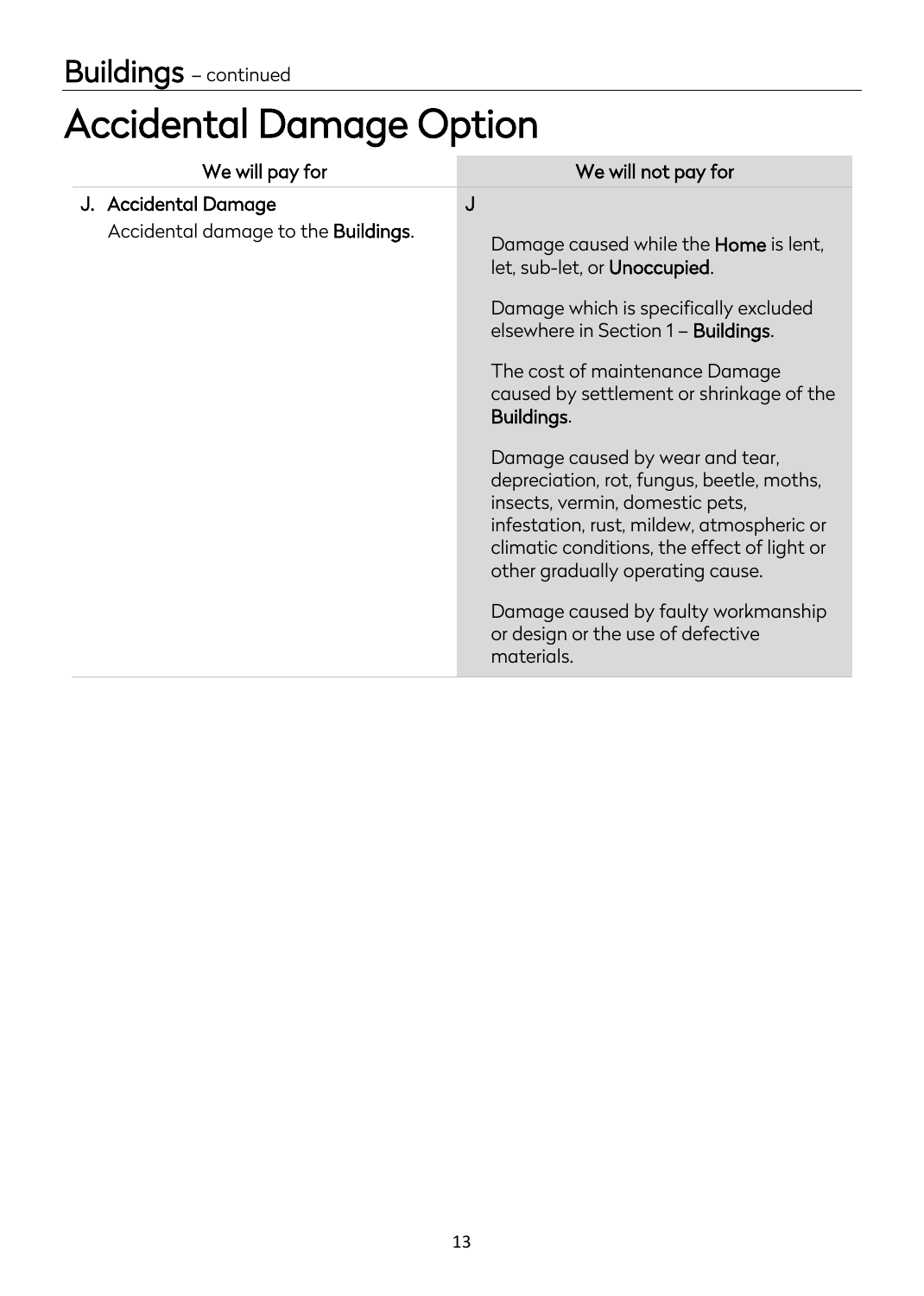## Buildings – continued

# Accidental Damage Option

| We will pay for | We will not pay for |
| --- | --- |
| **J. Accidental Damage**<br>Accidental damage to the **Buildings**. | **J**<br><br>Damage caused while the **Home** is lent, let, sub-let, or **Unoccupied**.<br><br>Damage which is specifically excluded elsewhere in Section 1 – **Buildings.**<br><br>The cost of maintenance Damage caused by settlement or shrinkage of the **Buildings**.<br><br>Damage caused by wear and tear, depreciation, rot, fungus, beetle, moths, insects, vermin, domestic pets, infestation, rust, mildew, atmospheric or climatic conditions, the effect of light or other gradually operating cause.<br><br>Damage caused by faulty workmanship or design or the use of defective materials. |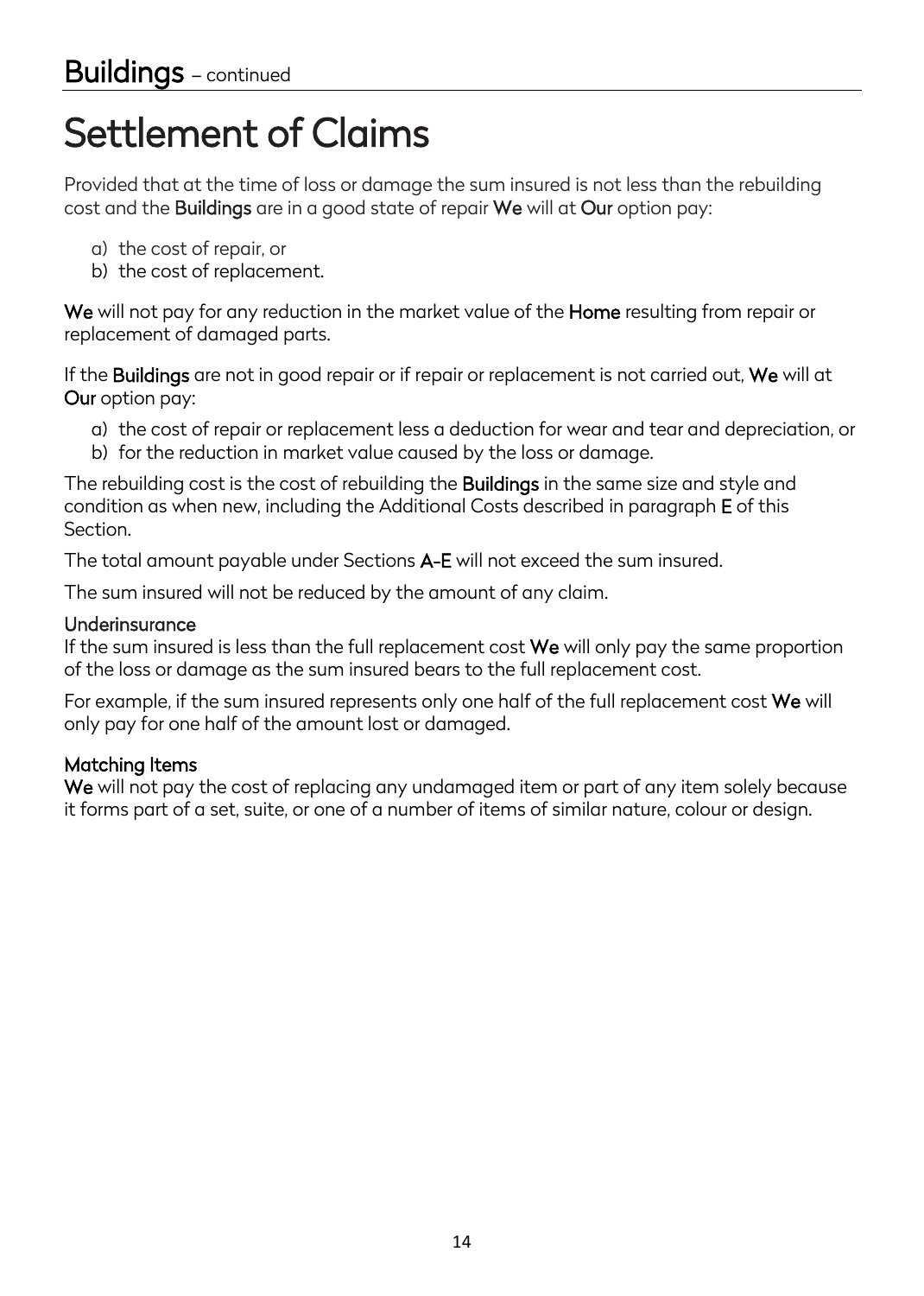## Buildings – continued

# Settlement of Claims

Provided that at the time of loss or damage the sum insured is not less than the rebuilding cost and the **Buildings** are in a good state of repair **We** will at **Our** option pay:

a) the cost of repair, or
b) the cost of replacement.

**We** will not pay for any reduction in the market value of the **Home** resulting from repair or replacement of damaged parts.

If the **Buildings** are not in good repair or if repair or replacement is not carried out, **We** will at **Our** option pay:

a) the cost of repair or replacement less a deduction for wear and tear and depreciation, or
b) for the reduction in market value caused by the loss or damage.

The rebuilding cost is the cost of rebuilding the **Buildings** in the same size and style and condition as when new, including the Additional Costs described in paragraph **E** of this Section.

The total amount payable under Sections **A-E** will not exceed the sum insured.

The sum insured will not be reduced by the amount of any claim.

### Underinsurance

If the sum insured is less than the full replacement cost **We** will only pay the same proportion of the loss or damage as the sum insured bears to the full replacement cost.

For example, if the sum insured represents only one half of the full replacement cost **We** will only pay for one half of the amount lost or damaged.

### Matching Items

**We** will not pay the cost of replacing any undamaged item or part of any item solely because it forms part of a set, suite, or one of a number of items of similar nature, colour or design.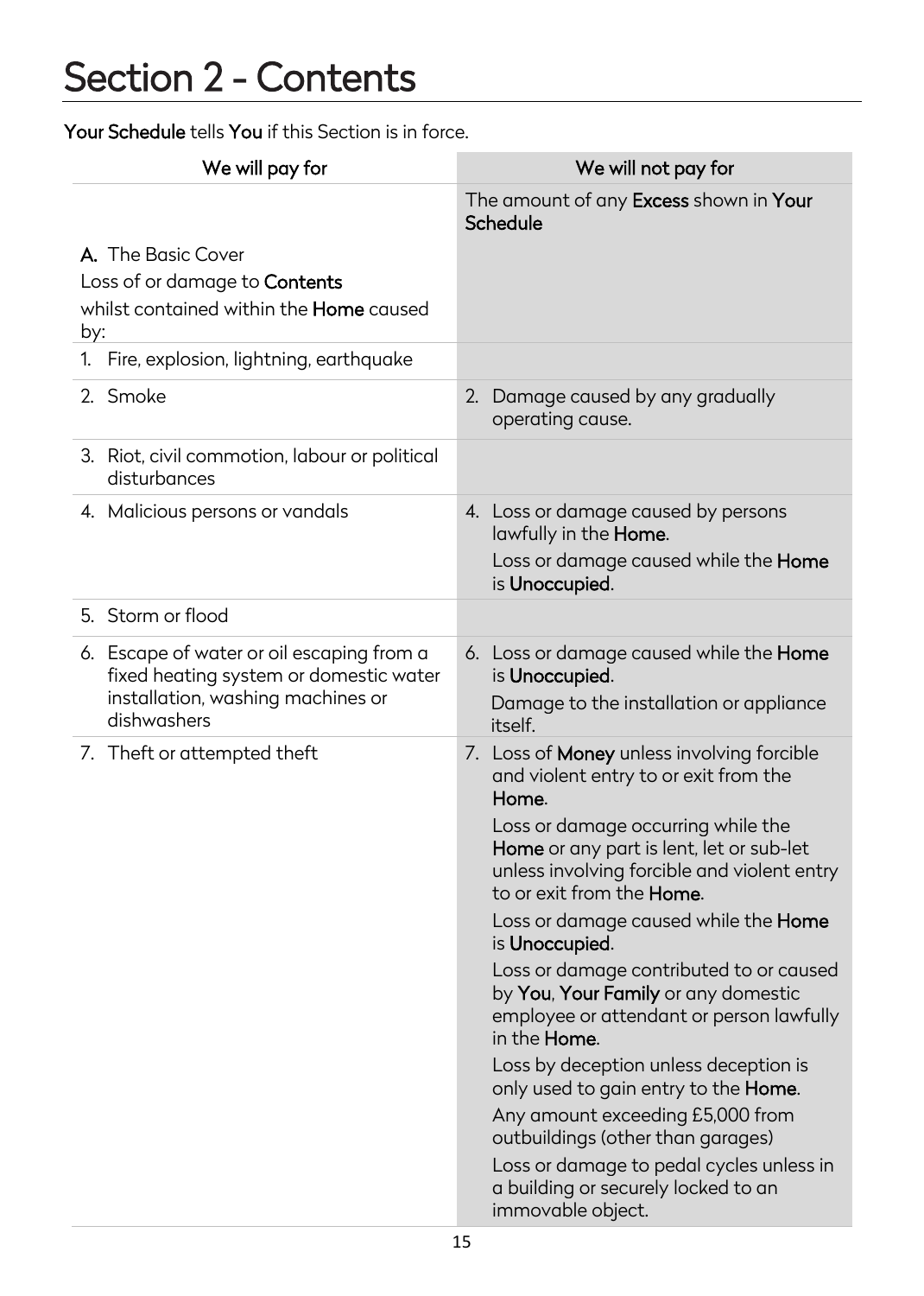# Section 2 - Contents

**Your Schedule** tells **You** if this Section is in force.

| We will pay for | We will not pay for |
|---|---|
| **A.** The Basic Cover<br>Loss of or damage to **Contents** whilst contained within the **Home** caused by: | The amount of any **Excess** shown in **Your Schedule** |
| 1. Fire, explosion, lightning, earthquake | |
| 2. Smoke | 2. Damage caused by any gradually operating cause. |
| 3. Riot, civil commotion, labour or political disturbances | |
| 4. Malicious persons or vandals | 4. Loss or damage caused by persons lawfully in the **Home**.<br>Loss or damage caused while the **Home** is **Unoccupied**. |
| 5. Storm or flood | |
| 6. Escape of water or oil escaping from a fixed heating system or domestic water installation, washing machines or dishwashers | 6. Loss or damage caused while the **Home** is **Unoccupied**.<br>Damage to the installation or appliance itself. |
| 7. Theft or attempted theft | 7. Loss of **Money** unless involving forcible and violent entry to or exit from the **Home**.<br>Loss or damage occurring while the **Home** or any part is lent, let or sub-let unless involving forcible and violent entry to or exit from the **Home**.<br>Loss or damage caused while the **Home** is **Unoccupied**.<br>Loss or damage contributed to or caused by **You**, **Your Family** or any domestic employee or attendant or person lawfully in the **Home**.<br>Loss by deception unless deception is only used to gain entry to the **Home**.<br>Any amount exceeding £5,000 from outbuildings (other than garages)<br>Loss or damage to pedal cycles unless in a building or securely locked to an immovable object. |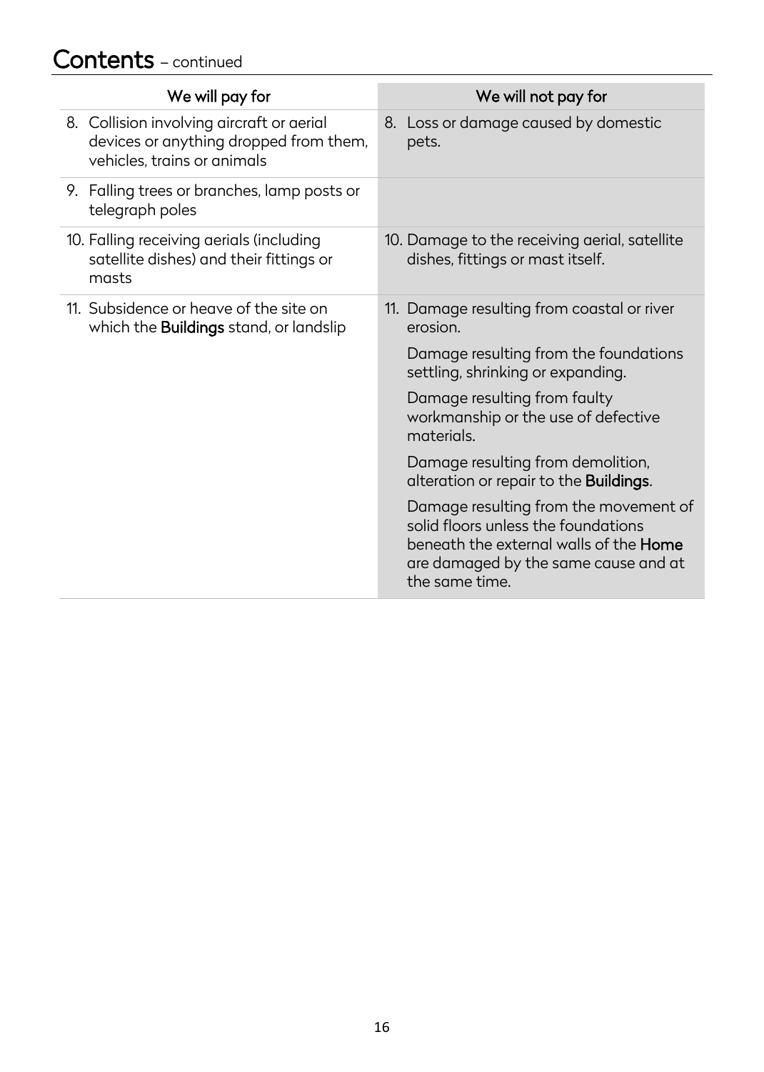# Contents – continued

| We will pay for | We will not pay for |
|---|---|
| 8. Collision involving aircraft or aerial devices or anything dropped from them, vehicles, trains or animals | 8. Loss or damage caused by domestic pets. |
| 9. Falling trees or branches, lamp posts or telegraph poles | |
| 10. Falling receiving aerials (including satellite dishes) and their fittings or masts | 10. Damage to the receiving aerial, satellite dishes, fittings or mast itself. |
| 11. Subsidence or heave of the site on which the **Buildings** stand, or landslip | 11. Damage resulting from coastal or river erosion.<br><br>Damage resulting from the foundations settling, shrinking or expanding.<br><br>Damage resulting from faulty workmanship or the use of defective materials.<br><br>Damage resulting from demolition, alteration or repair to the **Buildings**.<br><br>Damage resulting from the movement of solid floors unless the foundations beneath the external walls of the **Home** are damaged by the same cause and at the same time. |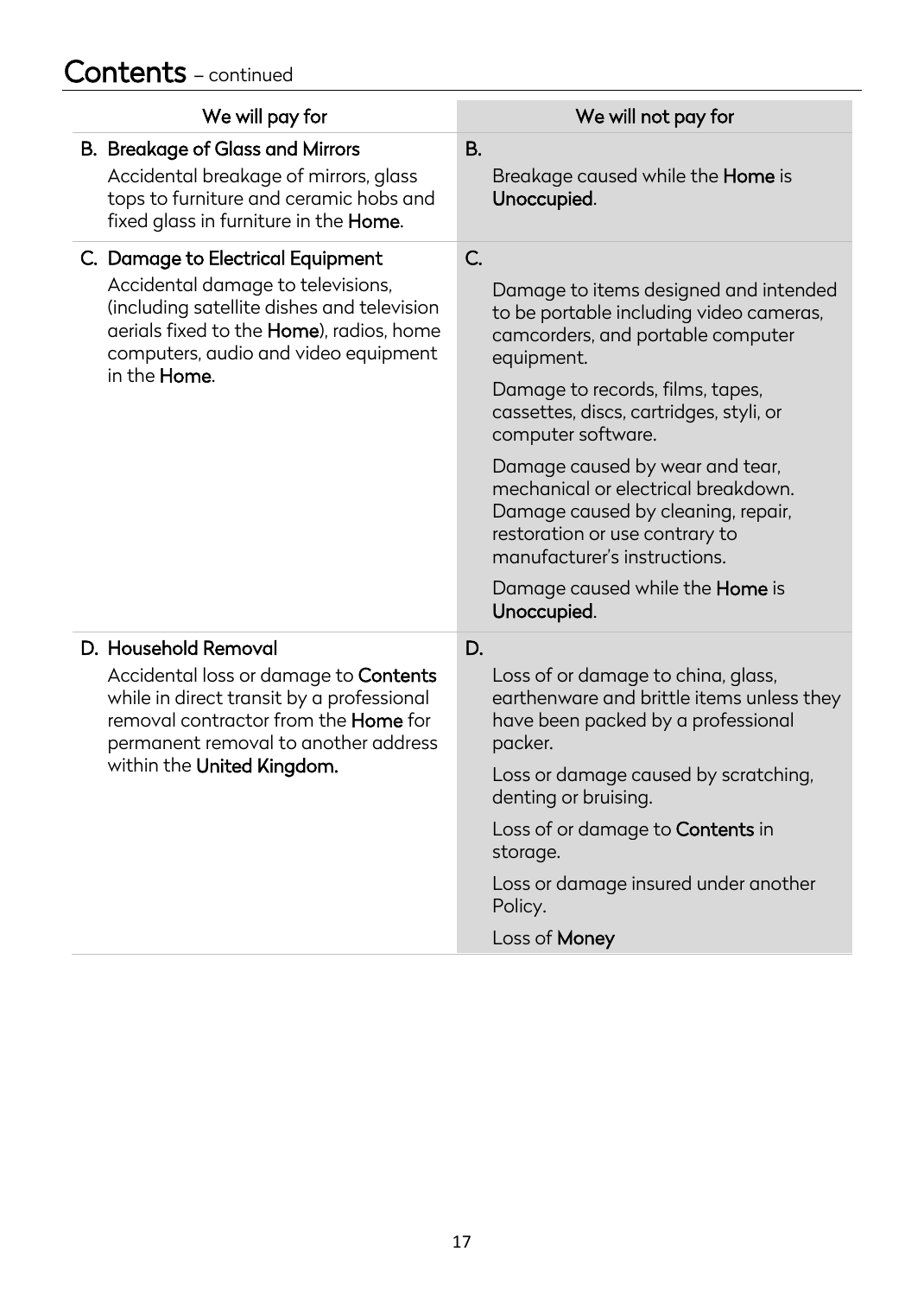# Contents – continued

| We will pay for | We will not pay for |
|---|---|
| **B. Breakage of Glass and Mirrors**<br>Accidental breakage of mirrors, glass tops to furniture and ceramic hobs and fixed glass in furniture in the **Home**. | **B.**<br>Breakage caused while the **Home** is **Unoccupied**. |
| **C. Damage to Electrical Equipment**<br>Accidental damage to televisions, (including satellite dishes and television aerials fixed to the **Home**), radios, home computers, audio and video equipment in the **Home**. | **C.**<br>Damage to items designed and intended to be portable including video cameras, camcorders, and portable computer equipment.<br>Damage to records, films, tapes, cassettes, discs, cartridges, styli, or computer software.<br>Damage caused by wear and tear, mechanical or electrical breakdown. Damage caused by cleaning, repair, restoration or use contrary to manufacturer's instructions.<br>Damage caused while the **Home** is **Unoccupied**. |
| **D. Household Removal**<br>Accidental loss or damage to **Contents** while in direct transit by a professional removal contractor from the **Home** for permanent removal to another address within the **United Kingdom.** | **D.**<br>Loss of or damage to china, glass, earthenware and brittle items unless they have been packed by a professional packer.<br>Loss or damage caused by scratching, denting or bruising.<br>Loss of or damage to **Contents** in storage.<br>Loss or damage insured under another Policy.<br>Loss of **Money** |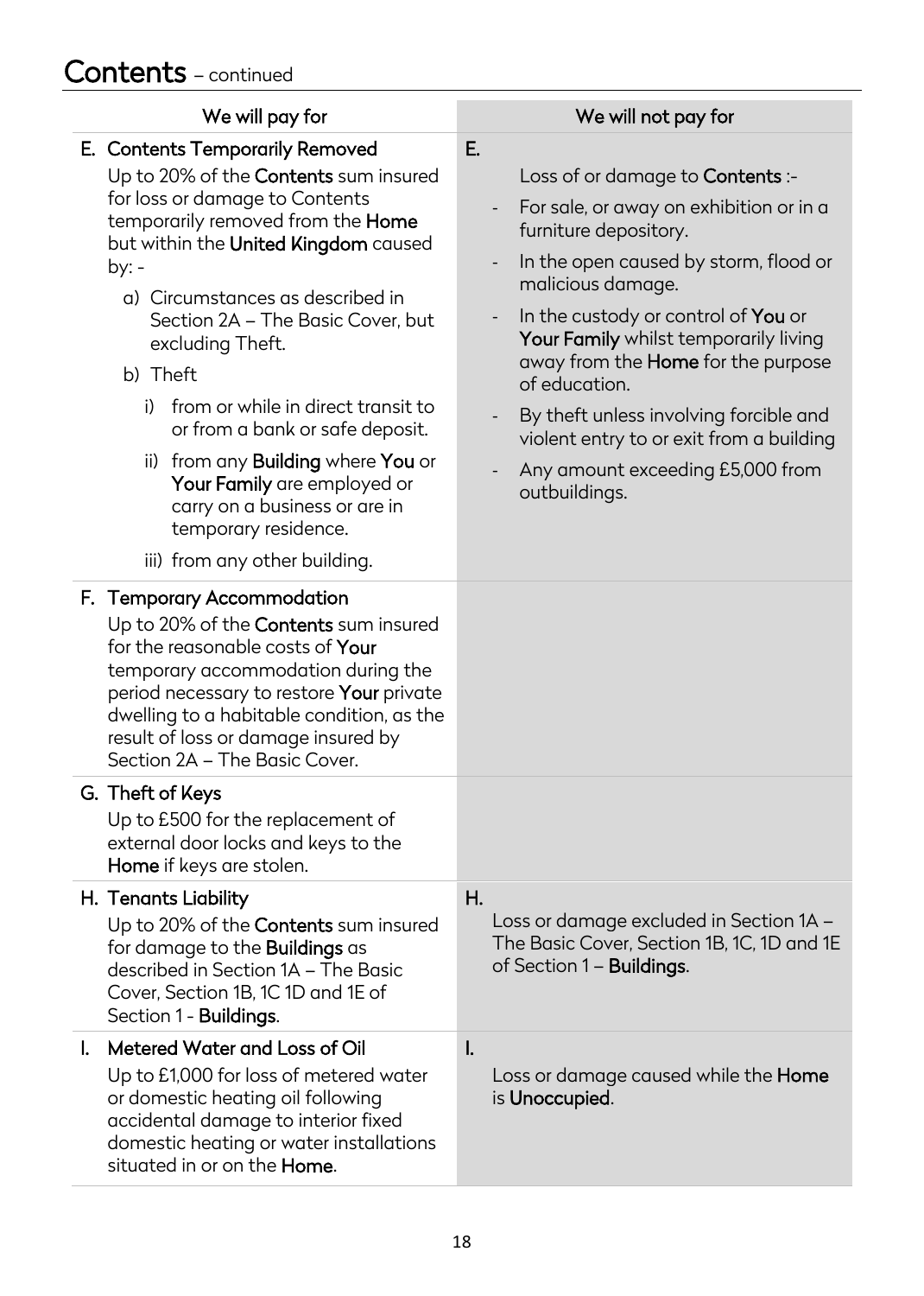# Contents – continued

| We will pay for | We will not pay for |
|---|---|
| **E. Contents Temporarily Removed**<br>Up to 20% of the **Contents** sum insured for loss or damage to Contents temporarily removed from the **Home** but within the **United Kingdom** caused by: -<br>a) Circumstances as described in Section 2A – The Basic Cover, but excluding Theft.<br>b) Theft<br>i) from or while in direct transit to or from a bank or safe deposit.<br>ii) from any **Building** where **You** or **Your Family** are employed or carry on a business or are in temporary residence.<br>iii) from any other building. | **E.**<br>Loss of or damage to **Contents** :-<br>- For sale, or away on exhibition or in a furniture depository.<br>- In the open caused by storm, flood or malicious damage.<br>- In the custody or control of **You** or **Your Family** whilst temporarily living away from the **Home** for the purpose of education.<br>- By theft unless involving forcible and violent entry to or exit from a building<br>- Any amount exceeding £5,000 from outbuildings. |
| **F. Temporary Accommodation**<br>Up to 20% of the **Contents** sum insured for the reasonable costs of **Your** temporary accommodation during the period necessary to restore **Your** private dwelling to a habitable condition, as the result of loss or damage insured by Section 2A – The Basic Cover. | |
| **G. Theft of Keys**<br>Up to £500 for the replacement of external door locks and keys to the **Home** if keys are stolen. | |
| **H. Tenants Liability**<br>Up to 20% of the **Contents** sum insured for damage to the **Buildings** as described in Section 1A – The Basic Cover, Section 1B, 1C 1D and 1E of Section 1 - **Buildings**. | **H.**<br>Loss or damage excluded in Section 1A – The Basic Cover, Section 1B, 1C, 1D and 1E of Section 1 – **Buildings**. |
| **I. Metered Water and Loss of Oil**<br>Up to £1,000 for loss of metered water or domestic heating oil following accidental damage to interior fixed domestic heating or water installations situated in or on the **Home**. | **I.**<br>Loss or damage caused while the **Home** is **Unoccupied**. |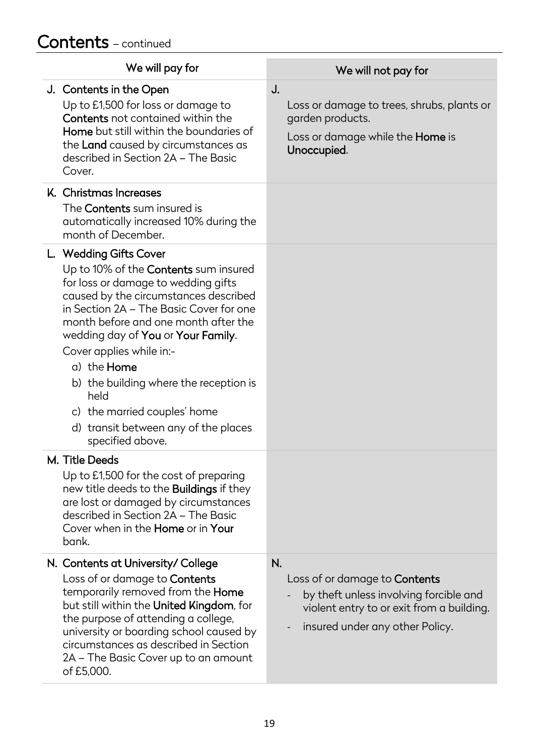# Contents – continued

| We will pay for | We will not pay for |
|---|---|
| **J. Contents in the Open**<br>Up to £1,500 for loss or damage to **Contents** not contained within the **Home** but still within the boundaries of the **Land** caused by circumstances as described in Section 2A – The Basic Cover. | **J.**<br>Loss or damage to trees, shrubs, plants or garden products.<br>Loss or damage while the **Home** is **Unoccupied**. |
| **K. Christmas Increases**<br>The **Contents** sum insured is automatically increased 10% during the month of December. | |
| **L. Wedding Gifts Cover**<br>Up to 10% of the **Contents** sum insured for loss or damage to wedding gifts caused by the circumstances described in Section 2A – The Basic Cover for one month before and one month after the wedding day of **You** or **Your Family**.<br>Cover applies while in:-<br>a) the **Home**<br>b) the building where the reception is held<br>c) the married couples' home<br>d) transit between any of the places specified above. | |
| **M. Title Deeds**<br>Up to £1,500 for the cost of preparing new title deeds to the **Buildings** if they are lost or damaged by circumstances described in Section 2A – The Basic Cover when in the **Home** or in **Your** bank. | |
| **N. Contents at University/ College**<br>Loss of or damage to **Contents** temporarily removed from the **Home** but still within the **United Kingdom**, for the purpose of attending a college, university or boarding school caused by circumstances as described in Section 2A – The Basic Cover up to an amount of £5,000. | **N.**<br>Loss of or damage to **Contents**<br>- by theft unless involving forcible and violent entry to or exit from a building.<br>- insured under any other Policy. |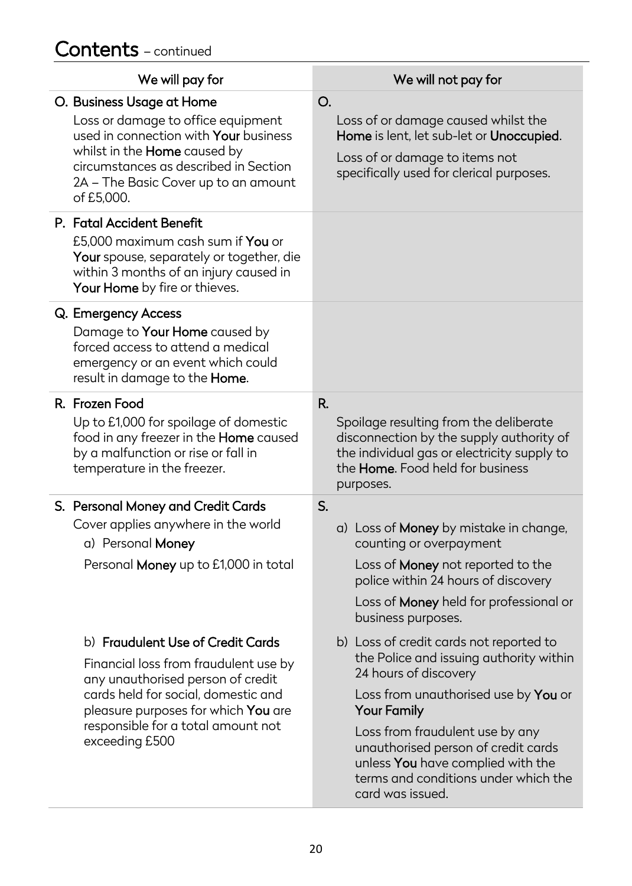# Contents – continued

| We will pay for | We will not pay for |
|---|---|
| **O. Business Usage at Home**<br>Loss or damage to office equipment used in connection with **Your** business whilst in the **Home** caused by circumstances as described in Section 2A – The Basic Cover up to an amount of £5,000. | **O.**<br>Loss of or damage caused whilst the **Home** is lent, let sub-let or **Unoccupied**.<br>Loss of or damage to items not specifically used for clerical purposes. |
| **P. Fatal Accident Benefit**<br>£5,000 maximum cash sum if **You** or **Your** spouse, separately or together, die within 3 months of an injury caused in **Your Home** by fire or thieves. | |
| **Q. Emergency Access**<br>Damage to **Your Home** caused by forced access to attend a medical emergency or an event which could result in damage to the **Home**. | |
| **R. Frozen Food**<br>Up to £1,000 for spoilage of domestic food in any freezer in the **Home** caused by a malfunction or rise or fall in temperature in the freezer. | **R.**<br>Spoilage resulting from the deliberate disconnection by the supply authority of the individual gas or electricity supply to the **Home**. Food held for business purposes. |
| **S. Personal Money and Credit Cards**<br>Cover applies anywhere in the world<br>a) Personal **Money**<br>Personal **Money** up to £1,000 in total | **S.**<br>a) Loss of **Money** by mistake in change, counting or overpayment<br>Loss of **Money** not reported to the police within 24 hours of discovery<br>Loss of **Money** held for professional or business purposes. |
| b) **Fraudulent Use of Credit Cards**<br>Financial loss from fraudulent use by any unauthorised person of credit cards held for social, domestic and pleasure purposes for which **You** are responsible for a total amount not exceeding £500 | b) Loss of credit cards not reported to the Police and issuing authority within 24 hours of discovery<br>Loss from unauthorised use by **You** or **Your Family**<br>Loss from fraudulent use by any unauthorised person of credit cards unless **You** have complied with the terms and conditions under which the card was issued. |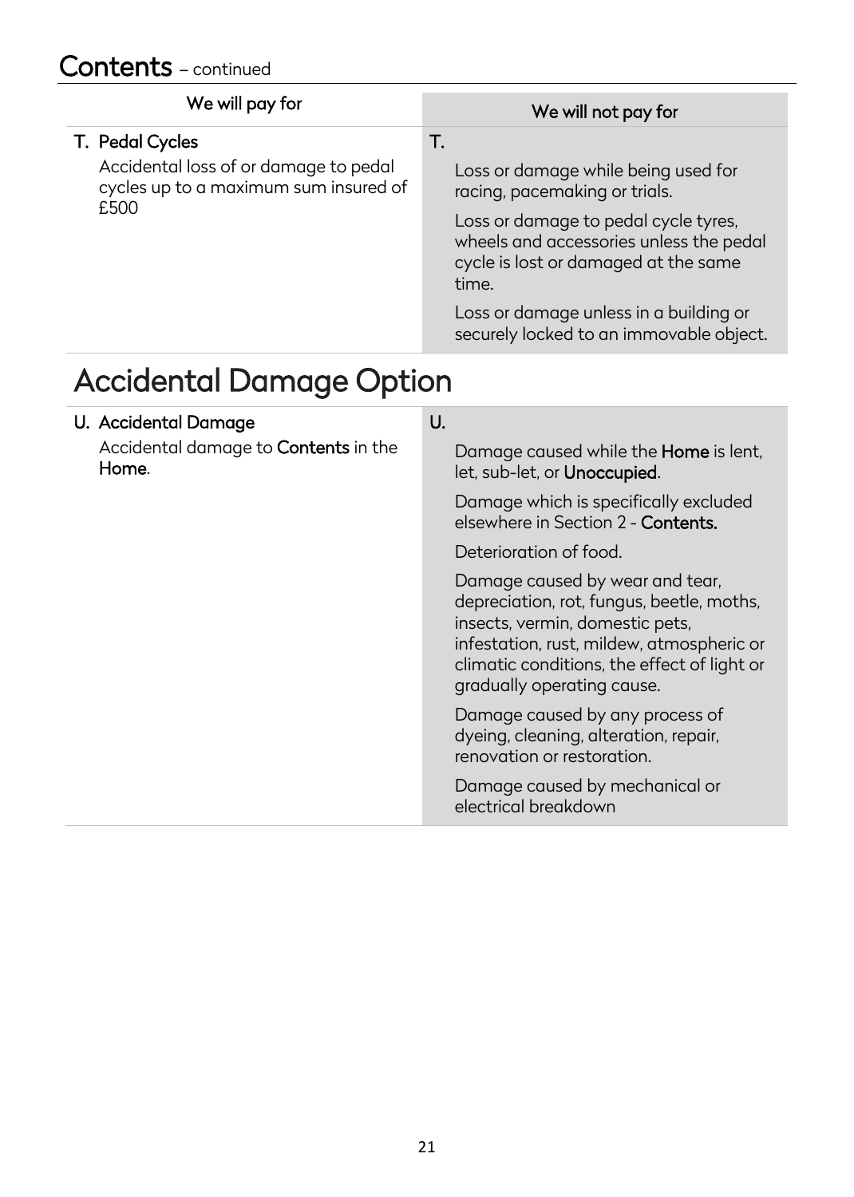## Contents – continued

| We will pay for | We will not pay for |
|---|---|
| **T. Pedal Cycles**<br>Accidental loss of or damage to pedal cycles up to a maximum sum insured of £500 | **T.**<br>Loss or damage while being used for racing, pacemaking or trials.<br>Loss or damage to pedal cycle tyres, wheels and accessories unless the pedal cycle is lost or damaged at the same time.<br>Loss or damage unless in a building or securely locked to an immovable object. |

# Accidental Damage Option

| | |
|---|---|
| **U. Accidental Damage**<br>Accidental damage to **Contents** in the **Home**. | **U.**<br>Damage caused while the **Home** is lent, let, sub-let, or **Unoccupied**.<br>Damage which is specifically excluded elsewhere in Section 2 - **Contents.**<br>Deterioration of food.<br>Damage caused by wear and tear, depreciation, rot, fungus, beetle, moths, insects, vermin, domestic pets, infestation, rust, mildew, atmospheric or climatic conditions, the effect of light or gradually operating cause.<br>Damage caused by any process of dyeing, cleaning, alteration, repair, renovation or restoration.<br>Damage caused by mechanical or electrical breakdown |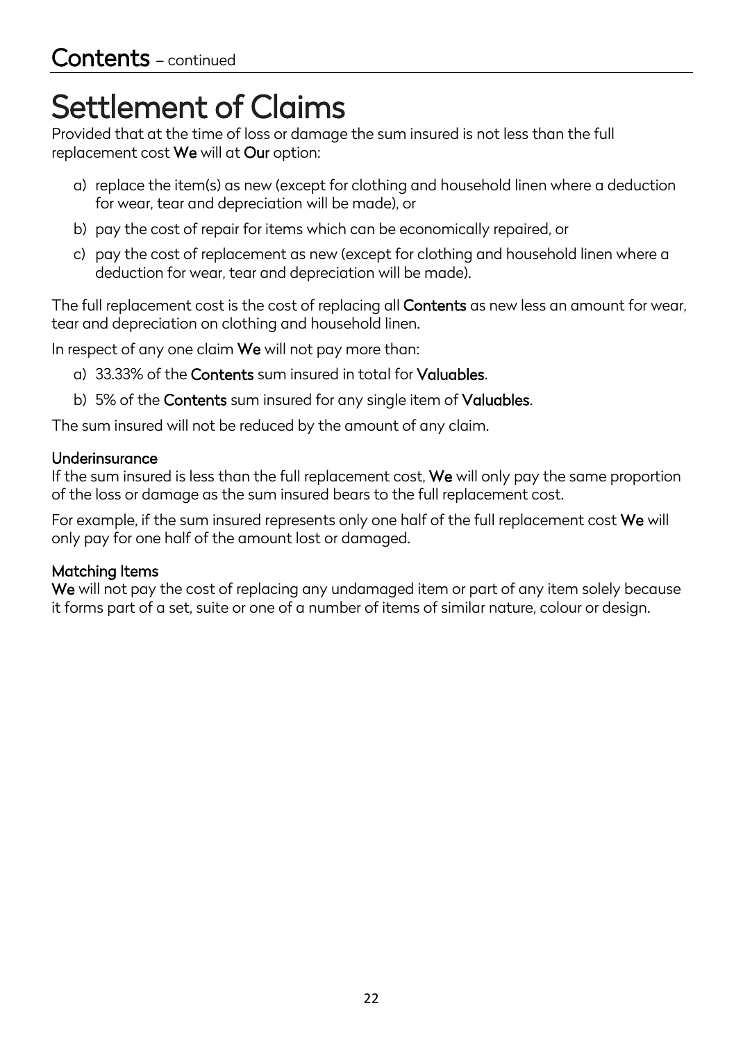## Contents – continued

# Settlement of Claims

Provided that at the time of loss or damage the sum insured is not less than the full replacement cost **We** will at **Our** option:

a) replace the item(s) as new (except for clothing and household linen where a deduction for wear, tear and depreciation will be made), or

b) pay the cost of repair for items which can be economically repaired, or

c) pay the cost of replacement as new (except for clothing and household linen where a deduction for wear, tear and depreciation will be made).

The full replacement cost is the cost of replacing all **Contents** as new less an amount for wear, tear and depreciation on clothing and household linen.

In respect of any one claim **We** will not pay more than:

a) 33.33% of the **Contents** sum insured in total for **Valuables**.

b) 5% of the **Contents** sum insured for any single item of **Valuables**.

The sum insured will not be reduced by the amount of any claim.

### Underinsurance

If the sum insured is less than the full replacement cost, **We** will only pay the same proportion of the loss or damage as the sum insured bears to the full replacement cost.

For example, if the sum insured represents only one half of the full replacement cost **We** will only pay for one half of the amount lost or damaged.

### Matching Items

**We** will not pay the cost of replacing any undamaged item or part of any item solely because it forms part of a set, suite or one of a number of items of similar nature, colour or design.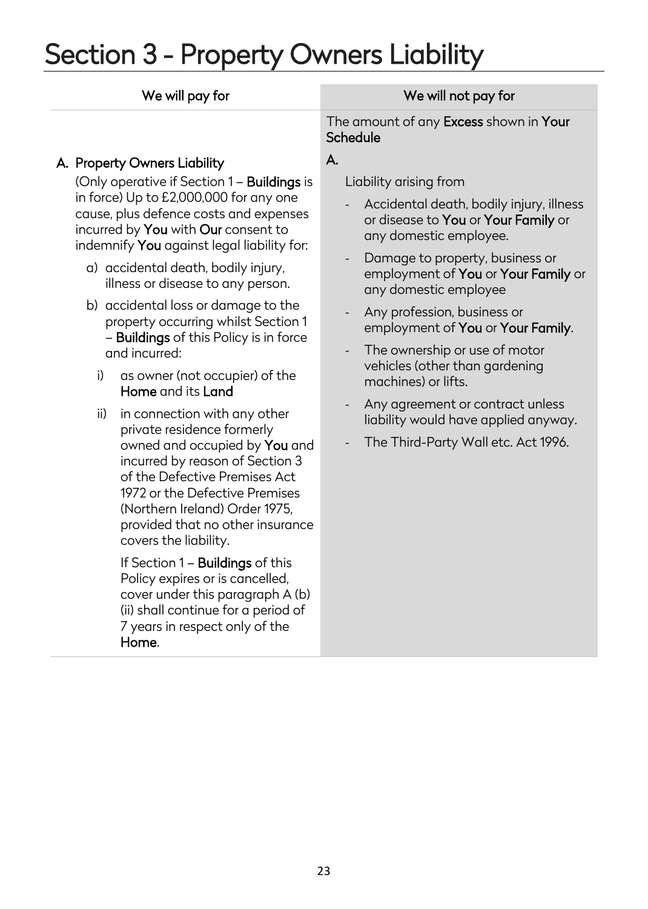# Section 3 - Property Owners Liability

| We will pay for | We will not pay for |
|---|---|
| | The amount of any **Excess** shown in **Your Schedule** |
| **A. Property Owners Liability**<br><br>(Only operative if Section 1 – **Buildings** is in force) Up to £2,000,000 for any one cause, plus defence costs and expenses incurred by **You** with **Our** consent to indemnify **You** against legal liability for:<br><br>a) accidental death, bodily injury, illness or disease to any person.<br><br>b) accidental loss or damage to the property occurring whilst Section 1 – **Buildings** of this Policy is in force and incurred:<br><br>i) as owner (not occupier) of the **Home** and its **Land**<br><br>ii) in connection with any other private residence formerly owned and occupied by **You** and incurred by reason of Section 3 of the Defective Premises Act 1972 or the Defective Premises (Northern Ireland) Order 1975, provided that no other insurance covers the liability.<br><br>If Section 1 – **Buildings** of this Policy expires or is cancelled, cover under this paragraph A (b) (ii) shall continue for a period of 7 years in respect only of the **Home**. | **A.**<br><br>Liability arising from<br><br>- Accidental death, bodily injury, illness or disease to **You** or **Your Family** or any domestic employee.<br>- Damage to property, business or employment of **You** or **Your Family** or any domestic employee<br>- Any profession, business or employment of **You** or **Your Family**.<br>- The ownership or use of motor vehicles (other than gardening machines) or lifts.<br>- Any agreement or contract unless liability would have applied anyway.<br>- The Third-Party Wall etc. Act 1996. |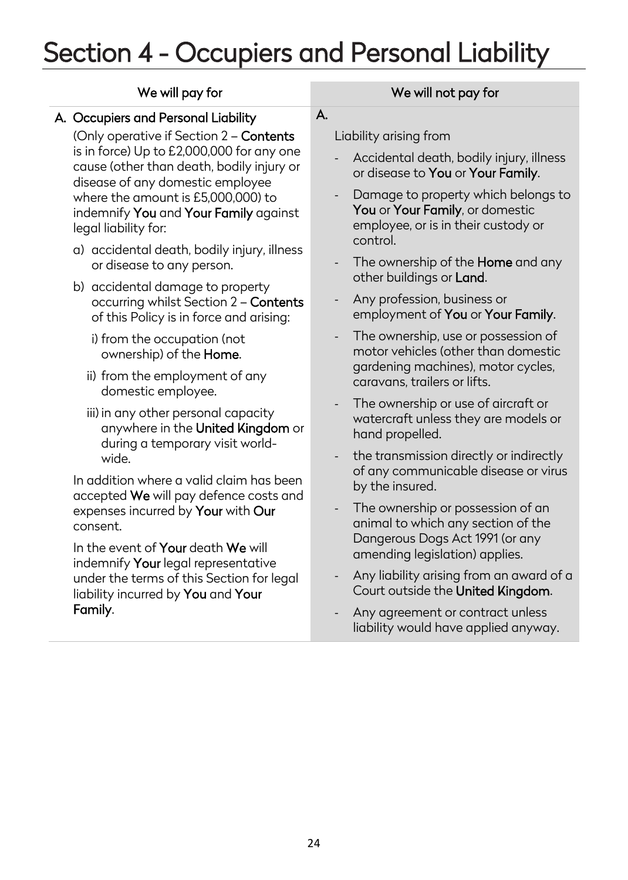# Section 4 - Occupiers and Personal Liability

| We will pay for | We will not pay for |
|---|---|
| **A. Occupiers and Personal Liability**<br>(Only operative if Section 2 – **Contents** is in force) Up to £2,000,000 for any one cause (other than death, bodily injury or disease of any domestic employee where the amount is £5,000,000) to indemnify **You** and **Your Family** against legal liability for:<br>a) accidental death, bodily injury, illness or disease to any person.<br>b) accidental damage to property occurring whilst Section 2 – **Contents** of this Policy is in force and arising:<br>i) from the occupation (not ownership) of the **Home**.<br>ii) from the employment of any domestic employee.<br>iii) in any other personal capacity anywhere in the **United Kingdom** or during a temporary visit world-wide.<br>In addition where a valid claim has been accepted **We** will pay defence costs and expenses incurred by **Your** with **Our** consent.<br>In the event of **Your** death **We** will indemnify **Your** legal representative under the terms of this Section for legal liability incurred by **You** and **Your Family**. | **A.**<br>Liability arising from<br>- Accidental death, bodily injury, illness or disease to **You** or **Your Family**.<br>- Damage to property which belongs to **You** or **Your Family**, or domestic employee, or is in their custody or control.<br>- The ownership of the **Home** and any other buildings or **Land**.<br>- Any profession, business or employment of **You** or **Your Family**.<br>- The ownership, use or possession of motor vehicles (other than domestic gardening machines), motor cycles, caravans, trailers or lifts.<br>- The ownership or use of aircraft or watercraft unless they are models or hand propelled.<br>- the transmission directly or indirectly of any communicable disease or virus by the insured.<br>- The ownership or possession of an animal to which any section of the Dangerous Dogs Act 1991 (or any amending legislation) applies.<br>- Any liability arising from an award of a Court outside the **United Kingdom**.<br>- Any agreement or contract unless liability would have applied anyway. |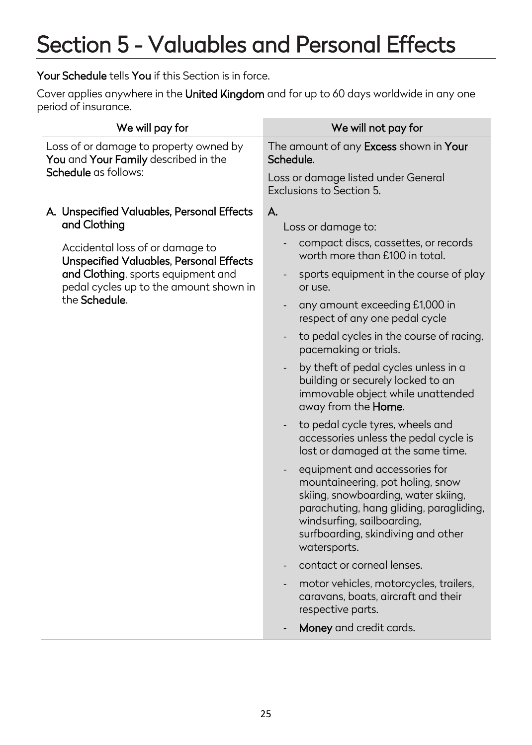# Section 5 - Valuables and Personal Effects

**Your Schedule** tells **You** if this Section is in force.

Cover applies anywhere in the **United Kingdom** and for up to 60 days worldwide in any one period of insurance.

| We will pay for | We will not pay for |
|---|---|
| Loss of or damage to property owned by **You** and **Your Family** described in the **Schedule** as follows: | The amount of any **Excess** shown in **Your Schedule**.<br><br>Loss or damage listed under General Exclusions to Section 5. |
| **A. Unspecified Valuables, Personal Effects and Clothing**<br><br>Accidental loss of or damage to **Unspecified Valuables, Personal Effects and Clothing**, sports equipment and pedal cycles up to the amount shown in the **Schedule**. | **A.**<br><br>Loss or damage to:<br>- compact discs, cassettes, or records worth more than £100 in total.<br>- sports equipment in the course of play or use.<br>- any amount exceeding £1,000 in respect of any one pedal cycle<br>- to pedal cycles in the course of racing, pacemaking or trials.<br>- by theft of pedal cycles unless in a building or securely locked to an immovable object while unattended away from the **Home**.<br>- to pedal cycle tyres, wheels and accessories unless the pedal cycle is lost or damaged at the same time.<br>- equipment and accessories for mountaineering, pot holing, snow skiing, snowboarding, water skiing, parachuting, hang gliding, paragliding, windsurfing, sailboarding, surfboarding, skindiving and other watersports.<br>- contact or corneal lenses.<br>- motor vehicles, motorcycles, trailers, caravans, boats, aircraft and their respective parts.<br>- **Money** and credit cards. |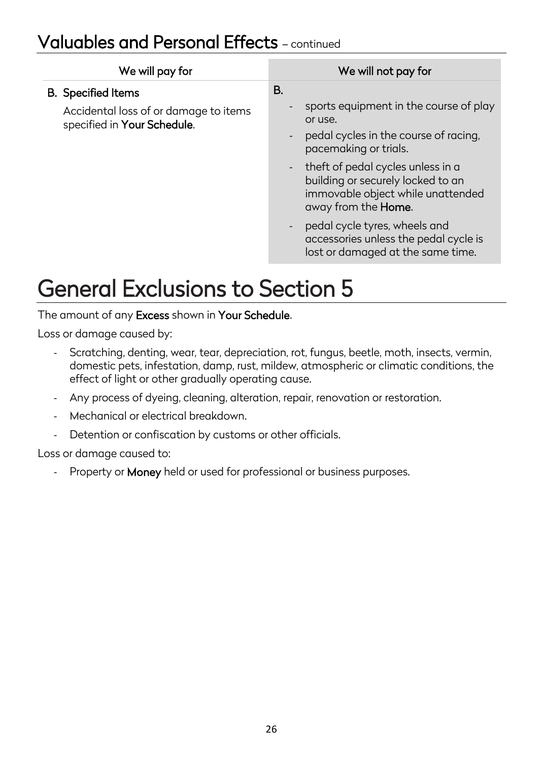## Valuables and Personal Effects – continued

| We will pay for | We will not pay for |
|---|---|
| **B. Specified Items**<br><br>Accidental loss of or damage to items specified in **Your Schedule**. | **B.**<br>- sports equipment in the course of play or use.<br>- pedal cycles in the course of racing, pacemaking or trials.<br>- theft of pedal cycles unless in a building or securely locked to an immovable object while unattended away from the **Home**.<br>- pedal cycle tyres, wheels and accessories unless the pedal cycle is lost or damaged at the same time. |

# General Exclusions to Section 5

The amount of any **Excess** shown in **Your Schedule**.

Loss or damage caused by:

- Scratching, denting, wear, tear, depreciation, rot, fungus, beetle, moth, insects, vermin, domestic pets, infestation, damp, rust, mildew, atmospheric or climatic conditions, the effect of light or other gradually operating cause.
- Any process of dyeing, cleaning, alteration, repair, renovation or restoration.
- Mechanical or electrical breakdown.
- Detention or confiscation by customs or other officials.

Loss or damage caused to:

- Property or **Money** held or used for professional or business purposes.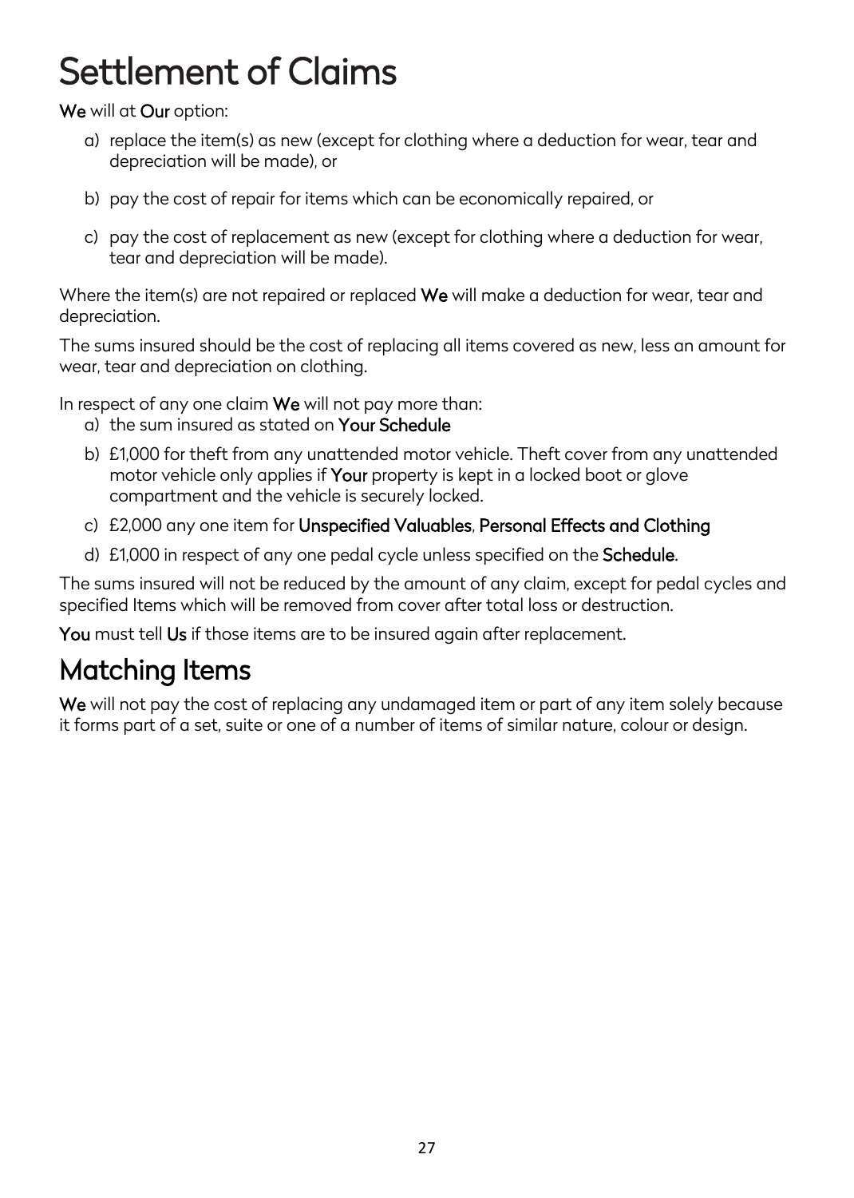# Settlement of Claims

**We** will at **Our** option:

a) replace the item(s) as new (except for clothing where a deduction for wear, tear and depreciation will be made), or

b) pay the cost of repair for items which can be economically repaired, or

c) pay the cost of replacement as new (except for clothing where a deduction for wear, tear and depreciation will be made).

Where the item(s) are not repaired or replaced **We** will make a deduction for wear, tear and depreciation.

The sums insured should be the cost of replacing all items covered as new, less an amount for wear, tear and depreciation on clothing.

In respect of any one claim **We** will not pay more than:

a) the sum insured as stated on **Your Schedule**

b) £1,000 for theft from any unattended motor vehicle. Theft cover from any unattended motor vehicle only applies if **Your** property is kept in a locked boot or glove compartment and the vehicle is securely locked.

c) £2,000 any one item for **Unspecified Valuables**, **Personal Effects and Clothing**

d) £1,000 in respect of any one pedal cycle unless specified on the **Schedule**.

The sums insured will not be reduced by the amount of any claim, except for pedal cycles and specified Items which will be removed from cover after total loss or destruction.

**You** must tell **Us** if those items are to be insured again after replacement.

# Matching Items

**We** will not pay the cost of replacing any undamaged item or part of any item solely because it forms part of a set, suite or one of a number of items of similar nature, colour or design.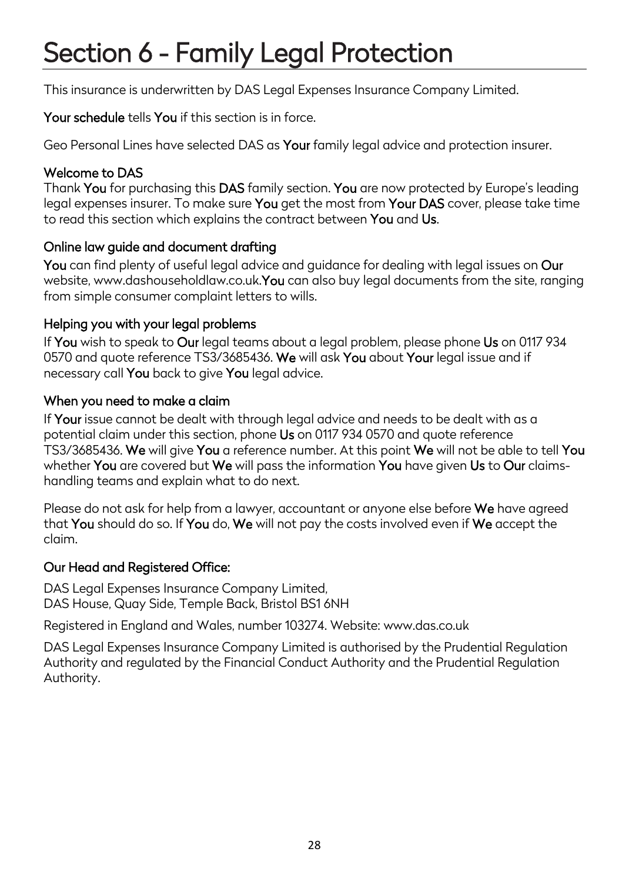# Section 6 - Family Legal Protection

This insurance is underwritten by DAS Legal Expenses Insurance Company Limited.

**Your schedule** tells **You** if this section is in force.

Geo Personal Lines have selected DAS as **Your** family legal advice and protection insurer.

### Welcome to DAS

Thank **You** for purchasing this **DAS** family section. **You** are now protected by Europe's leading legal expenses insurer. To make sure **You** get the most from **Your DAS** cover, please take time to read this section which explains the contract between **You** and **Us**.

### Online law guide and document drafting

**You** can find plenty of useful legal advice and guidance for dealing with legal issues on **Our** website, www.dashouseholdlaw.co.uk.**You** can also buy legal documents from the site, ranging from simple consumer complaint letters to wills.

### Helping you with your legal problems

If **You** wish to speak to **Our** legal teams about a legal problem, please phone **Us** on 0117 934 0570 and quote reference TS3/3685436. **We** will ask **You** about **Your** legal issue and if necessary call **You** back to give **You** legal advice.

### When you need to make a claim

If **Your** issue cannot be dealt with through legal advice and needs to be dealt with as a potential claim under this section, phone **Us** on 0117 934 0570 and quote reference TS3/3685436. **We** will give **You** a reference number. At this point **We** will not be able to tell **You** whether **You** are covered but **We** will pass the information **You** have given **Us** to **Our** claims-handling teams and explain what to do next.

Please do not ask for help from a lawyer, accountant or anyone else before **We** have agreed that **You** should do so. If **You** do, **We** will not pay the costs involved even if **We** accept the claim.

### Our Head and Registered Office:

DAS Legal Expenses Insurance Company Limited,
DAS House, Quay Side, Temple Back, Bristol BS1 6NH

Registered in England and Wales, number 103274. Website: www.das.co.uk

DAS Legal Expenses Insurance Company Limited is authorised by the Prudential Regulation Authority and regulated by the Financial Conduct Authority and the Prudential Regulation Authority.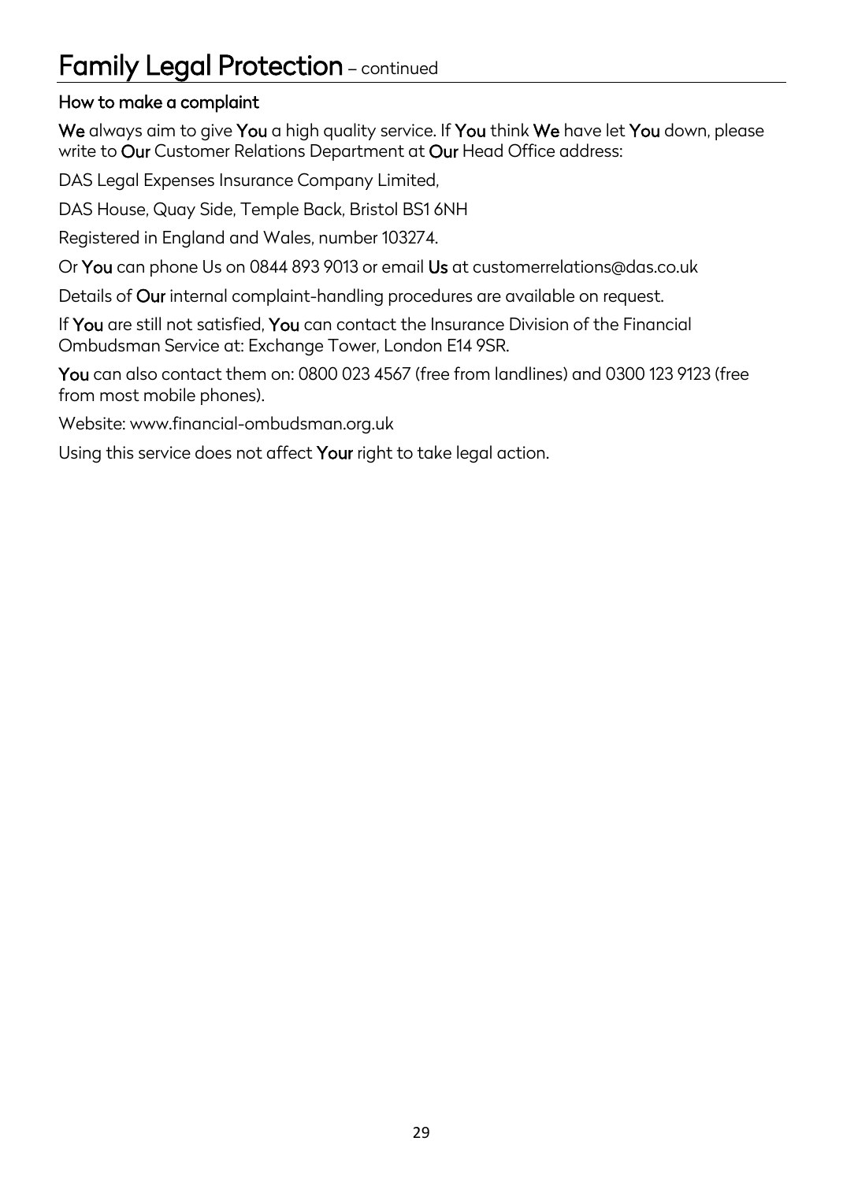# Family Legal Protection – continued

### How to make a complaint

**We** always aim to give **You** a high quality service. If **You** think **We** have let **You** down, please write to **Our** Customer Relations Department at **Our** Head Office address:

DAS Legal Expenses Insurance Company Limited,

DAS House, Quay Side, Temple Back, Bristol BS1 6NH

Registered in England and Wales, number 103274.

Or **You** can phone Us on 0844 893 9013 or email **Us** at customerrelations@das.co.uk

Details of **Our** internal complaint-handling procedures are available on request.

If **You** are still not satisfied, **You** can contact the Insurance Division of the Financial Ombudsman Service at: Exchange Tower, London E14 9SR.

**You** can also contact them on: 0800 023 4567 (free from landlines) and 0300 123 9123 (free from most mobile phones).

Website: www.financial-ombudsman.org.uk

Using this service does not affect **Your** right to take legal action.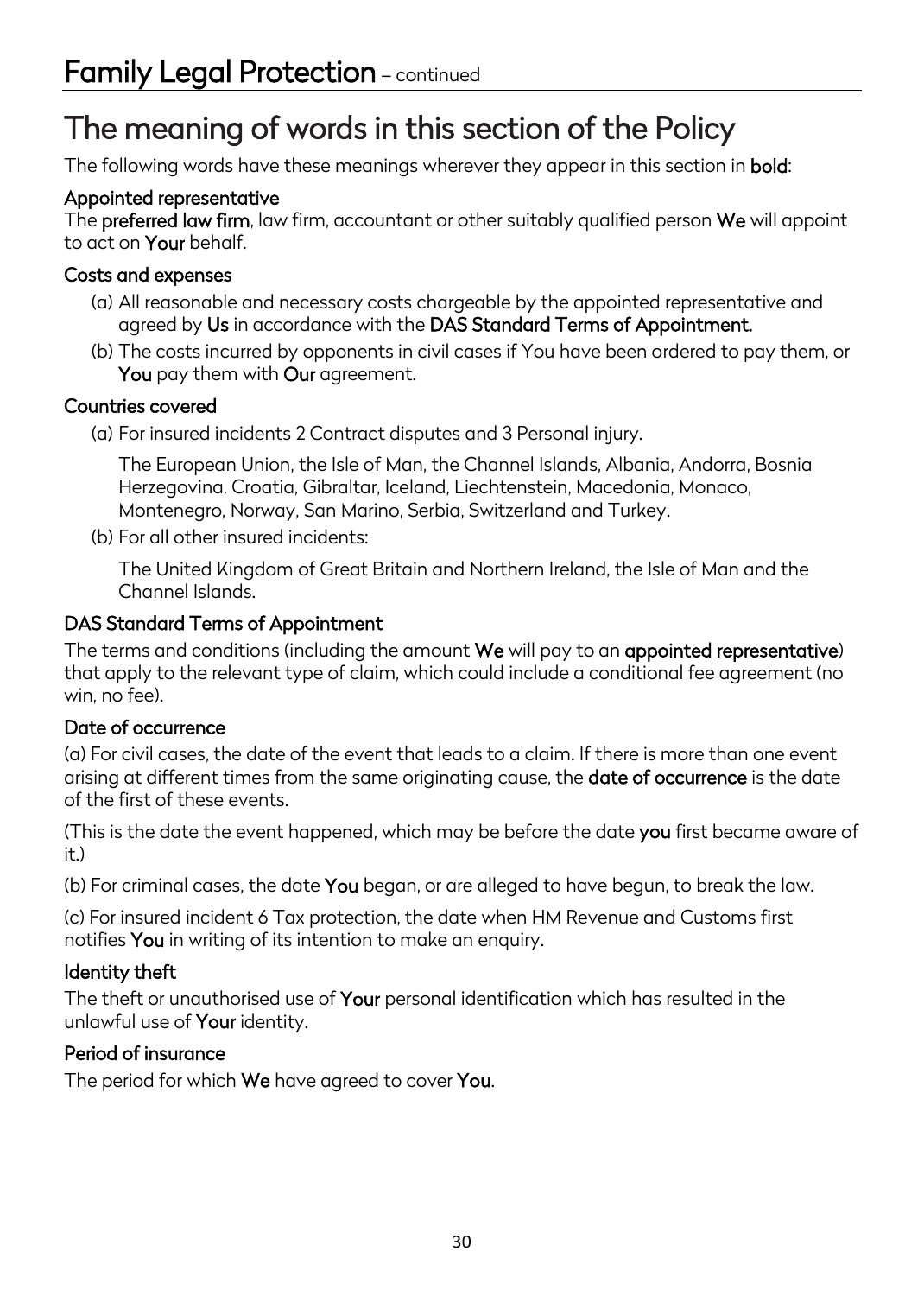# Family Legal Protection – continued

## The meaning of words in this section of the Policy

The following words have these meanings wherever they appear in this section in **bold**:

### Appointed representative

The **preferred law firm**, law firm, accountant or other suitably qualified person **We** will appoint to act on **Your** behalf.

### Costs and expenses

(a) All reasonable and necessary costs chargeable by the appointed representative and agreed by **Us** in accordance with the **DAS Standard Terms of Appointment.**

(b) The costs incurred by opponents in civil cases if You have been ordered to pay them, or **You** pay them with **Our** agreement.

### Countries covered

(a) For insured incidents 2 Contract disputes and 3 Personal injury.

The European Union, the Isle of Man, the Channel Islands, Albania, Andorra, Bosnia Herzegovina, Croatia, Gibraltar, Iceland, Liechtenstein, Macedonia, Monaco, Montenegro, Norway, San Marino, Serbia, Switzerland and Turkey.

(b) For all other insured incidents:

The United Kingdom of Great Britain and Northern Ireland, the Isle of Man and the Channel Islands.

### DAS Standard Terms of Appointment

The terms and conditions (including the amount **We** will pay to an **appointed representative**) that apply to the relevant type of claim, which could include a conditional fee agreement (no win, no fee).

### Date of occurrence

(a) For civil cases, the date of the event that leads to a claim. If there is more than one event arising at different times from the same originating cause, the **date of occurrence** is the date of the first of these events.

(This is the date the event happened, which may be before the date **you** first became aware of it.)

(b) For criminal cases, the date **You** began, or are alleged to have begun, to break the law.

(c) For insured incident 6 Tax protection, the date when HM Revenue and Customs first notifies **You** in writing of its intention to make an enquiry.

### Identity theft

The theft or unauthorised use of **Your** personal identification which has resulted in the unlawful use of **Your** identity.

### Period of insurance

The period for which **We** have agreed to cover **You**.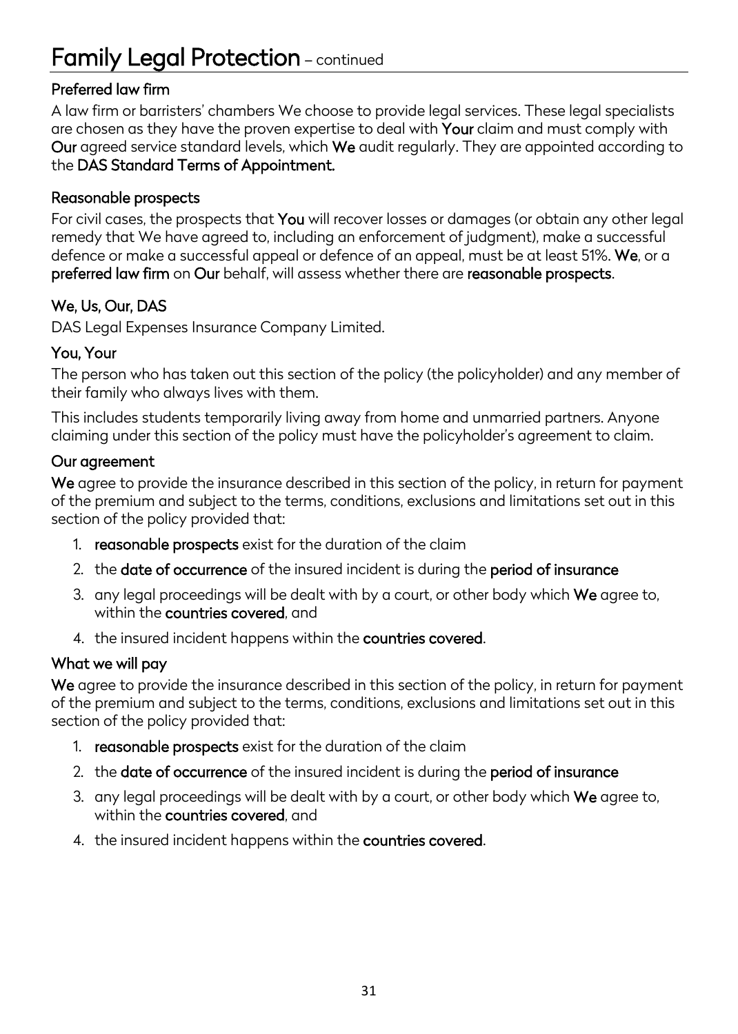# Family Legal Protection – continued

### Preferred law firm

A law firm or barristers' chambers We choose to provide legal services. These legal specialists are chosen as they have the proven expertise to deal with **Your** claim and must comply with **Our** agreed service standard levels, which **We** audit regularly. They are appointed according to the **DAS Standard Terms of Appointment.**

### Reasonable prospects

For civil cases, the prospects that **You** will recover losses or damages (or obtain any other legal remedy that We have agreed to, including an enforcement of judgment), make a successful defence or make a successful appeal or defence of an appeal, must be at least 51%. **We**, or a **preferred law firm** on **Our** behalf, will assess whether there are **reasonable prospects**.

### We, Us, Our, DAS

DAS Legal Expenses Insurance Company Limited.

### You, Your

The person who has taken out this section of the policy (the policyholder) and any member of their family who always lives with them.

This includes students temporarily living away from home and unmarried partners. Anyone claiming under this section of the policy must have the policyholder's agreement to claim.

### Our agreement

**We** agree to provide the insurance described in this section of the policy, in return for payment of the premium and subject to the terms, conditions, exclusions and limitations set out in this section of the policy provided that:

1. **reasonable prospects** exist for the duration of the claim
2. the **date of occurrence** of the insured incident is during the **period of insurance**
3. any legal proceedings will be dealt with by a court, or other body which **We** agree to, within the **countries covered**, and
4. the insured incident happens within the **countries covered**.

### What we will pay

**We** agree to provide the insurance described in this section of the policy, in return for payment of the premium and subject to the terms, conditions, exclusions and limitations set out in this section of the policy provided that:

1. **reasonable prospects** exist for the duration of the claim
2. the **date of occurrence** of the insured incident is during the **period of insurance**
3. any legal proceedings will be dealt with by a court, or other body which **We** agree to, within the **countries covered**, and
4. the insured incident happens within the **countries covered**.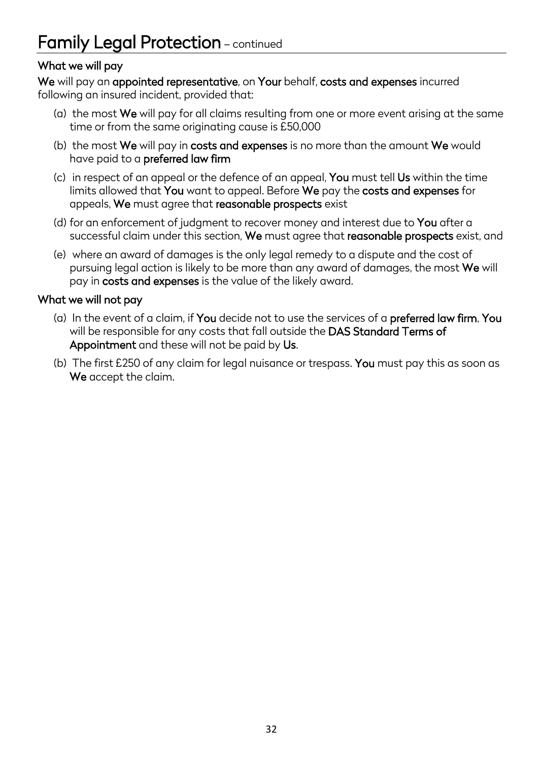# Family Legal Protection – continued

## What we will pay

**We** will pay an **appointed representative**, on **Your** behalf, **costs and expenses** incurred following an insured incident, provided that:

(a) the most **We** will pay for all claims resulting from one or more event arising at the same time or from the same originating cause is £50,000

(b) the most **We** will pay in **costs and expenses** is no more than the amount **We** would have paid to a **preferred law firm**

(c) in respect of an appeal or the defence of an appeal, **You** must tell **Us** within the time limits allowed that **You** want to appeal. Before **We** pay the **costs and expenses** for appeals, **We** must agree that **reasonable prospects** exist

(d) for an enforcement of judgment to recover money and interest due to **You** after a successful claim under this section, **We** must agree that **reasonable prospects** exist, and

(e) where an award of damages is the only legal remedy to a dispute and the cost of pursuing legal action is likely to be more than any award of damages, the most **We** will pay in **costs and expenses** is the value of the likely award.

## What we will not pay

(a) In the event of a claim, if **You** decide not to use the services of a **preferred law firm**, **You** will be responsible for any costs that fall outside the **DAS Standard Terms of Appointment** and these will not be paid by **Us**.

(b) The first £250 of any claim for legal nuisance or trespass. **You** must pay this as soon as **We** accept the claim.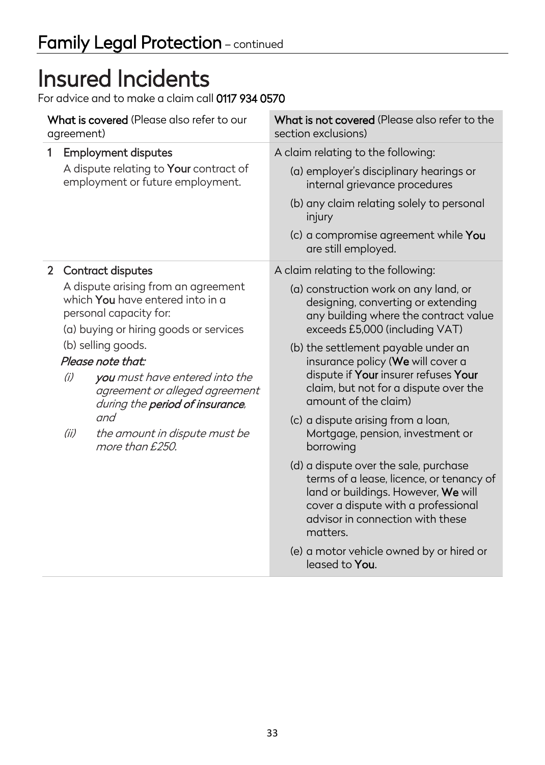# Family Legal Protection – continued

# Insured Incidents

For advice and to make a claim call **0117 934 0570**

| **What is covered** (Please also refer to our agreement) | **What is not covered** (Please also refer to the section exclusions) |
|---|---|
| **1 Employment disputes**<br>A dispute relating to **Your** contract of employment or future employment. | A claim relating to the following:<br>(a) employer's disciplinary hearings or internal grievance procedures<br>(b) any claim relating solely to personal injury<br>(c) a compromise agreement while **You** are still employed. |
| **2 Contract disputes**<br>A dispute arising from an agreement which **You** have entered into in a personal capacity for:<br>(a) buying or hiring goods or services<br>(b) selling goods.<br>*Please note that:*<br>*(i) **you** must have entered into the agreement or alleged agreement during the **period of insurance**, and*<br>*(ii) the amount in dispute must be more than £250.* | A claim relating to the following:<br>(a) construction work on any land, or designing, converting or extending any building where the contract value exceeds £5,000 (including VAT)<br>(b) the settlement payable under an insurance policy (**We** will cover a dispute if **Your** insurer refuses **Your** claim, but not for a dispute over the amount of the claim)<br>(c) a dispute arising from a loan, Mortgage, pension, investment or borrowing<br>(d) a dispute over the sale, purchase terms of a lease, licence, or tenancy of land or buildings. However, **We** will cover a dispute with a professional advisor in connection with these matters.<br>(e) a motor vehicle owned by or hired or leased to **You**. |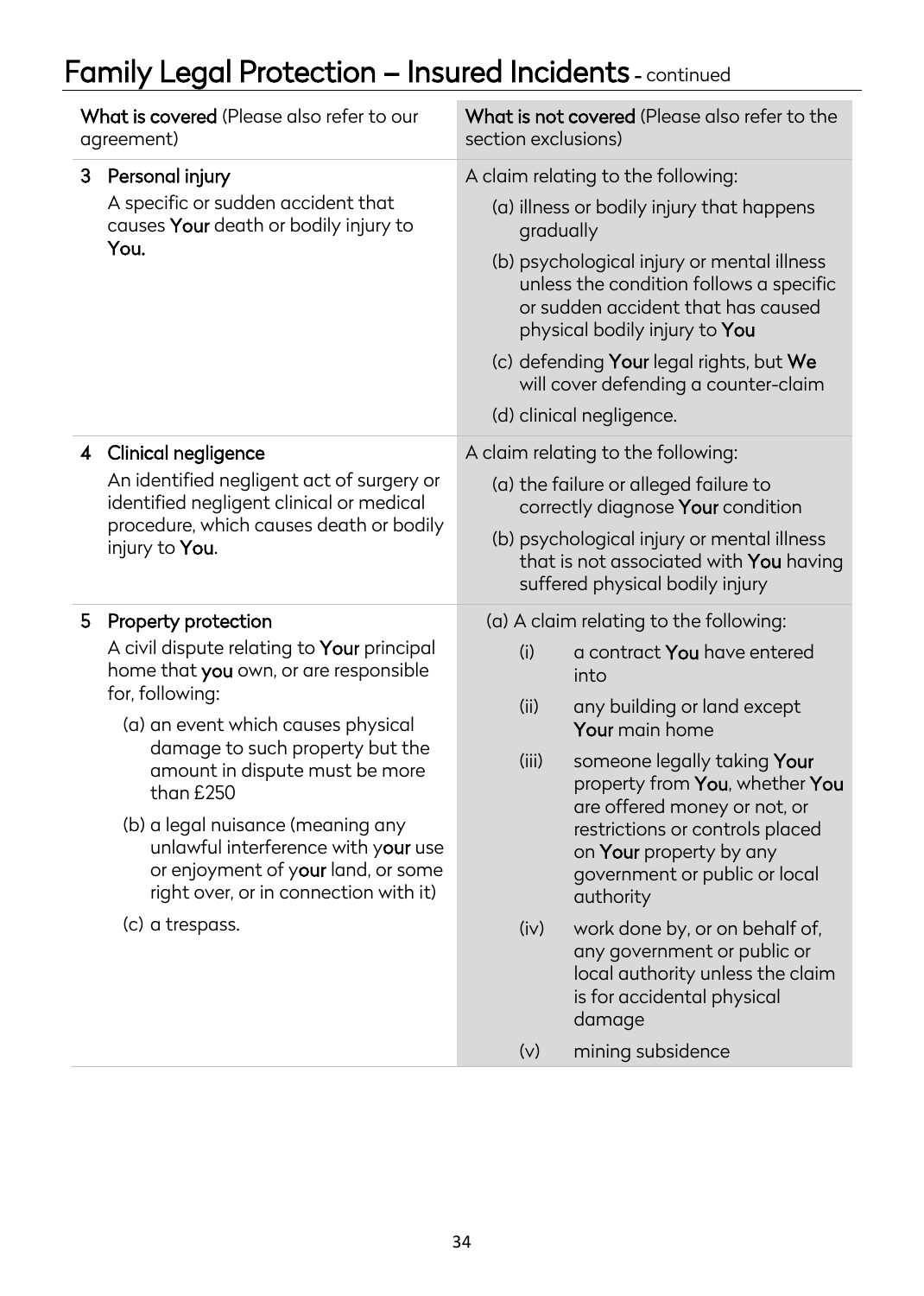# Family Legal Protection – Insured Incidents - continued

| **What is covered** (Please also refer to our agreement) | **What is not covered** (Please also refer to the section exclusions) |
|---|---|
| **3 Personal injury**<br>A specific or sudden accident that causes **Your** death or bodily injury to **You.** | A claim relating to the following:<br>(a) illness or bodily injury that happens gradually<br>(b) psychological injury or mental illness unless the condition follows a specific or sudden accident that has caused physical bodily injury to **You**<br>(c) defending **Your** legal rights, but **We** will cover defending a counter-claim<br>(d) clinical negligence. |
| **4 Clinical negligence**<br>An identified negligent act of surgery or identified negligent clinical or medical procedure, which causes death or bodily injury to **You**. | A claim relating to the following:<br>(a) the failure or alleged failure to correctly diagnose **Your** condition<br>(b) psychological injury or mental illness that is not associated with **You** having suffered physical bodily injury |
| **5 Property protection**<br>A civil dispute relating to **Your** principal home that **you** own, or are responsible for, following:<br>(a) an event which causes physical damage to such property but the amount in dispute must be more than £250<br>(b) a legal nuisance (meaning any unlawful interference with y**our** use or enjoyment of y**our** land, or some right over, or in connection with it)<br>(c) a trespass. | (a) A claim relating to the following:<br>(i) a contract **You** have entered into<br>(ii) any building or land except **Your** main home<br>(iii) someone legally taking **Your** property from **You**, whether **You** are offered money or not, or restrictions or controls placed on **Your** property by any government or public or local authority<br>(iv) work done by, or on behalf of, any government or public or local authority unless the claim is for accidental physical damage<br>(v) mining subsidence |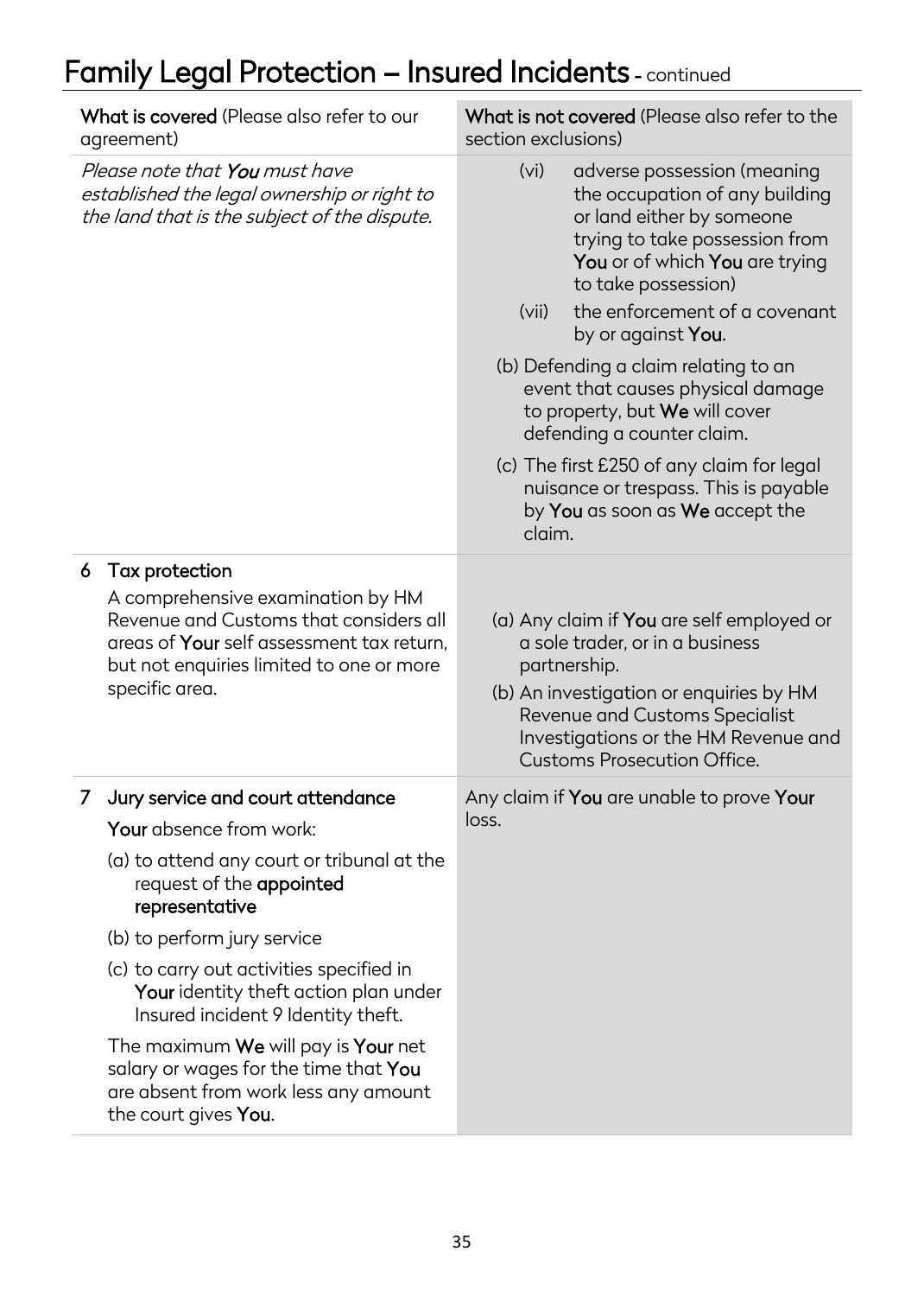# Family Legal Protection – Insured Incidents - continued

| What is covered (Please also refer to our agreement) | What is not covered (Please also refer to the section exclusions) |
| --- | --- |
| *Please note that **You** must have established the legal ownership or right to the land that is the subject of the dispute.* | (vi) adverse possession (meaning the occupation of any building or land either by someone trying to take possession from **You** or of which **You** are trying to take possession)<br>(vii) the enforcement of a covenant by or against **You**.<br>(b) Defending a claim relating to an event that causes physical damage to property, but **We** will cover defending a counter claim.<br>(c) The first £250 of any claim for legal nuisance or trespass. This is payable by **You** as soon as **We** accept the claim. |
| **6 Tax protection**<br>A comprehensive examination by HM Revenue and Customs that considers all areas of **Your** self assessment tax return, but not enquiries limited to one or more specific area. | (a) Any claim if **You** are self employed or a sole trader, or in a business partnership.<br>(b) An investigation or enquiries by HM Revenue and Customs Specialist Investigations or the HM Revenue and Customs Prosecution Office. |
| **7 Jury service and court attendance**<br>**Your** absence from work:<br>(a) to attend any court or tribunal at the request of the **appointed representative**<br>(b) to perform jury service<br>(c) to carry out activities specified in **Your** identity theft action plan under Insured incident 9 Identity theft.<br>The maximum **We** will pay is **Your** net salary or wages for the time that **You** are absent from work less any amount the court gives **You**. | Any claim if **You** are unable to prove **Your** loss. |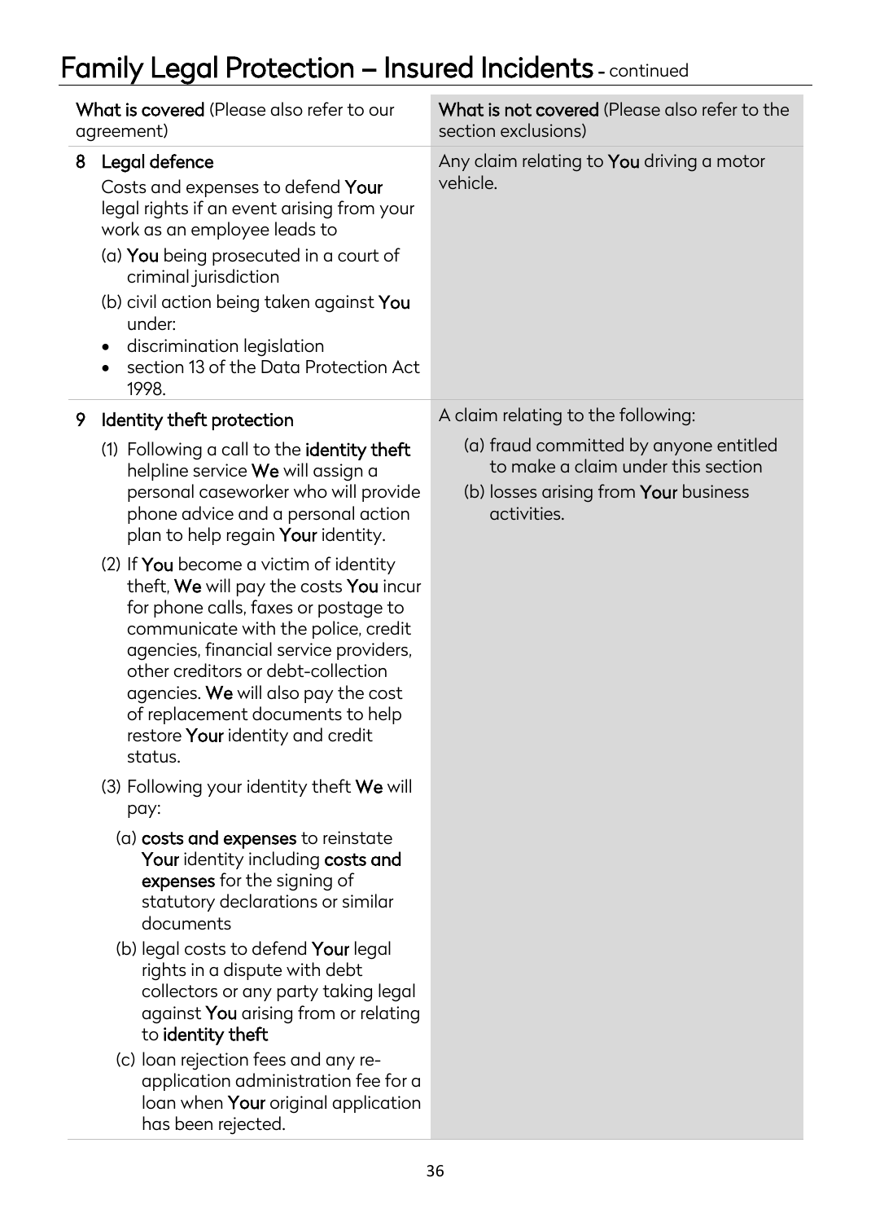# Family Legal Protection – Insured Incidents - continued

| **What is covered** (Please also refer to our agreement) | **What is not covered** (Please also refer to the section exclusions) |
|---|---|
| **8 Legal defence**<br>Costs and expenses to defend **Your** legal rights if an event arising from your work as an employee leads to<br>(a) **You** being prosecuted in a court of criminal jurisdiction<br>(b) civil action being taken against **You** under:<br>• discrimination legislation<br>• section 13 of the Data Protection Act 1998. | Any claim relating to **You** driving a motor vehicle. |
| **9 Identity theft protection**<br>(1) Following a call to the **identity theft** helpline service **We** will assign a personal caseworker who will provide phone advice and a personal action plan to help regain **Your** identity.<br>(2) If **You** become a victim of identity theft, **We** will pay the costs **You** incur for phone calls, faxes or postage to communicate with the police, credit agencies, financial service providers, other creditors or debt-collection agencies. **We** will also pay the cost of replacement documents to help restore **Your** identity and credit status.<br>(3) Following your identity theft **We** will pay:<br>(a) **costs and expenses** to reinstate **Your** identity including **costs and expenses** for the signing of statutory declarations or similar documents<br>(b) legal costs to defend **Your** legal rights in a dispute with debt collectors or any party taking legal against **You** arising from or relating to **identity theft**<br>(c) loan rejection fees and any re-application administration fee for a loan when **Your** original application has been rejected. | A claim relating to the following:<br>(a) fraud committed by anyone entitled to make a claim under this section<br>(b) losses arising from **Your** business activities. |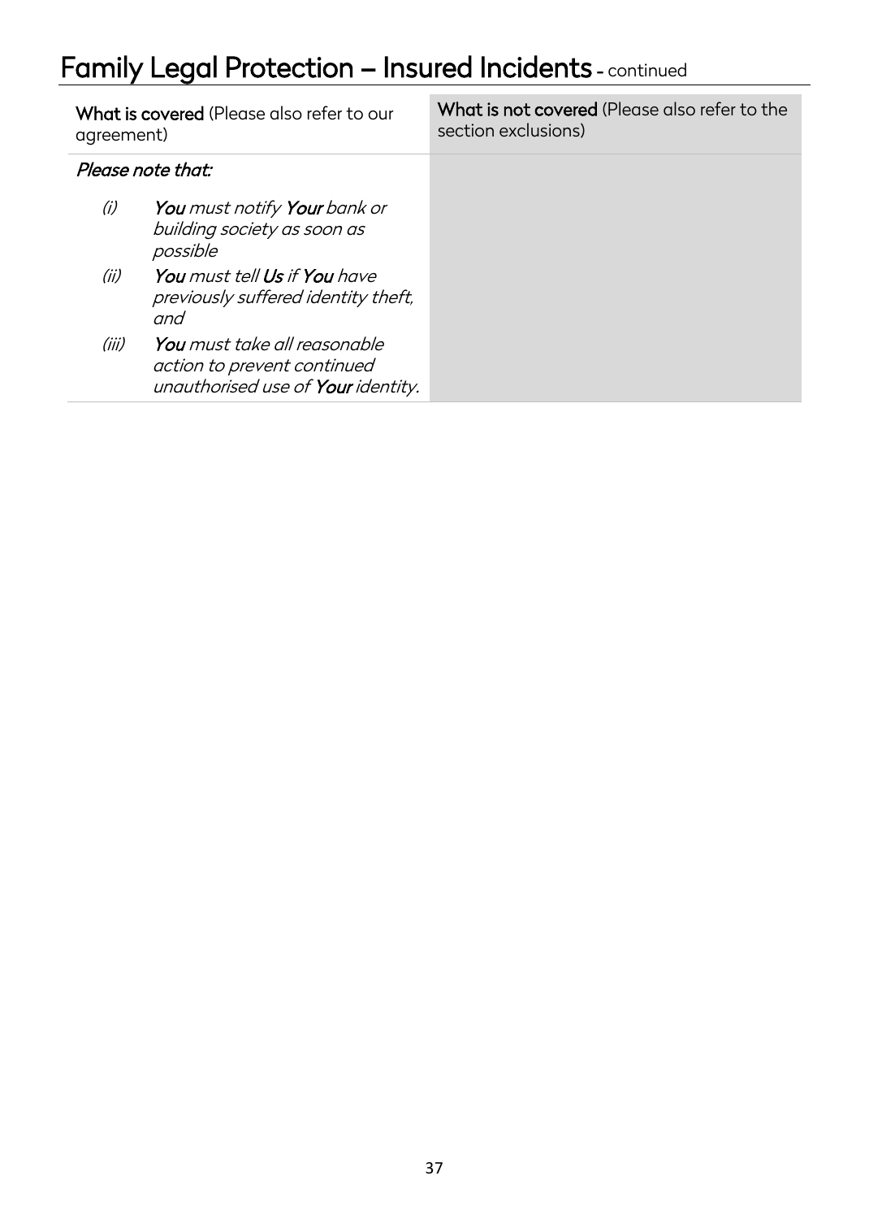# Family Legal Protection – Insured Incidents - continued

| **What is covered** (Please also refer to our agreement) | **What is not covered** (Please also refer to the section exclusions) |
|---|---|
| *Please note that:*<br>*(i) **You** must notify **Your** bank or building society as soon as possible*<br>*(ii) **You** must tell **Us** if **You** have previously suffered identity theft, and*<br>*(iii) **You** must take all reasonable action to prevent continued unauthorised use of **Your** identity.* | |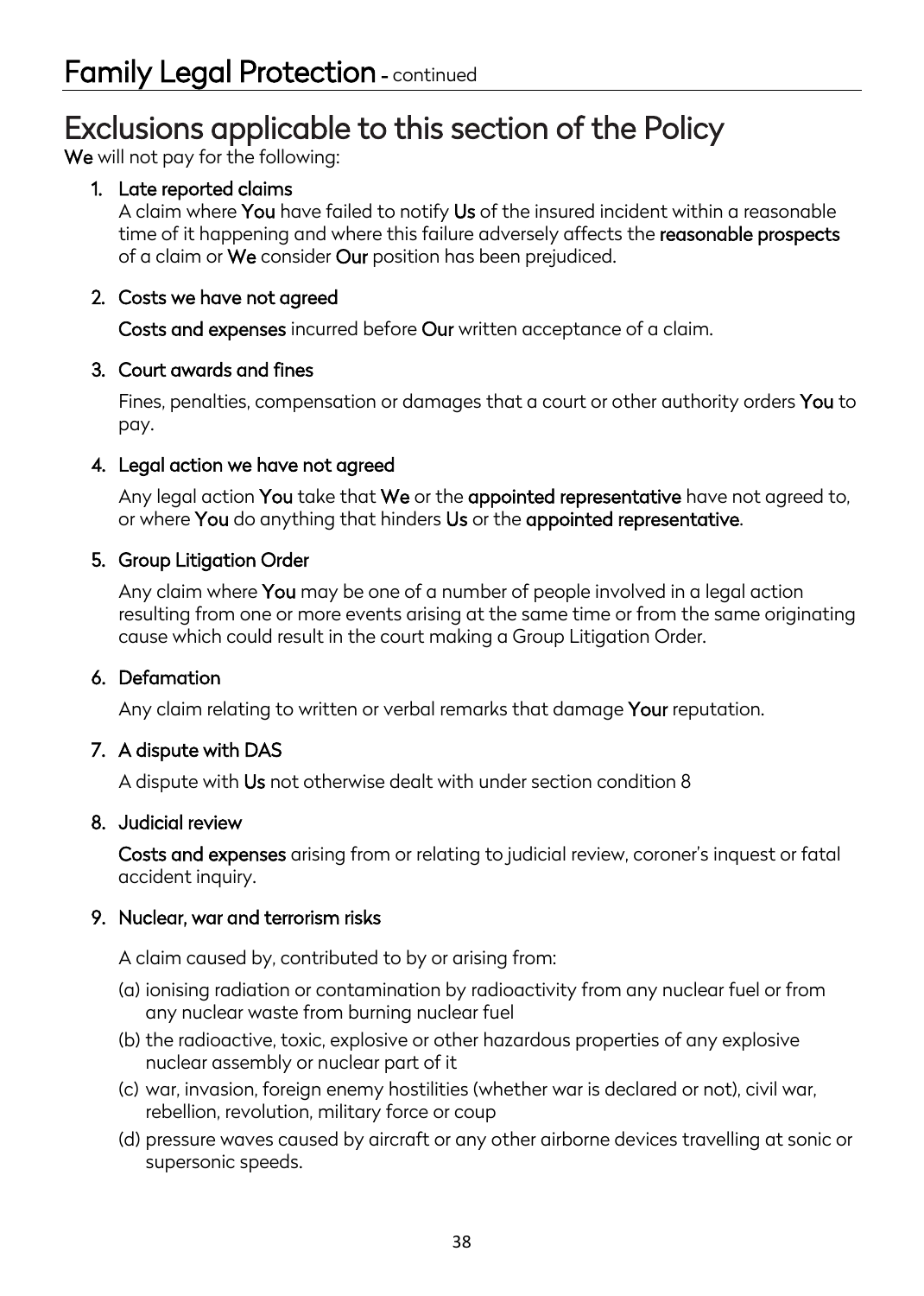# Family Legal Protection - continued

## Exclusions applicable to this section of the Policy

**We** will not pay for the following:

1. **Late reported claims**
   A claim where **You** have failed to notify **Us** of the insured incident within a reasonable time of it happening and where this failure adversely affects the **reasonable prospects** of a claim or **We** consider **Our** position has been prejudiced.

2. **Costs we have not agreed**
   **Costs and expenses** incurred before **Our** written acceptance of a claim.

3. **Court awards and fines**
   Fines, penalties, compensation or damages that a court or other authority orders **You** to pay.

4. **Legal action we have not agreed**
   Any legal action **You** take that **We** or the **appointed representative** have not agreed to, or where **You** do anything that hinders **Us** or the **appointed representative**.

5. **Group Litigation Order**
   Any claim where **You** may be one of a number of people involved in a legal action resulting from one or more events arising at the same time or from the same originating cause which could result in the court making a Group Litigation Order.

6. **Defamation**
   Any claim relating to written or verbal remarks that damage **Your** reputation.

7. **A dispute with DAS**
   A dispute with **Us** not otherwise dealt with under section condition 8

8. **Judicial review**
   **Costs and expenses** arising from or relating to judicial review, coroner's inquest or fatal accident inquiry.

9. **Nuclear, war and terrorism risks**
   A claim caused by, contributed to by or arising from:
   (a) ionising radiation or contamination by radioactivity from any nuclear fuel or from any nuclear waste from burning nuclear fuel
   (b) the radioactive, toxic, explosive or other hazardous properties of any explosive nuclear assembly or nuclear part of it
   (c) war, invasion, foreign enemy hostilities (whether war is declared or not), civil war, rebellion, revolution, military force or coup
   (d) pressure waves caused by aircraft or any other airborne devices travelling at sonic or supersonic speeds.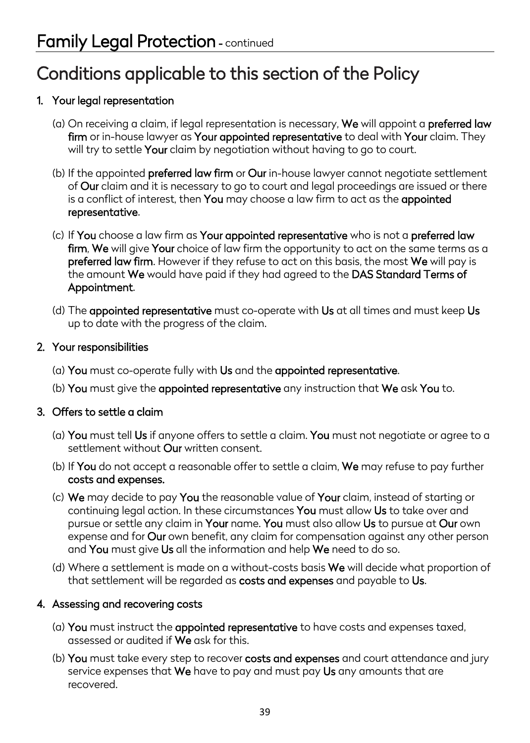# Family Legal Protection - continued

## Conditions applicable to this section of the Policy

### 1. Your legal representation

(a) On receiving a claim, if legal representation is necessary, **We** will appoint a **preferred law firm** or in-house lawyer as **Your appointed representative** to deal with **Your** claim. They will try to settle **Your** claim by negotiation without having to go to court.

(b) If the appointed **preferred law firm** or **Our** in-house lawyer cannot negotiate settlement of **Our** claim and it is necessary to go to court and legal proceedings are issued or there is a conflict of interest, then **You** may choose a law firm to act as the **appointed representative**.

(c) If **You** choose a law firm as **Your appointed representative** who is not a **preferred law firm**, **We** will give **Your** choice of law firm the opportunity to act on the same terms as a **preferred law firm**. However if they refuse to act on this basis, the most **We** will pay is the amount **We** would have paid if they had agreed to the **DAS Standard Terms of Appointment**.

(d) The **appointed representative** must co-operate with **Us** at all times and must keep **Us** up to date with the progress of the claim.

### 2. Your responsibilities

(a) **You** must co-operate fully with **Us** and the **appointed representative**.

(b) **You** must give the **appointed representative** any instruction that **We** ask **You** to.

### 3. Offers to settle a claim

(a) **You** must tell **Us** if anyone offers to settle a claim. **You** must not negotiate or agree to a settlement without **Our** written consent.

(b) If **You** do not accept a reasonable offer to settle a claim, **We** may refuse to pay further **costs and expenses.**

(c) **We** may decide to pay **You** the reasonable value of **Your** claim, instead of starting or continuing legal action. In these circumstances **You** must allow **Us** to take over and pursue or settle any claim in **Your** name. **You** must also allow **Us** to pursue at **Our** own expense and for **Our** own benefit, any claim for compensation against any other person and **You** must give **Us** all the information and help **We** need to do so.

(d) Where a settlement is made on a without-costs basis **We** will decide what proportion of that settlement will be regarded as **costs and expenses** and payable to **Us**.

### 4. Assessing and recovering costs

(a) **You** must instruct the **appointed representative** to have costs and expenses taxed, assessed or audited if **We** ask for this.

(b) **You** must take every step to recover **costs and expenses** and court attendance and jury service expenses that **We** have to pay and must pay **Us** any amounts that are recovered.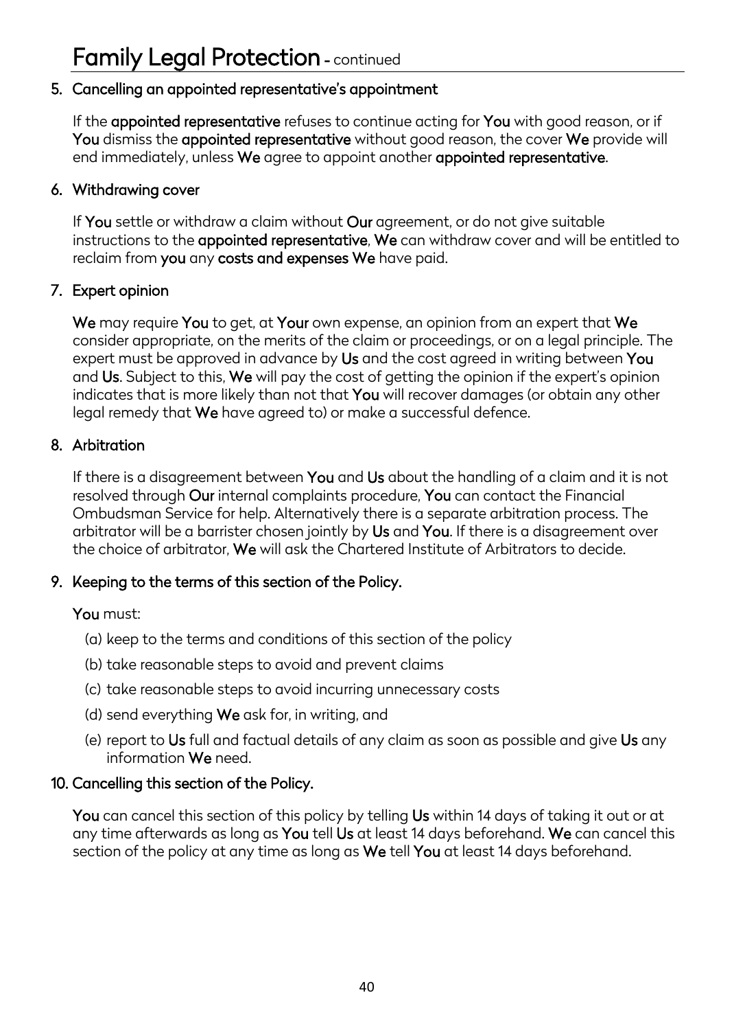# Family Legal Protection - continued

## 5. Cancelling an appointed representative's appointment

If the **appointed representative** refuses to continue acting for **You** with good reason, or if **You** dismiss the **appointed representative** without good reason, the cover **We** provide will end immediately, unless **We** agree to appoint another **appointed representative**.

## 6. Withdrawing cover

If **You** settle or withdraw a claim without **Our** agreement, or do not give suitable instructions to the **appointed representative**, **We** can withdraw cover and will be entitled to reclaim from **you** any **costs and expenses We** have paid.

## 7. Expert opinion

**We** may require **You** to get, at **Your** own expense, an opinion from an expert that **We** consider appropriate, on the merits of the claim or proceedings, or on a legal principle. The expert must be approved in advance by **Us** and the cost agreed in writing between **You** and **Us**. Subject to this, **We** will pay the cost of getting the opinion if the expert's opinion indicates that is more likely than not that **You** will recover damages (or obtain any other legal remedy that **We** have agreed to) or make a successful defence.

## 8. Arbitration

If there is a disagreement between **You** and **Us** about the handling of a claim and it is not resolved through **Our** internal complaints procedure, **You** can contact the Financial Ombudsman Service for help. Alternatively there is a separate arbitration process. The arbitrator will be a barrister chosen jointly by **Us** and **You**. If there is a disagreement over the choice of arbitrator, **We** will ask the Chartered Institute of Arbitrators to decide.

## 9. Keeping to the terms of this section of the Policy.

**You** must:

(a) keep to the terms and conditions of this section of the policy

(b) take reasonable steps to avoid and prevent claims

(c) take reasonable steps to avoid incurring unnecessary costs

(d) send everything **We** ask for, in writing, and

(e) report to **Us** full and factual details of any claim as soon as possible and give **Us** any information **We** need.

## 10. Cancelling this section of the Policy.

**You** can cancel this section of this policy by telling **Us** within 14 days of taking it out or at any time afterwards as long as **You** tell **Us** at least 14 days beforehand. **We** can cancel this section of the policy at any time as long as **We** tell **You** at least 14 days beforehand.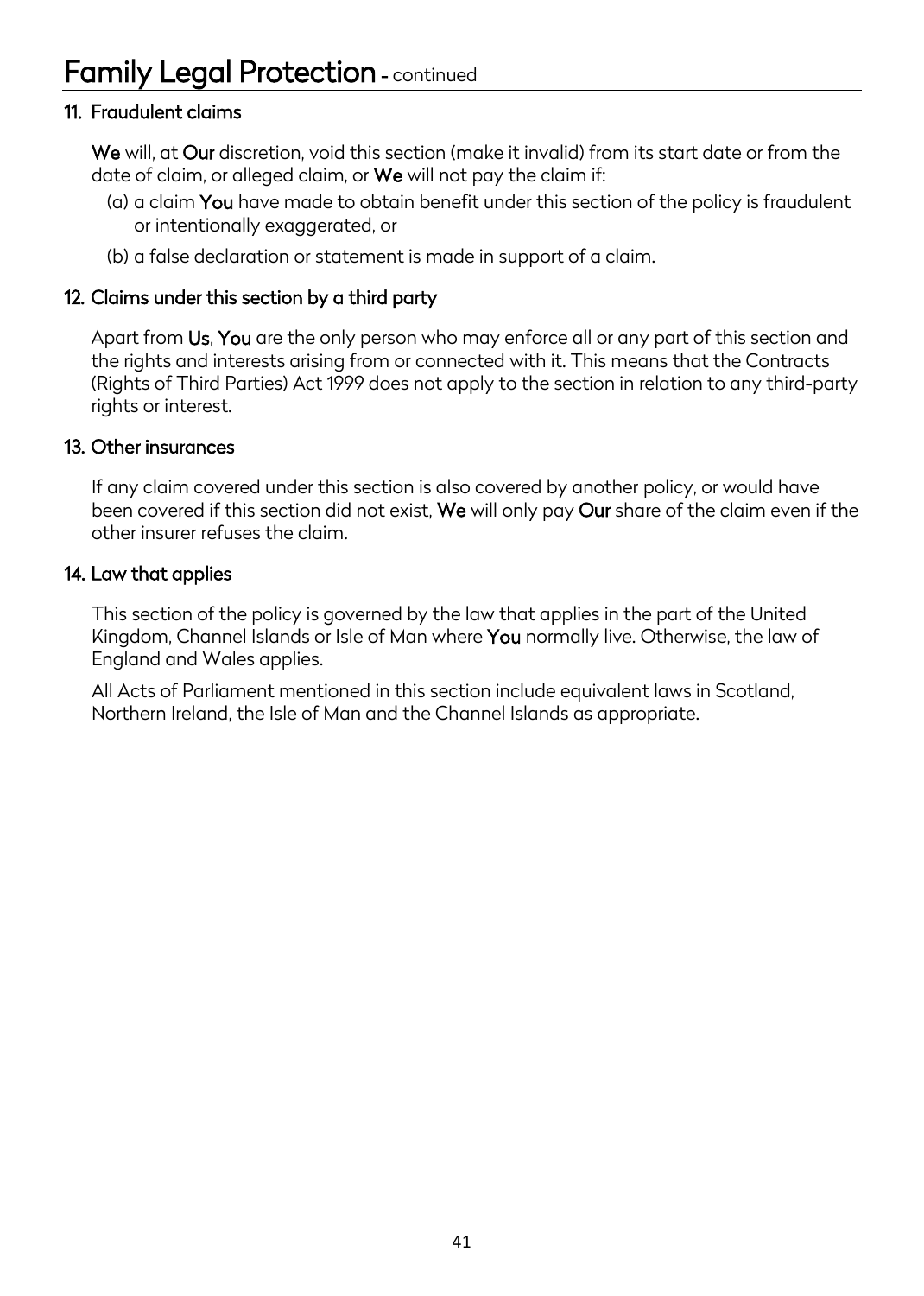# Family Legal Protection - continued

## 11. Fraudulent claims

**We** will, at **Our** discretion, void this section (make it invalid) from its start date or from the date of claim, or alleged claim, or **We** will not pay the claim if:

(a) a claim **You** have made to obtain benefit under this section of the policy is fraudulent or intentionally exaggerated, or

(b) a false declaration or statement is made in support of a claim.

## 12. Claims under this section by a third party

Apart from **Us**, **You** are the only person who may enforce all or any part of this section and the rights and interests arising from or connected with it. This means that the Contracts (Rights of Third Parties) Act 1999 does not apply to the section in relation to any third-party rights or interest.

## 13. Other insurances

If any claim covered under this section is also covered by another policy, or would have been covered if this section did not exist, **We** will only pay **Our** share of the claim even if the other insurer refuses the claim.

## 14. Law that applies

This section of the policy is governed by the law that applies in the part of the United Kingdom, Channel Islands or Isle of Man where **You** normally live. Otherwise, the law of England and Wales applies.

All Acts of Parliament mentioned in this section include equivalent laws in Scotland, Northern Ireland, the Isle of Man and the Channel Islands as appropriate.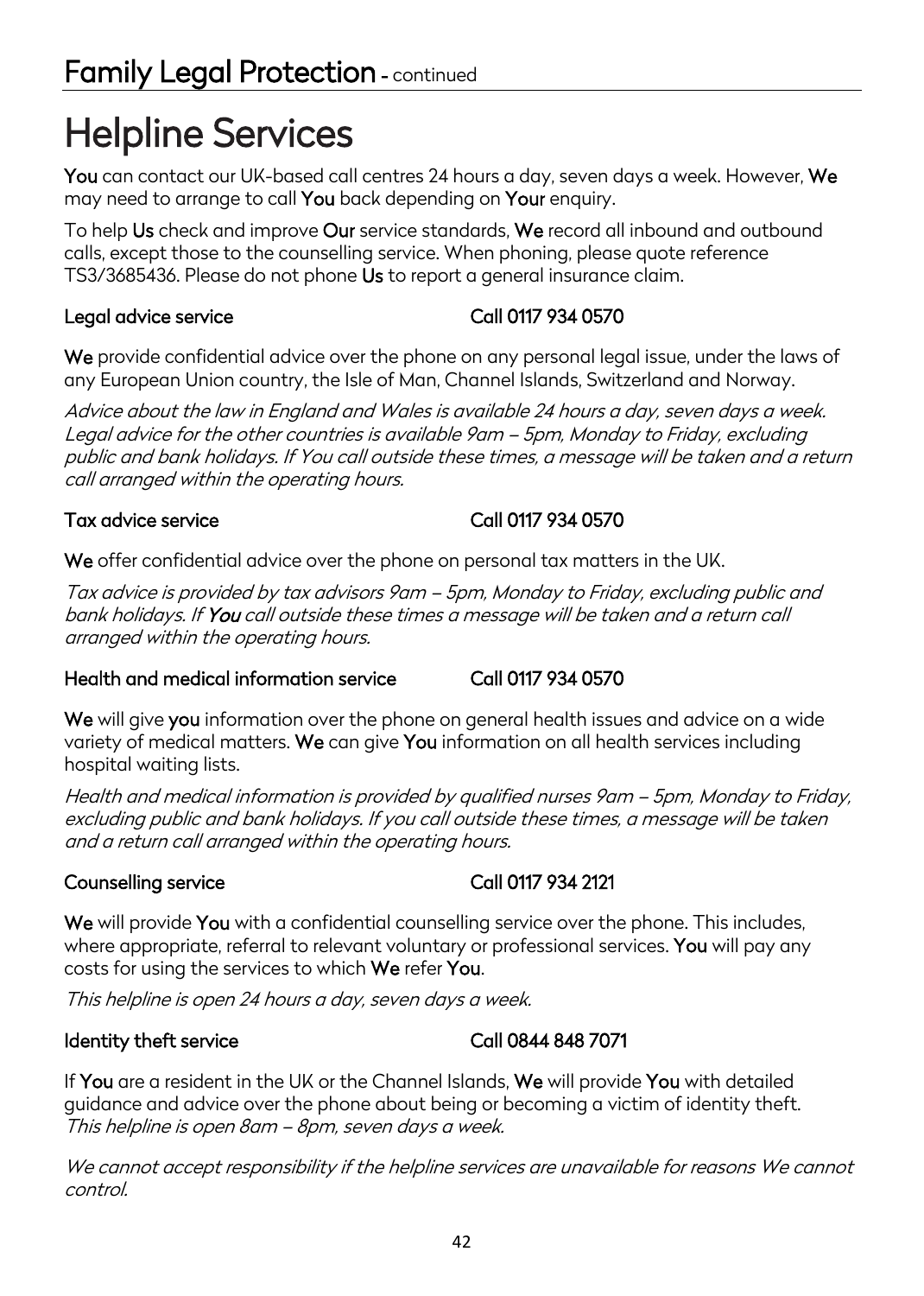# Helpline Services

**You** can contact our UK-based call centres 24 hours a day, seven days a week. However, **We** may need to arrange to call **You** back depending on **Your** enquiry.

To help **Us** check and improve **Our** service standards, **We** record all inbound and outbound calls, except those to the counselling service. When phoning, please quote reference TS3/3685436. Please do not phone **Us** to report a general insurance claim.

### Legal advice service — Call 0117 934 0570

**We** provide confidential advice over the phone on any personal legal issue, under the laws of any European Union country, the Isle of Man, Channel Islands, Switzerland and Norway.

*Advice about the law in England and Wales is available 24 hours a day, seven days a week. Legal advice for the other countries is available 9am – 5pm, Monday to Friday, excluding public and bank holidays. If You call outside these times, a message will be taken and a return call arranged within the operating hours.*

### Tax advice service — Call 0117 934 0570

**We** offer confidential advice over the phone on personal tax matters in the UK.

*Tax advice is provided by tax advisors 9am – 5pm, Monday to Friday, excluding public and bank holidays. If* ***You*** *call outside these times a message will be taken and a return call arranged within the operating hours.*

### Health and medical information service — Call 0117 934 0570

**We** will give **you** information over the phone on general health issues and advice on a wide variety of medical matters. **We** can give **You** information on all health services including hospital waiting lists.

*Health and medical information is provided by qualified nurses 9am – 5pm, Monday to Friday, excluding public and bank holidays. If you call outside these times, a message will be taken and a return call arranged within the operating hours.*

### Counselling service — Call 0117 934 2121

**We** will provide **You** with a confidential counselling service over the phone. This includes, where appropriate, referral to relevant voluntary or professional services. **You** will pay any costs for using the services to which **We** refer **You**.

*This helpline is open 24 hours a day, seven days a week.*

### Identity theft service — Call 0844 848 7071

If **You** are a resident in the UK or the Channel Islands, **We** will provide **You** with detailed guidance and advice over the phone about being or becoming a victim of identity theft.
*This helpline is open 8am – 8pm, seven days a week.*

*We cannot accept responsibility if the helpline services are unavailable for reasons We cannot control.*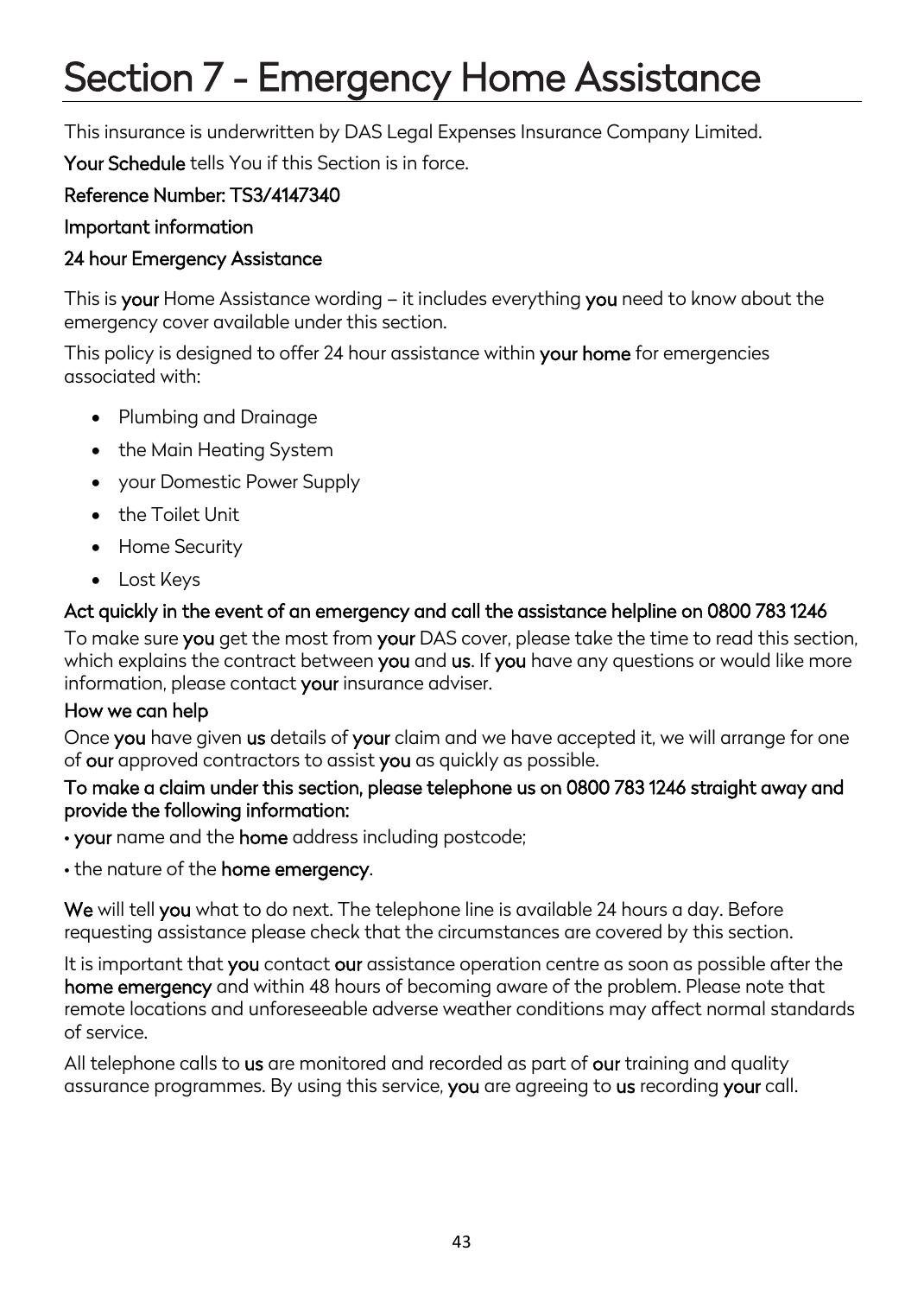# Section 7 - Emergency Home Assistance

This insurance is underwritten by DAS Legal Expenses Insurance Company Limited.

**Your Schedule** tells You if this Section is in force.

**Reference Number: TS3/4147340**

**Important information**

**24 hour Emergency Assistance**

This is **your** Home Assistance wording – it includes everything **you** need to know about the emergency cover available under this section.

This policy is designed to offer 24 hour assistance within **your home** for emergencies associated with:

- Plumbing and Drainage
- the Main Heating System
- your Domestic Power Supply
- the Toilet Unit
- Home Security
- Lost Keys

**Act quickly in the event of an emergency and call the assistance helpline on 0800 783 1246**

To make sure **you** get the most from **your** DAS cover, please take the time to read this section, which explains the contract between **you** and **us**. If **you** have any questions or would like more information, please contact **your** insurance adviser.

**How we can help**

Once **you** have given **us** details of **your** claim and we have accepted it, we will arrange for one of **our** approved contractors to assist **you** as quickly as possible.

**To make a claim under this section, please telephone us on 0800 783 1246 straight away and provide the following information:**

- **your** name and the **home** address including postcode;
- the nature of the **home emergency**.

**We** will tell **you** what to do next. The telephone line is available 24 hours a day. Before requesting assistance please check that the circumstances are covered by this section.

It is important that **you** contact **our** assistance operation centre as soon as possible after the **home emergency** and within 48 hours of becoming aware of the problem. Please note that remote locations and unforeseeable adverse weather conditions may affect normal standards of service.

All telephone calls to **us** are monitored and recorded as part of **our** training and quality assurance programmes. By using this service, **you** are agreeing to **us** recording **your** call.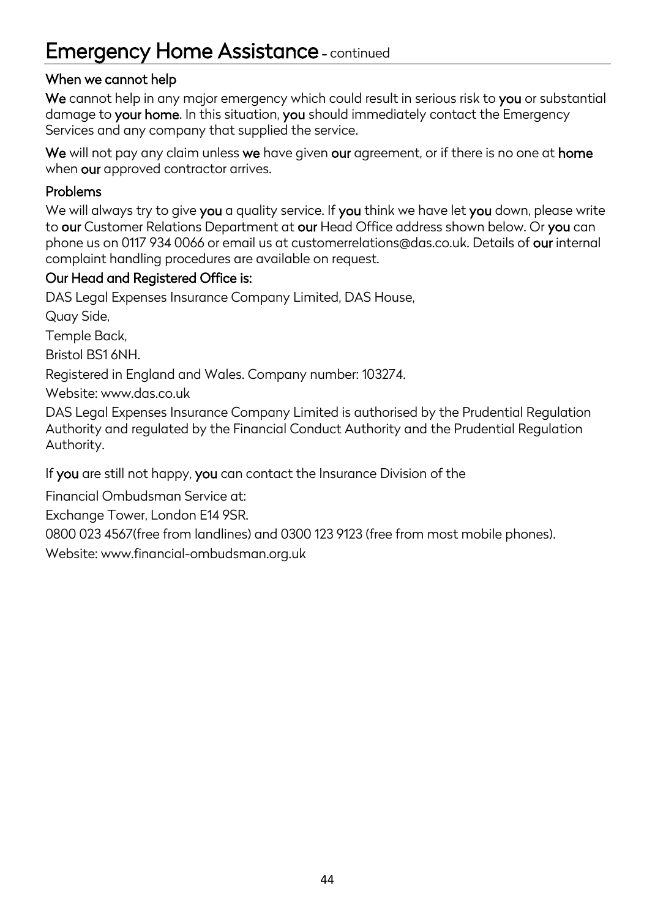# Emergency Home Assistance - continued

### When we cannot help

**We** cannot help in any major emergency which could result in serious risk to **you** or substantial damage to **your home**. In this situation, **you** should immediately contact the Emergency Services and any company that supplied the service.

**We** will not pay any claim unless **we** have given **our** agreement, or if there is no one at **home** when **our** approved contractor arrives.

### Problems

We will always try to give **you** a quality service. If **you** think we have let **you** down, please write to **our** Customer Relations Department at **our** Head Office address shown below. Or **you** can phone us on 0117 934 0066 or email us at customerrelations@das.co.uk. Details of **our** internal complaint handling procedures are available on request.

### Our Head and Registered Office is:

DAS Legal Expenses Insurance Company Limited, DAS House,

Quay Side,

Temple Back,

Bristol BS1 6NH.

Registered in England and Wales. Company number: 103274.

Website: www.das.co.uk

DAS Legal Expenses Insurance Company Limited is authorised by the Prudential Regulation Authority and regulated by the Financial Conduct Authority and the Prudential Regulation Authority.

If **you** are still not happy, **you** can contact the Insurance Division of the

Financial Ombudsman Service at:

Exchange Tower, London E14 9SR.

0800 023 4567(free from landlines) and 0300 123 9123 (free from most mobile phones).

Website: www.financial-ombudsman.org.uk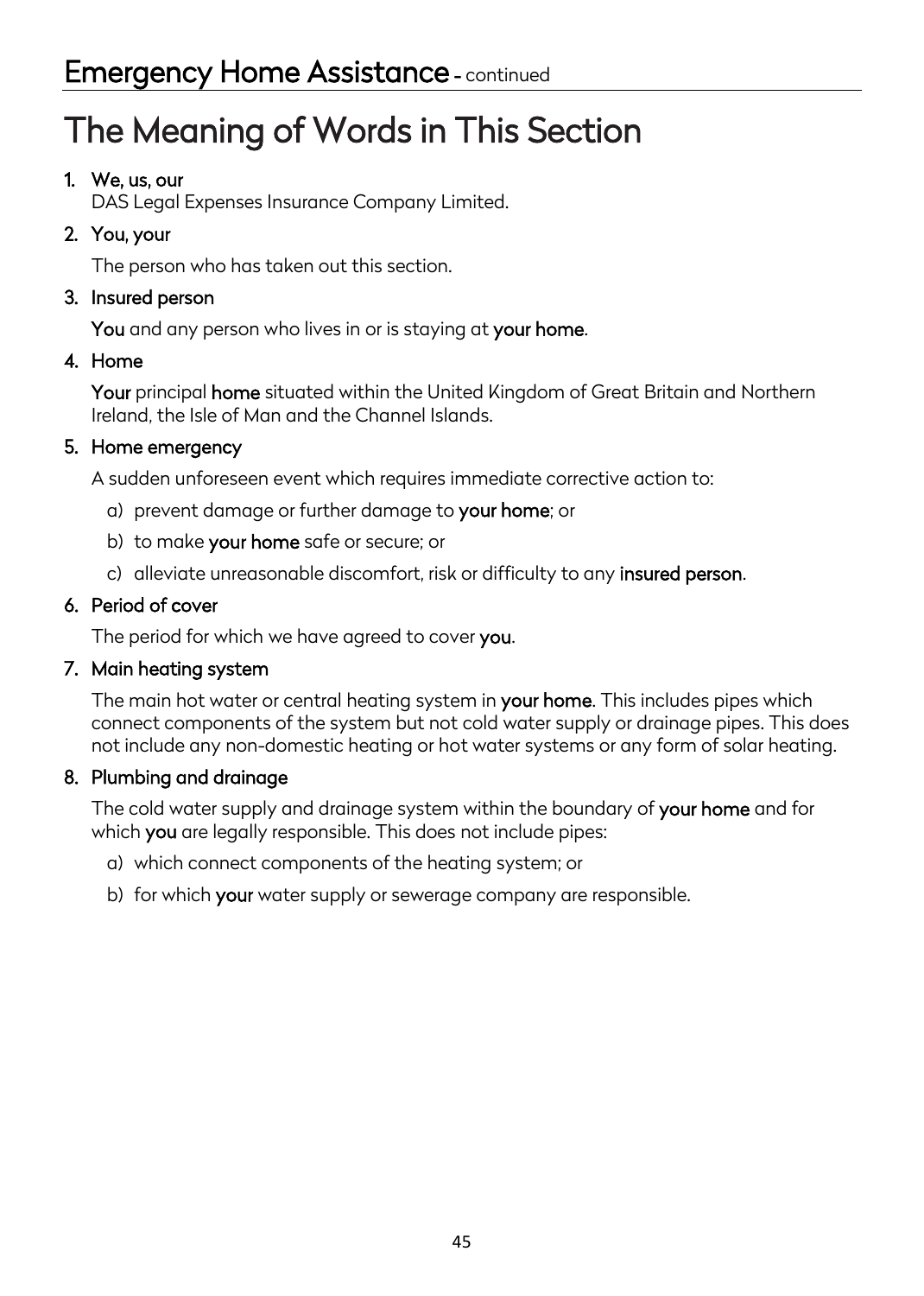# Emergency Home Assistance - continued

## The Meaning of Words in This Section

1. **We, us, our**
   DAS Legal Expenses Insurance Company Limited.

2. **You, your**

   The person who has taken out this section.

3. **Insured person**

   **You** and any person who lives in or is staying at **your home**.

4. **Home**

   **Your** principal **home** situated within the United Kingdom of Great Britain and Northern Ireland, the Isle of Man and the Channel Islands.

5. **Home emergency**

   A sudden unforeseen event which requires immediate corrective action to:

   a) prevent damage or further damage to **your home**; or

   b) to make **your home** safe or secure; or

   c) alleviate unreasonable discomfort, risk or difficulty to any **insured person**.

6. **Period of cover**

   The period for which we have agreed to cover **you**.

7. **Main heating system**

   The main hot water or central heating system in **your home**. This includes pipes which connect components of the system but not cold water supply or drainage pipes. This does not include any non-domestic heating or hot water systems or any form of solar heating.

8. **Plumbing and drainage**

   The cold water supply and drainage system within the boundary of **your home** and for which **you** are legally responsible. This does not include pipes:

   a) which connect components of the heating system; or

   b) for which **your** water supply or sewerage company are responsible.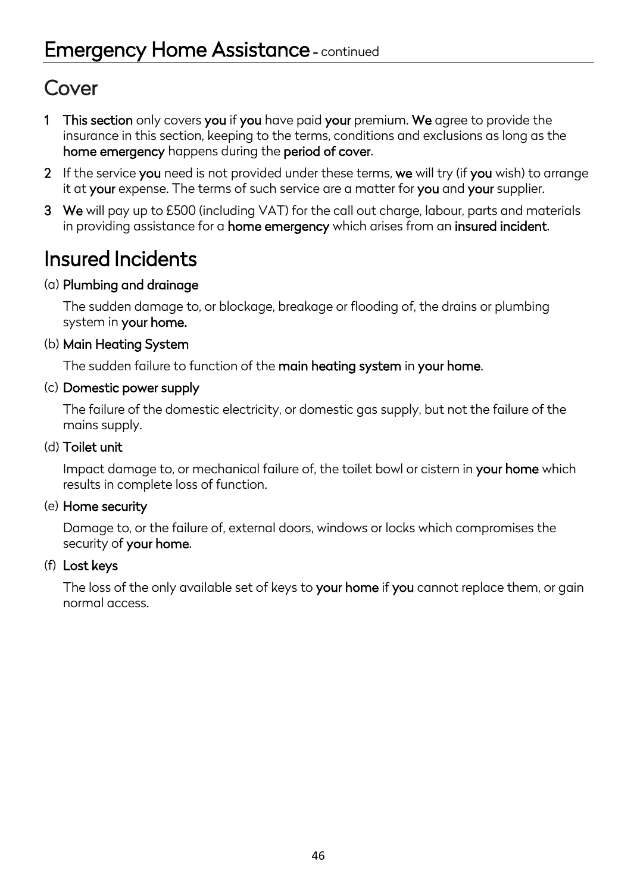# Emergency Home Assistance - continued

## Cover

1. **This section** only covers **you** if **you** have paid **your** premium. **We** agree to provide the insurance in this section, keeping to the terms, conditions and exclusions as long as the **home emergency** happens during the **period of cover**.
2. If the service **you** need is not provided under these terms, **we** will try (if **you** wish) to arrange it at **your** expense. The terms of such service are a matter for **you** and **your** supplier.
3. **We** will pay up to £500 (including VAT) for the call out charge, labour, parts and materials in providing assistance for a **home emergency** which arises from an **insured incident**.

## Insured Incidents

(a) **Plumbing and drainage**

The sudden damage to, or blockage, breakage or flooding of, the drains or plumbing system in **your home.**

(b) **Main Heating System**

The sudden failure to function of the **main heating system** in **your home**.

(c) **Domestic power supply**

The failure of the domestic electricity, or domestic gas supply, but not the failure of the mains supply.

(d) **Toilet unit**

Impact damage to, or mechanical failure of, the toilet bowl or cistern in **your home** which results in complete loss of function.

(e) **Home security**

Damage to, or the failure of, external doors, windows or locks which compromises the security of **your home**.

(f) **Lost keys**

The loss of the only available set of keys to **your home** if **you** cannot replace them, or gain normal access.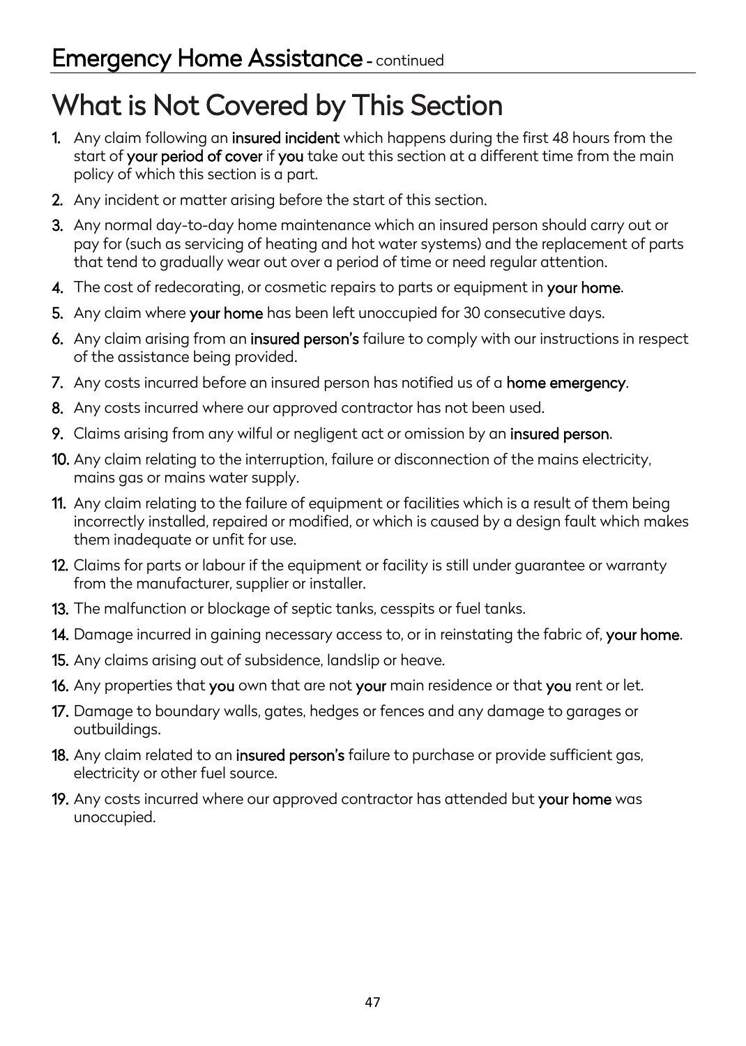## Emergency Home Assistance - continued

# What is Not Covered by This Section

1. Any claim following an **insured incident** which happens during the first 48 hours from the start of **your period of cover** if **you** take out this section at a different time from the main policy of which this section is a part.
2. Any incident or matter arising before the start of this section.
3. Any normal day-to-day home maintenance which an insured person should carry out or pay for (such as servicing of heating and hot water systems) and the replacement of parts that tend to gradually wear out over a period of time or need regular attention.
4. The cost of redecorating, or cosmetic repairs to parts or equipment in **your home**.
5. Any claim where **your home** has been left unoccupied for 30 consecutive days.
6. Any claim arising from an **insured person's** failure to comply with our instructions in respect of the assistance being provided.
7. Any costs incurred before an insured person has notified us of a **home emergency**.
8. Any costs incurred where our approved contractor has not been used.
9. Claims arising from any wilful or negligent act or omission by an **insured person**.
10. Any claim relating to the interruption, failure or disconnection of the mains electricity, mains gas or mains water supply.
11. Any claim relating to the failure of equipment or facilities which is a result of them being incorrectly installed, repaired or modified, or which is caused by a design fault which makes them inadequate or unfit for use.
12. Claims for parts or labour if the equipment or facility is still under guarantee or warranty from the manufacturer, supplier or installer.
13. The malfunction or blockage of septic tanks, cesspits or fuel tanks.
14. Damage incurred in gaining necessary access to, or in reinstating the fabric of, **your home**.
15. Any claims arising out of subsidence, landslip or heave.
16. Any properties that **you** own that are not **your** main residence or that **you** rent or let.
17. Damage to boundary walls, gates, hedges or fences and any damage to garages or outbuildings.
18. Any claim related to an **insured person's** failure to purchase or provide sufficient gas, electricity or other fuel source.
19. Any costs incurred where our approved contractor has attended but **your home** was unoccupied.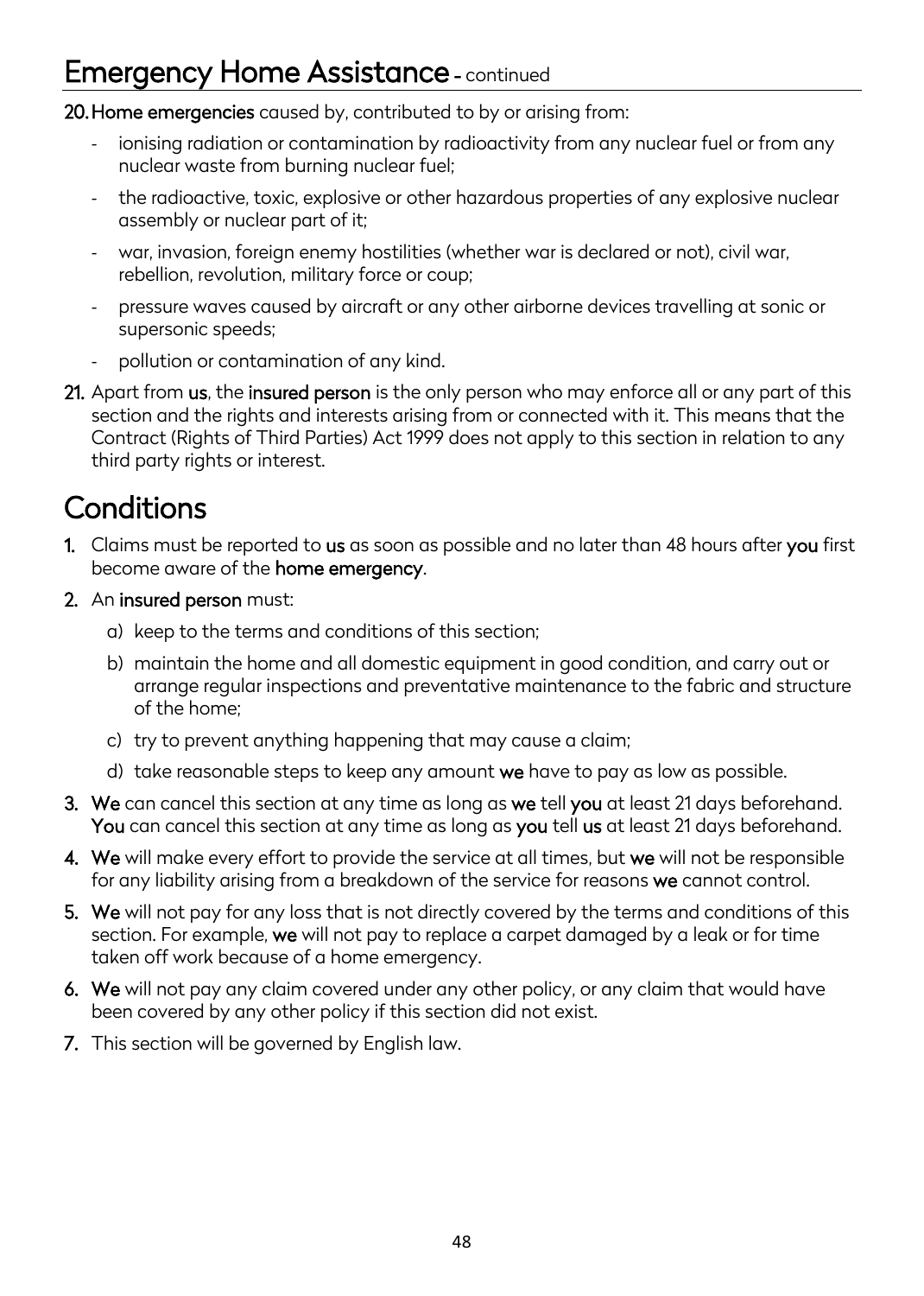# Emergency Home Assistance - continued

20. **Home emergencies** caused by, contributed to by or arising from:
    - ionising radiation or contamination by radioactivity from any nuclear fuel or from any nuclear waste from burning nuclear fuel;
    - the radioactive, toxic, explosive or other hazardous properties of any explosive nuclear assembly or nuclear part of it;
    - war, invasion, foreign enemy hostilities (whether war is declared or not), civil war, rebellion, revolution, military force or coup;
    - pressure waves caused by aircraft or any other airborne devices travelling at sonic or supersonic speeds;
    - pollution or contamination of any kind.
21. Apart from **us**, the **insured person** is the only person who may enforce all or any part of this section and the rights and interests arising from or connected with it. This means that the Contract (Rights of Third Parties) Act 1999 does not apply to this section in relation to any third party rights or interest.

# Conditions

1. Claims must be reported to **us** as soon as possible and no later than 48 hours after **you** first become aware of the **home emergency**.
2. An **insured person** must:
    a) keep to the terms and conditions of this section;
    b) maintain the home and all domestic equipment in good condition, and carry out or arrange regular inspections and preventative maintenance to the fabric and structure of the home;
    c) try to prevent anything happening that may cause a claim;
    d) take reasonable steps to keep any amount **we** have to pay as low as possible.
3. **We** can cancel this section at any time as long as **we** tell **you** at least 21 days beforehand. **You** can cancel this section at any time as long as **you** tell **us** at least 21 days beforehand.
4. **We** will make every effort to provide the service at all times, but **we** will not be responsible for any liability arising from a breakdown of the service for reasons **we** cannot control.
5. **We** will not pay for any loss that is not directly covered by the terms and conditions of this section. For example, **we** will not pay to replace a carpet damaged by a leak or for time taken off work because of a home emergency.
6. **We** will not pay any claim covered under any other policy, or any claim that would have been covered by any other policy if this section did not exist.
7. This section will be governed by English law.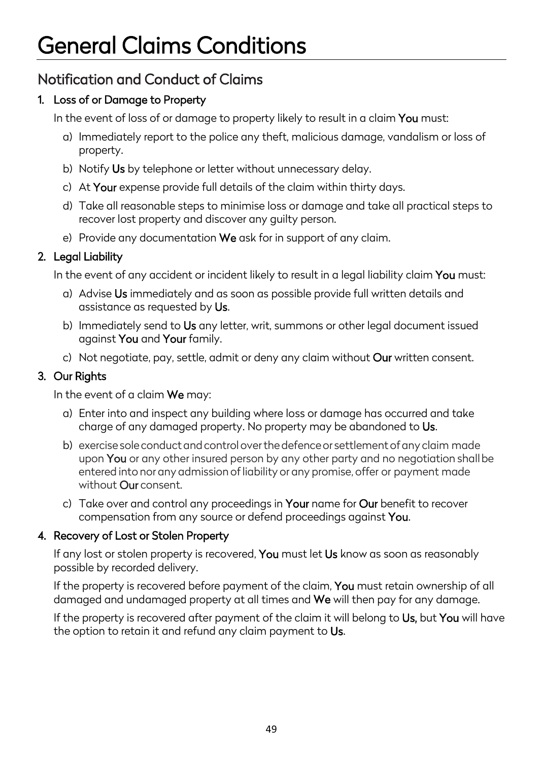# General Claims Conditions

## Notification and Conduct of Claims

### 1. Loss of or Damage to Property

In the event of loss of or damage to property likely to result in a claim **You** must:

a) Immediately report to the police any theft, malicious damage, vandalism or loss of property.

b) Notify **Us** by telephone or letter without unnecessary delay.

c) At **Your** expense provide full details of the claim within thirty days.

d) Take all reasonable steps to minimise loss or damage and take all practical steps to recover lost property and discover any guilty person.

e) Provide any documentation **We** ask for in support of any claim.

### 2. Legal Liability

In the event of any accident or incident likely to result in a legal liability claim **You** must:

a) Advise **Us** immediately and as soon as possible provide full written details and assistance as requested by **Us**.

b) Immediately send to **Us** any letter, writ, summons or other legal document issued against **You** and **Your** family.

c) Not negotiate, pay, settle, admit or deny any claim without **Our** written consent.

### 3. Our Rights

In the event of a claim **We** may:

a) Enter into and inspect any building where loss or damage has occurred and take charge of any damaged property. No property may be abandoned to **Us**.

b) exercise sole conduct and control over the defence or settlement of any claim made upon **You** or any other insured person by any other party and no negotiation shall be entered into nor any admission of liability or any promise, offer or payment made without **Our** consent.

c) Take over and control any proceedings in **Your** name for **Our** benefit to recover compensation from any source or defend proceedings against **You**.

### 4. Recovery of Lost or Stolen Property

If any lost or stolen property is recovered, **You** must let **Us** know as soon as reasonably possible by recorded delivery.

If the property is recovered before payment of the claim, **You** must retain ownership of all damaged and undamaged property at all times and **We** will then pay for any damage.

If the property is recovered after payment of the claim it will belong to **Us,** but **You** will have the option to retain it and refund any claim payment to **Us**.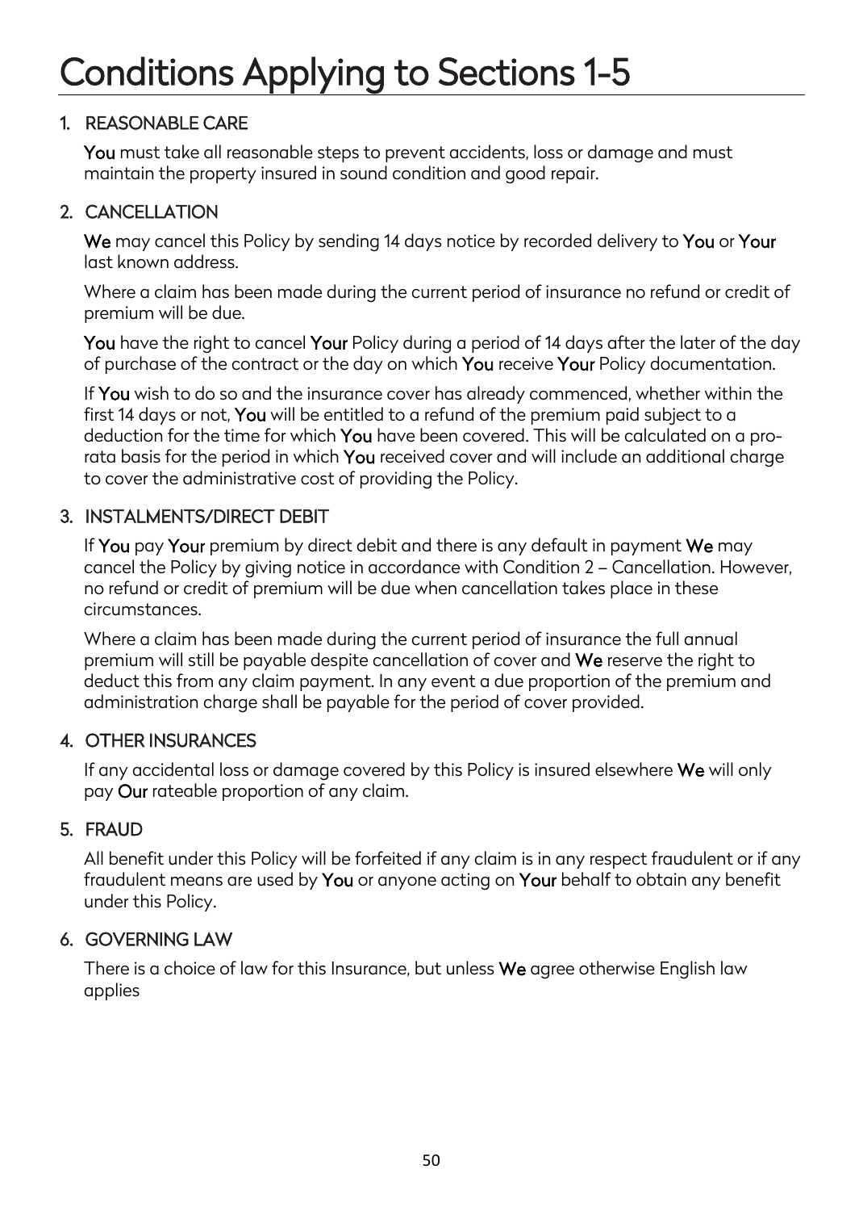# Conditions Applying to Sections 1-5

## 1. REASONABLE CARE

**You** must take all reasonable steps to prevent accidents, loss or damage and must maintain the property insured in sound condition and good repair.

## 2. CANCELLATION

**We** may cancel this Policy by sending 14 days notice by recorded delivery to **You** or **Your** last known address.

Where a claim has been made during the current period of insurance no refund or credit of premium will be due.

**You** have the right to cancel **Your** Policy during a period of 14 days after the later of the day of purchase of the contract or the day on which **You** receive **Your** Policy documentation.

If **You** wish to do so and the insurance cover has already commenced, whether within the first 14 days or not, **You** will be entitled to a refund of the premium paid subject to a deduction for the time for which **You** have been covered. This will be calculated on a pro-rata basis for the period in which **You** received cover and will include an additional charge to cover the administrative cost of providing the Policy.

## 3. INSTALMENTS/DIRECT DEBIT

If **You** pay **Your** premium by direct debit and there is any default in payment **We** may cancel the Policy by giving notice in accordance with Condition 2 – Cancellation. However, no refund or credit of premium will be due when cancellation takes place in these circumstances.

Where a claim has been made during the current period of insurance the full annual premium will still be payable despite cancellation of cover and **We** reserve the right to deduct this from any claim payment. In any event a due proportion of the premium and administration charge shall be payable for the period of cover provided.

## 4. OTHER INSURANCES

If any accidental loss or damage covered by this Policy is insured elsewhere **We** will only pay **Our** rateable proportion of any claim.

## 5. FRAUD

All benefit under this Policy will be forfeited if any claim is in any respect fraudulent or if any fraudulent means are used by **You** or anyone acting on **Your** behalf to obtain any benefit under this Policy.

## 6. GOVERNING LAW

There is a choice of law for this Insurance, but unless **We** agree otherwise English law applies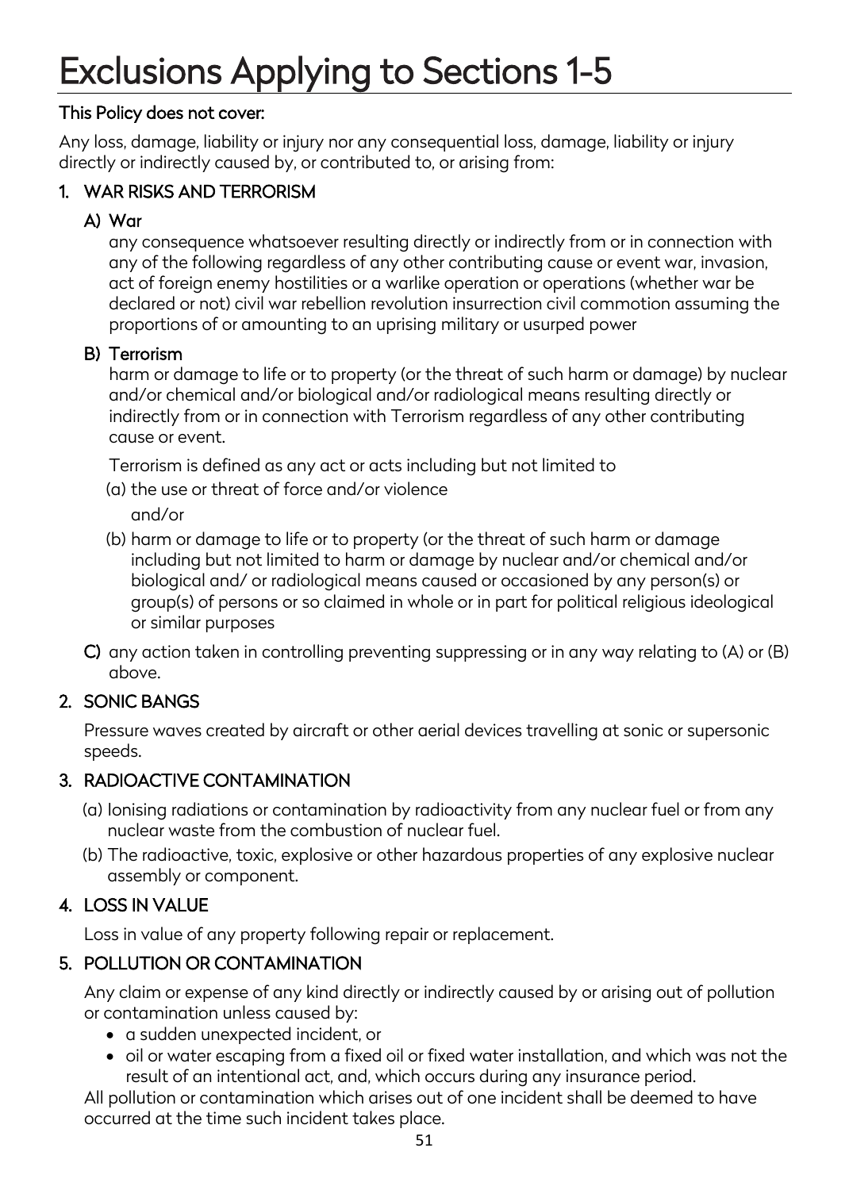# Exclusions Applying to Sections 1-5

**This Policy does not cover:**

Any loss, damage, liability or injury nor any consequential loss, damage, liability or injury directly or indirectly caused by, or contributed to, or arising from:

## 1. WAR RISKS AND TERRORISM

### A) War

any consequence whatsoever resulting directly or indirectly from or in connection with any of the following regardless of any other contributing cause or event war, invasion, act of foreign enemy hostilities or a warlike operation or operations (whether war be declared or not) civil war rebellion revolution insurrection civil commotion assuming the proportions of or amounting to an uprising military or usurped power

### B) Terrorism

harm or damage to life or to property (or the threat of such harm or damage) by nuclear and/or chemical and/or biological and/or radiological means resulting directly or indirectly from or in connection with Terrorism regardless of any other contributing cause or event.

Terrorism is defined as any act or acts including but not limited to

(a) the use or threat of force and/or violence

and/or

(b) harm or damage to life or to property (or the threat of such harm or damage including but not limited to harm or damage by nuclear and/or chemical and/or biological and/ or radiological means caused or occasioned by any person(s) or group(s) of persons or so claimed in whole or in part for political religious ideological or similar purposes

**C)** any action taken in controlling preventing suppressing or in any way relating to (A) or (B) above.

## 2. SONIC BANGS

Pressure waves created by aircraft or other aerial devices travelling at sonic or supersonic speeds.

## 3. RADIOACTIVE CONTAMINATION

(a) Ionising radiations or contamination by radioactivity from any nuclear fuel or from any nuclear waste from the combustion of nuclear fuel.

(b) The radioactive, toxic, explosive or other hazardous properties of any explosive nuclear assembly or component.

## 4. LOSS IN VALUE

Loss in value of any property following repair or replacement.

## 5. POLLUTION OR CONTAMINATION

Any claim or expense of any kind directly or indirectly caused by or arising out of pollution or contamination unless caused by:

- a sudden unexpected incident, or
- oil or water escaping from a fixed oil or fixed water installation, and which was not the result of an intentional act, and, which occurs during any insurance period.

All pollution or contamination which arises out of one incident shall be deemed to have occurred at the time such incident takes place.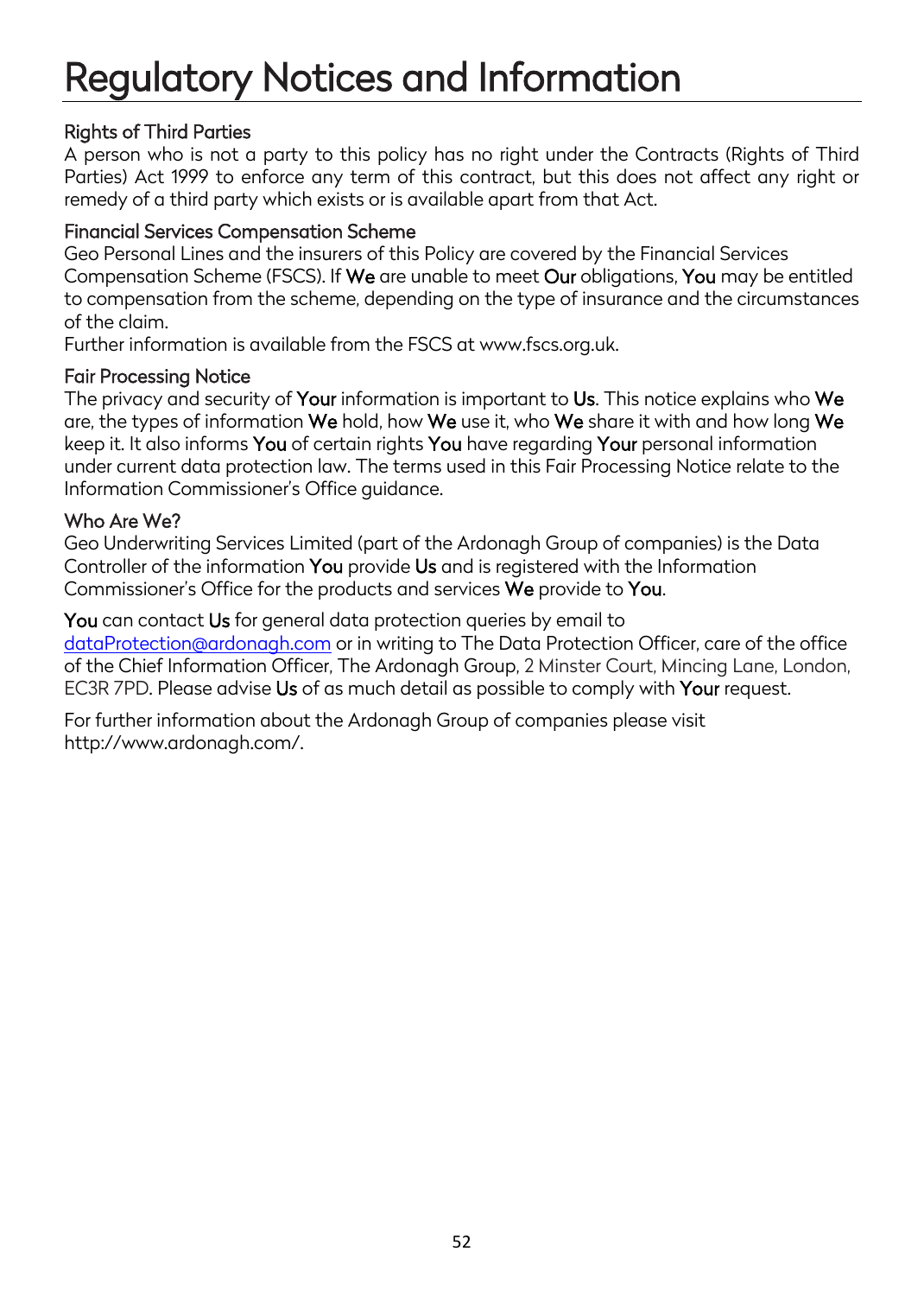# Regulatory Notices and Information

## Rights of Third Parties

A person who is not a party to this policy has no right under the Contracts (Rights of Third Parties) Act 1999 to enforce any term of this contract, but this does not affect any right or remedy of a third party which exists or is available apart from that Act.

## Financial Services Compensation Scheme

Geo Personal Lines and the insurers of this Policy are covered by the Financial Services Compensation Scheme (FSCS). If **We** are unable to meet **Our** obligations, **You** may be entitled to compensation from the scheme, depending on the type of insurance and the circumstances of the claim.

Further information is available from the FSCS at www.fscs.org.uk.

## Fair Processing Notice

The privacy and security of **Your** information is important to **Us**. This notice explains who **We** are, the types of information **We** hold, how **We** use it, who **We** share it with and how long **We** keep it. It also informs **You** of certain rights **You** have regarding **Your** personal information under current data protection law. The terms used in this Fair Processing Notice relate to the Information Commissioner's Office guidance.

## Who Are We?

Geo Underwriting Services Limited (part of the Ardonagh Group of companies) is the Data Controller of the information **You** provide **Us** and is registered with the Information Commissioner's Office for the products and services **We** provide to **You**.

**You** can contact **Us** for general data protection queries by email to dataProtection@ardonagh.com or in writing to The Data Protection Officer, care of the office of the Chief Information Officer, The Ardonagh Group, 2 Minster Court, Mincing Lane, London, EC3R 7PD. Please advise **Us** of as much detail as possible to comply with **Your** request.

For further information about the Ardonagh Group of companies please visit http://www.ardonagh.com/.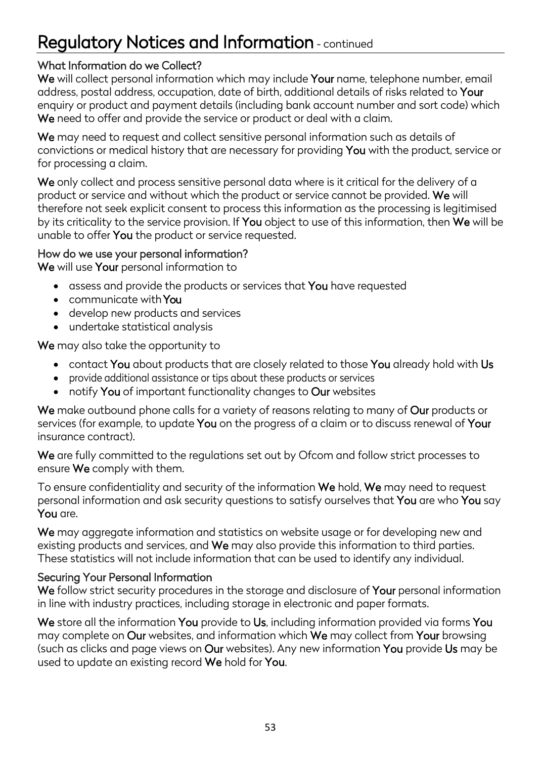# Regulatory Notices and Information - continued

### What Information do we Collect?

**We** will collect personal information which may include **Your** name, telephone number, email address, postal address, occupation, date of birth, additional details of risks related to **Your** enquiry or product and payment details (including bank account number and sort code) which **We** need to offer and provide the service or product or deal with a claim.

**We** may need to request and collect sensitive personal information such as details of convictions or medical history that are necessary for providing **You** with the product, service or for processing a claim.

**We** only collect and process sensitive personal data where is it critical for the delivery of a product or service and without which the product or service cannot be provided. **We** will therefore not seek explicit consent to process this information as the processing is legitimised by its criticality to the service provision. If **You** object to use of this information, then **We** will be unable to offer **You** the product or service requested.

### How do we use your personal information?

**We** will use **Your** personal information to

- assess and provide the products or services that **You** have requested
- communicate with **You**
- develop new products and services
- undertake statistical analysis

**We** may also take the opportunity to

- contact **You** about products that are closely related to those **You** already hold with **Us**
- provide additional assistance or tips about these products or services
- notify **You** of important functionality changes to **Our** websites

**We** make outbound phone calls for a variety of reasons relating to many of **Our** products or services (for example, to update **You** on the progress of a claim or to discuss renewal of **Your** insurance contract).

**We** are fully committed to the regulations set out by Ofcom and follow strict processes to ensure **We** comply with them.

To ensure confidentiality and security of the information **We** hold, **We** may need to request personal information and ask security questions to satisfy ourselves that **You** are who **You** say **You** are.

**We** may aggregate information and statistics on website usage or for developing new and existing products and services, and **We** may also provide this information to third parties. These statistics will not include information that can be used to identify any individual.

### Securing Your Personal Information

**We** follow strict security procedures in the storage and disclosure of **Your** personal information in line with industry practices, including storage in electronic and paper formats.

**We** store all the information **You** provide to **Us**, including information provided via forms **You** may complete on **Our** websites, and information which **We** may collect from **Your** browsing (such as clicks and page views on **Our** websites). Any new information **You** provide **Us** may be used to update an existing record **We** hold for **You**.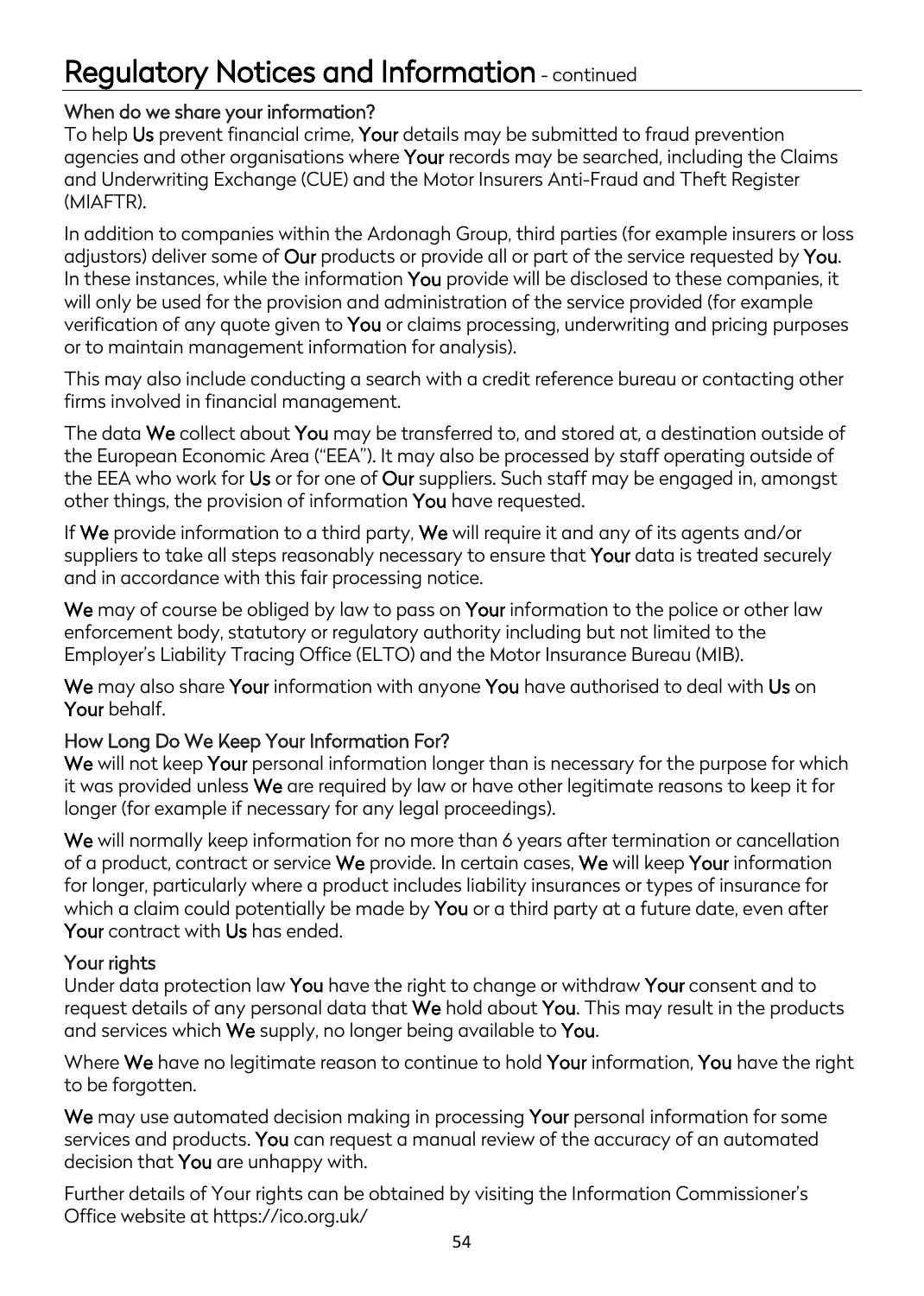# Regulatory Notices and Information - continued

### When do we share your information?

To help Us prevent financial crime, Your details may be submitted to fraud prevention agencies and other organisations where Your records may be searched, including the Claims and Underwriting Exchange (CUE) and the Motor Insurers Anti-Fraud and Theft Register (MIAFTR).

In addition to companies within the Ardonagh Group, third parties (for example insurers or loss adjustors) deliver some of Our products or provide all or part of the service requested by You. In these instances, while the information You provide will be disclosed to these companies, it will only be used for the provision and administration of the service provided (for example verification of any quote given to You or claims processing, underwriting and pricing purposes or to maintain management information for analysis).

This may also include conducting a search with a credit reference bureau or contacting other firms involved in financial management.

The data We collect about You may be transferred to, and stored at, a destination outside of the European Economic Area ("EEA"). It may also be processed by staff operating outside of the EEA who work for Us or for one of Our suppliers. Such staff may be engaged in, amongst other things, the provision of information You have requested.

If We provide information to a third party, We will require it and any of its agents and/or suppliers to take all steps reasonably necessary to ensure that Your data is treated securely and in accordance with this fair processing notice.

We may of course be obliged by law to pass on Your information to the police or other law enforcement body, statutory or regulatory authority including but not limited to the Employer's Liability Tracing Office (ELTO) and the Motor Insurance Bureau (MIB).

We may also share Your information with anyone You have authorised to deal with Us on Your behalf.

### How Long Do We Keep Your Information For?

We will not keep Your personal information longer than is necessary for the purpose for which it was provided unless We are required by law or have other legitimate reasons to keep it for longer (for example if necessary for any legal proceedings).

We will normally keep information for no more than 6 years after termination or cancellation of a product, contract or service We provide. In certain cases, We will keep Your information for longer, particularly where a product includes liability insurances or types of insurance for which a claim could potentially be made by You or a third party at a future date, even after Your contract with Us has ended.

### Your rights

Under data protection law You have the right to change or withdraw Your consent and to request details of any personal data that We hold about You. This may result in the products and services which We supply, no longer being available to You.

Where We have no legitimate reason to continue to hold Your information, You have the right to be forgotten.

We may use automated decision making in processing Your personal information for some services and products. You can request a manual review of the accuracy of an automated decision that You are unhappy with.

Further details of Your rights can be obtained by visiting the Information Commissioner's Office website at https://ico.org.uk/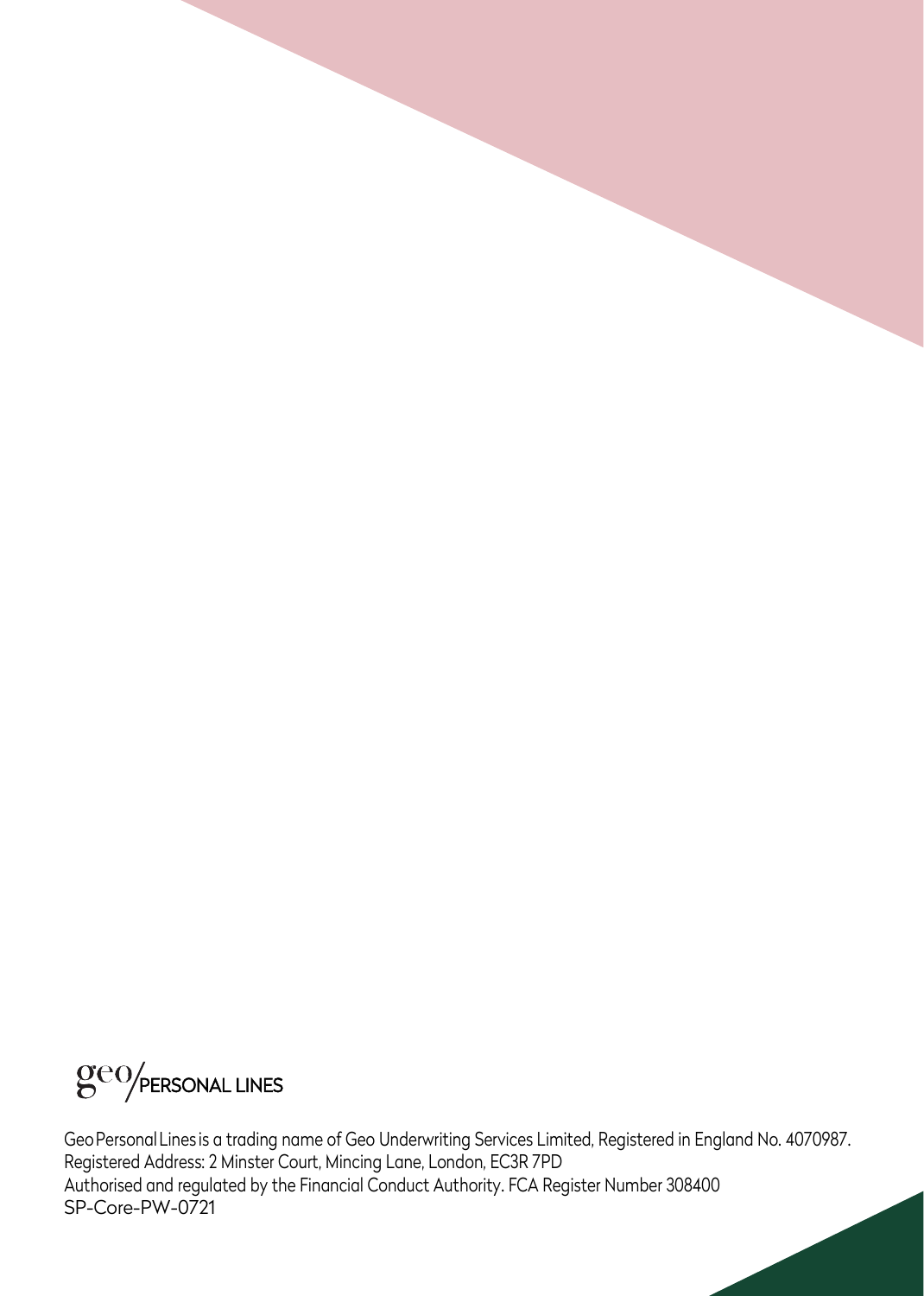geo/PERSONAL LINES

Geo Personal Lines is a trading name of Geo Underwriting Services Limited, Registered in England No. 4070987.
Registered Address: 2 Minster Court, Mincing Lane, London, EC3R 7PD
Authorised and regulated by the Financial Conduct Authority. FCA Register Number 308400
SP-Core-PW-0721